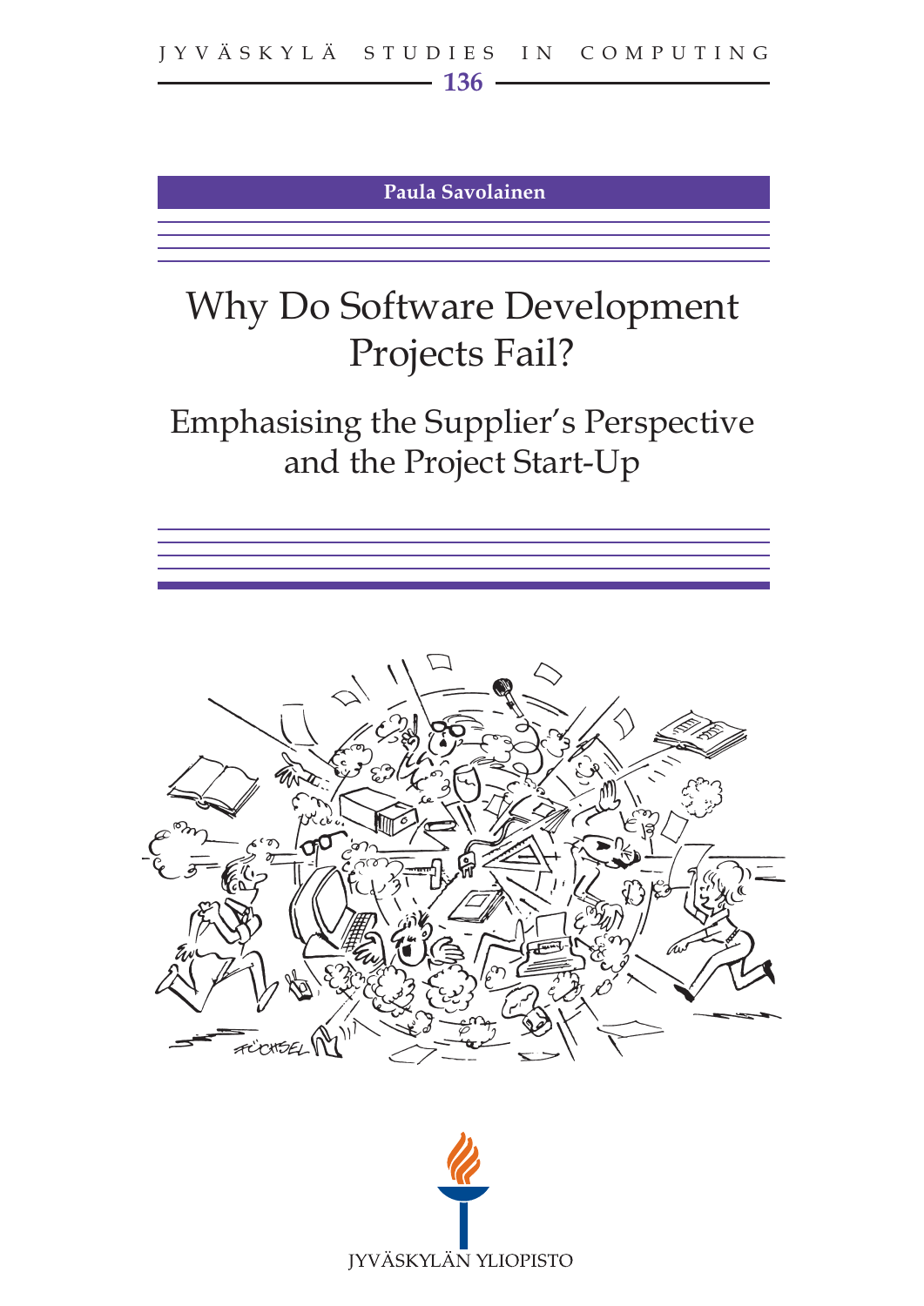JYVÄSKYLÄ STUDIES IN COMPUTING

136

**Paula Savolainen**

# Why Do Software Development Projects Fail?

## Emphasising the Supplier's Perspective and the Project Start-Up

JYVÄSKYLÄN YLIOPISTO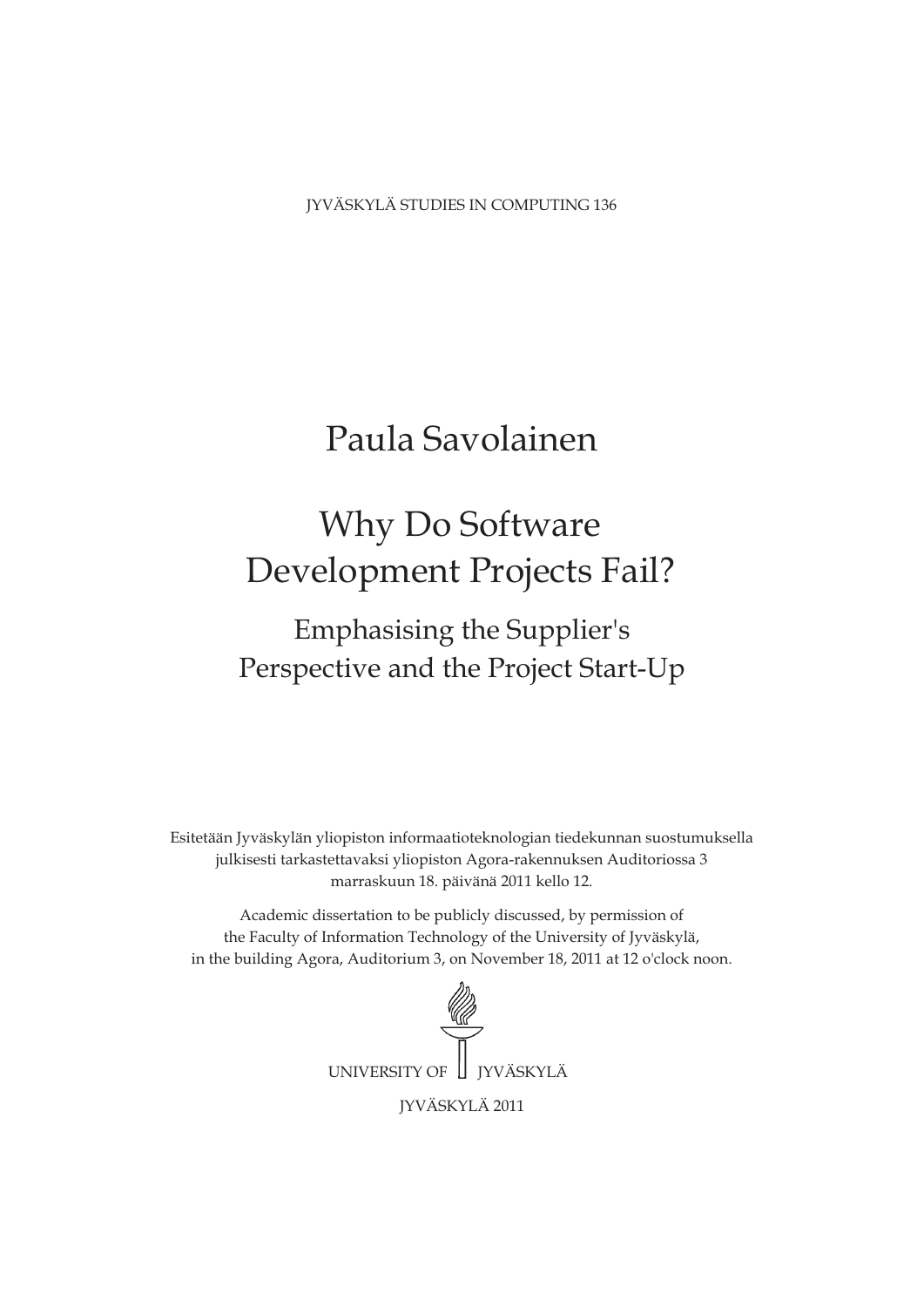JYVÄSKYLÄ STUDIES IN COMPUTING 136

# Paula Savolainen

# Why Do Software Development Projects Fail?

## Emphasising the Supplier's Perspective and the Project Start-Up

Esitetään Jyväskylän yliopiston informaatioteknologian tiedekunnan suostumuksella julkisesti tarkastettavaksi yliopiston Agora-rakennuksen Auditoriossa 3 marraskuun 18. päivänä 2011 kello 12.

Academic dissertation to be publicly discussed, by permission of the Faculty of Information Technology of the University of Jyväskylä, in the building Agora, Auditorium 3, on November 18, 2011 at 12 o'clock noon.

UNIVERSITY OF JYVÄSKYLÄ

JYVÄSKYLÄ 2011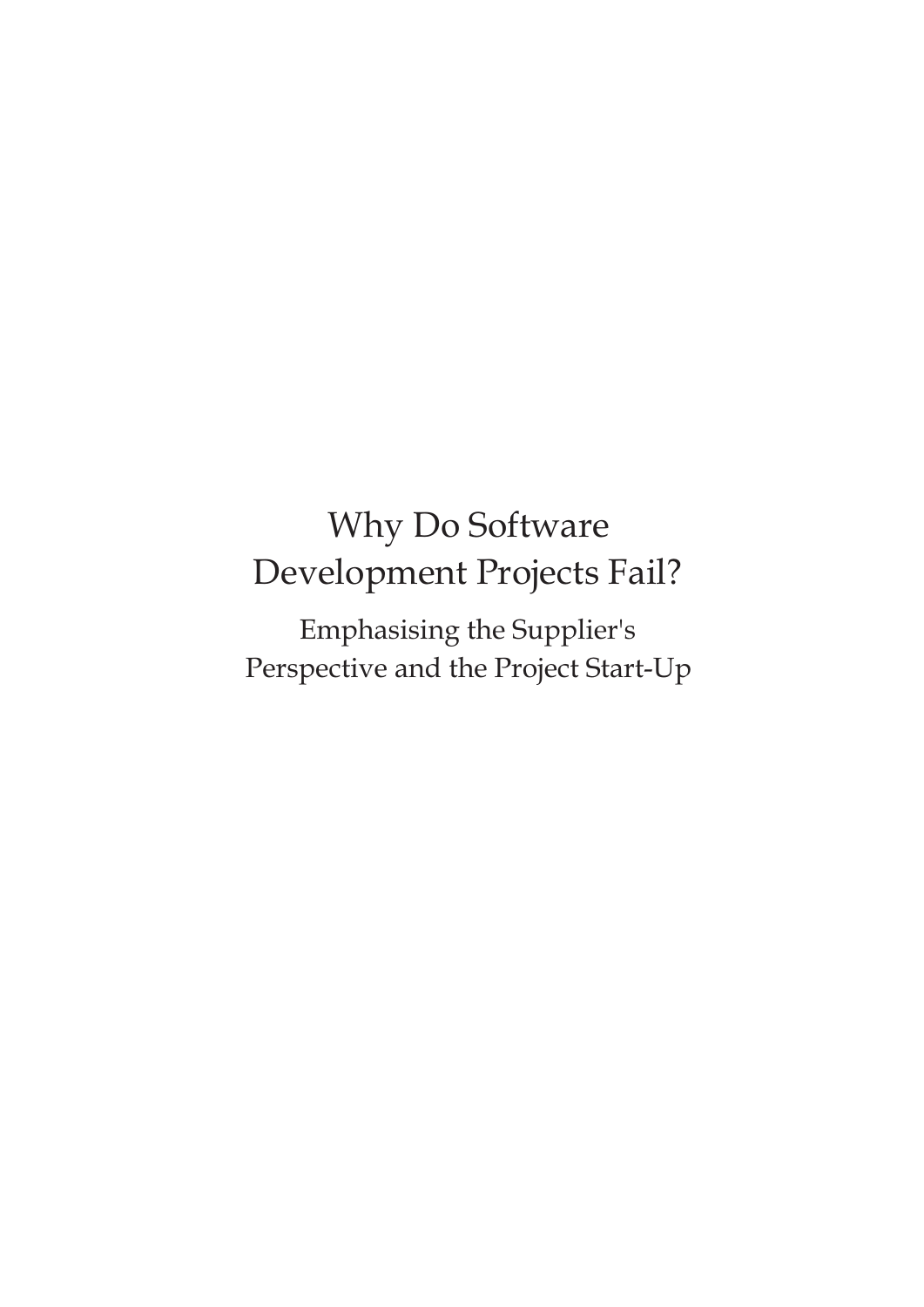# Why Do Software Development Projects Fail?

## Emphasising the Supplier's Perspective and the Project Start-Up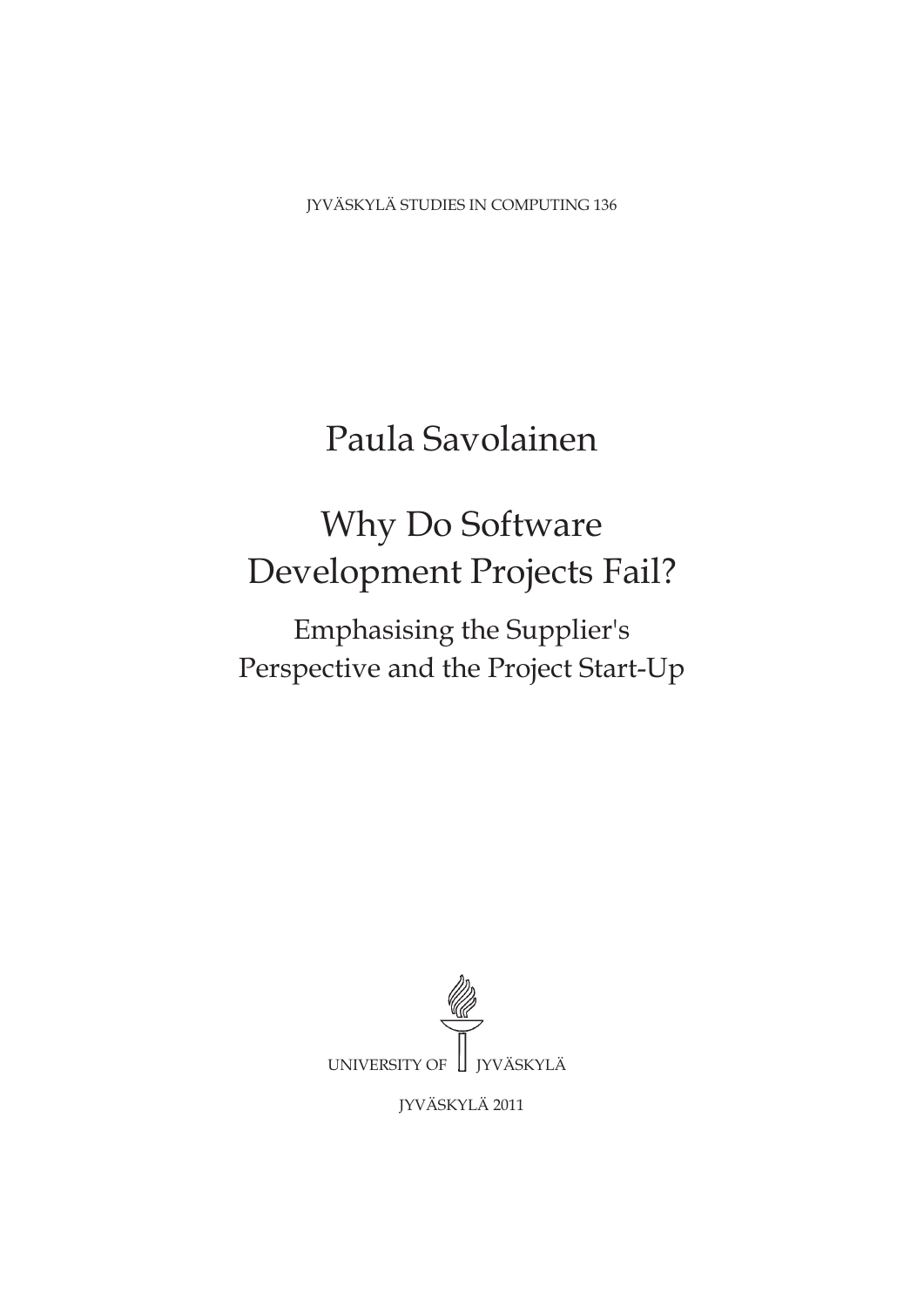JYVÄSKYLÄ STUDIES IN COMPUTING 136

Paula Savolainen

# Why Do Software Development Projects Fail?

## Emphasising the Supplier's Perspective and the Project Start-Up

UNIVERSITY OF JYVÄSKYLÄ

JYVÄSKYLÄ 2011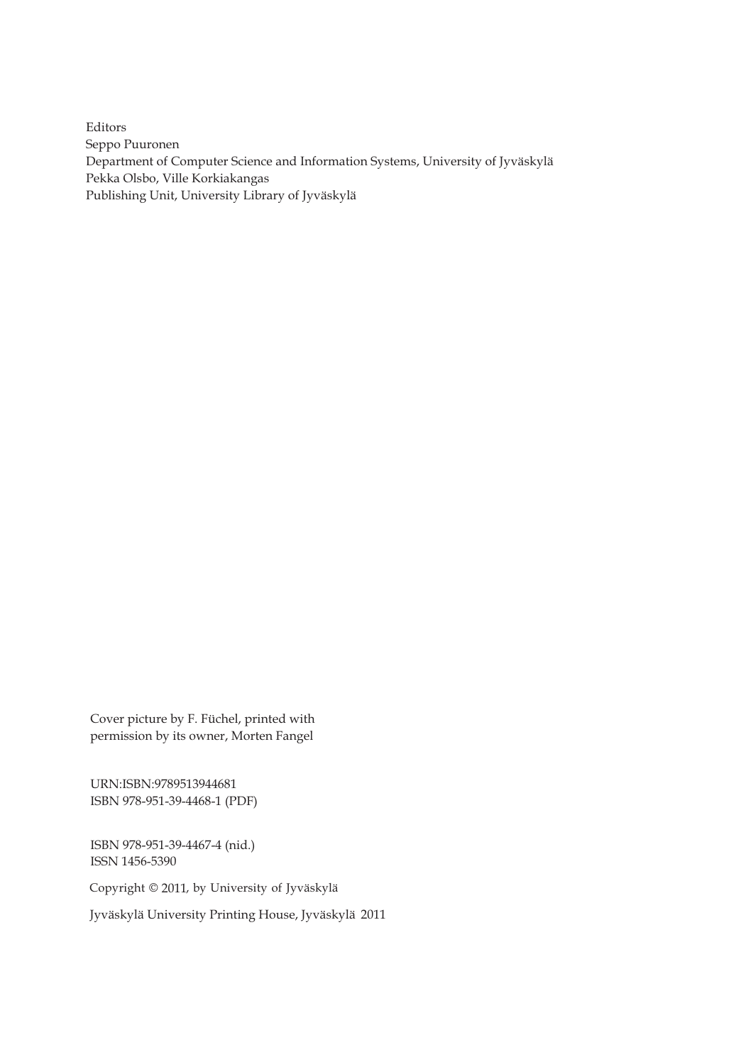Editors
Seppo Puuronen
Department of Computer Science and Information Systems, University of Jyväskylä
Pekka Olsbo, Ville Korkiakangas
Publishing Unit, University Library of Jyväskylä

Cover picture by F. Füchel, printed with
permission by its owner, Morten Fangel

URN:ISBN:9789513944681
ISBN 978-951-39-4468-1 (PDF)

ISBN 978-951-39-4467-4 (nid.)
ISSN 1456-5390

Copyright © 2011, by University of Jyväskylä

Jyväskylä University Printing House, Jyväskylä 2011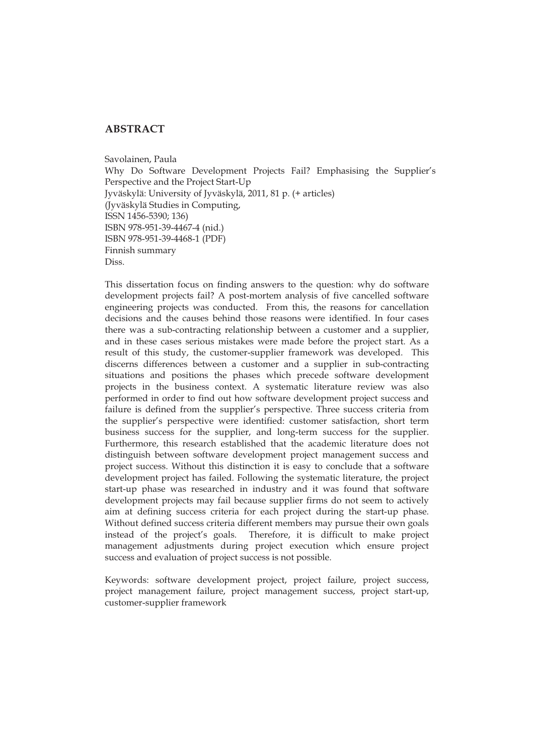## ABSTRACT

Savolainen, Paula
Why Do Software Development Projects Fail? Emphasising the Supplier's Perspective and the Project Start-Up
Jyväskylä: University of Jyväskylä, 2011, 81 p. (+ articles)
(Jyväskylä Studies in Computing,
ISSN 1456-5390; 136)
ISBN 978-951-39-4467-4 (nid.)
ISBN 978-951-39-4468-1 (PDF)
Finnish summary
Diss.

This dissertation focus on finding answers to the question: why do software development projects fail? A post-mortem analysis of five cancelled software engineering projects was conducted. From this, the reasons for cancellation decisions and the causes behind those reasons were identified. In four cases there was a sub-contracting relationship between a customer and a supplier, and in these cases serious mistakes were made before the project start. As a result of this study, the customer-supplier framework was developed. This discerns differences between a customer and a supplier in sub-contracting situations and positions the phases which precede software development projects in the business context. A systematic literature review was also performed in order to find out how software development project success and failure is defined from the supplier's perspective. Three success criteria from the supplier's perspective were identified: customer satisfaction, short term business success for the supplier, and long-term success for the supplier. Furthermore, this research established that the academic literature does not distinguish between software development project management success and project success. Without this distinction it is easy to conclude that a software development project has failed. Following the systematic literature, the project start-up phase was researched in industry and it was found that software development projects may fail because supplier firms do not seem to actively aim at defining success criteria for each project during the start-up phase. Without defined success criteria different members may pursue their own goals instead of the project's goals. Therefore, it is difficult to make project management adjustments during project execution which ensure project success and evaluation of project success is not possible.

Keywords: software development project, project failure, project success, project management failure, project management success, project start-up, customer-supplier framework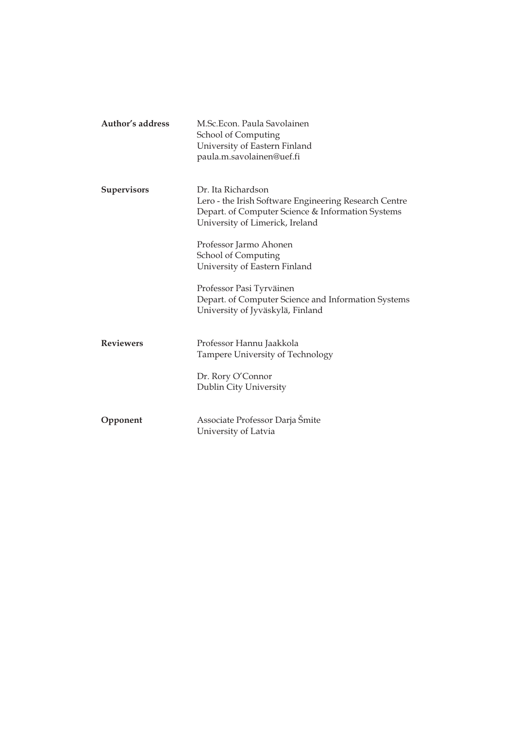**Author's address** M.Sc.Econ. Paula Savolainen
School of Computing
University of Eastern Finland
paula.m.savolainen@uef.fi

**Supervisors** Dr. Ita Richardson
Lero - the Irish Software Engineering Research Centre
Depart. of Computer Science & Information Systems
University of Limerick, Ireland

Professor Jarmo Ahonen
School of Computing
University of Eastern Finland

Professor Pasi Tyrväinen
Depart. of Computer Science and Information Systems
University of Jyväskylä, Finland

**Reviewers** Professor Hannu Jaakkola
Tampere University of Technology

Dr. Rory O'Connor
Dublin City University

**Opponent** Associate Professor Darja Šmite
University of Latvia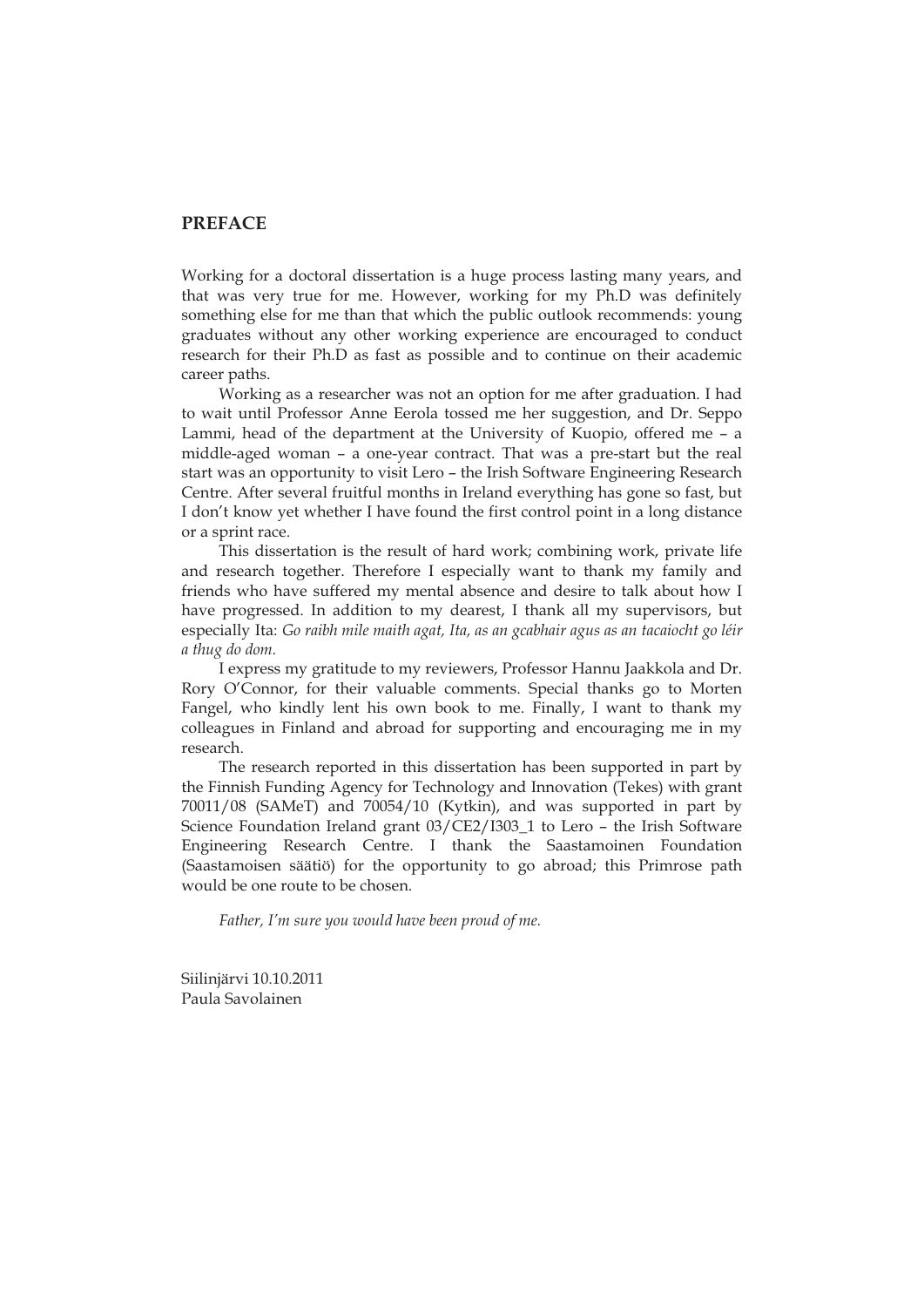## PREFACE

Working for a doctoral dissertation is a huge process lasting many years, and that was very true for me. However, working for my Ph.D was definitely something else for me than that which the public outlook recommends: young graduates without any other working experience are encouraged to conduct research for their Ph.D as fast as possible and to continue on their academic career paths.

Working as a researcher was not an option for me after graduation. I had to wait until Professor Anne Eerola tossed me her suggestion, and Dr. Seppo Lammi, head of the department at the University of Kuopio, offered me – a middle-aged woman – a one-year contract. That was a pre-start but the real start was an opportunity to visit Lero – the Irish Software Engineering Research Centre. After several fruitful months in Ireland everything has gone so fast, but I don't know yet whether I have found the first control point in a long distance or a sprint race.

This dissertation is the result of hard work; combining work, private life and research together. Therefore I especially want to thank my family and friends who have suffered my mental absence and desire to talk about how I have progressed. In addition to my dearest, I thank all my supervisors, but especially Ita: *Go raibh mile maith agat, Ita, as an gcabhair agus as an tacaiocht go léir a thug do dom.*

I express my gratitude to my reviewers, Professor Hannu Jaakkola and Dr. Rory O'Connor, for their valuable comments. Special thanks go to Morten Fangel, who kindly lent his own book to me. Finally, I want to thank my colleagues in Finland and abroad for supporting and encouraging me in my research.

The research reported in this dissertation has been supported in part by the Finnish Funding Agency for Technology and Innovation (Tekes) with grant 70011/08 (SAMeT) and 70054/10 (Kytkin), and was supported in part by Science Foundation Ireland grant 03/CE2/I303_1 to Lero – the Irish Software Engineering Research Centre. I thank the Saastamoinen Foundation (Saastamoisen säätiö) for the opportunity to go abroad; this Primrose path would be one route to be chosen.

*Father, I'm sure you would have been proud of me.*

Siilinjärvi 10.10.2011
Paula Savolainen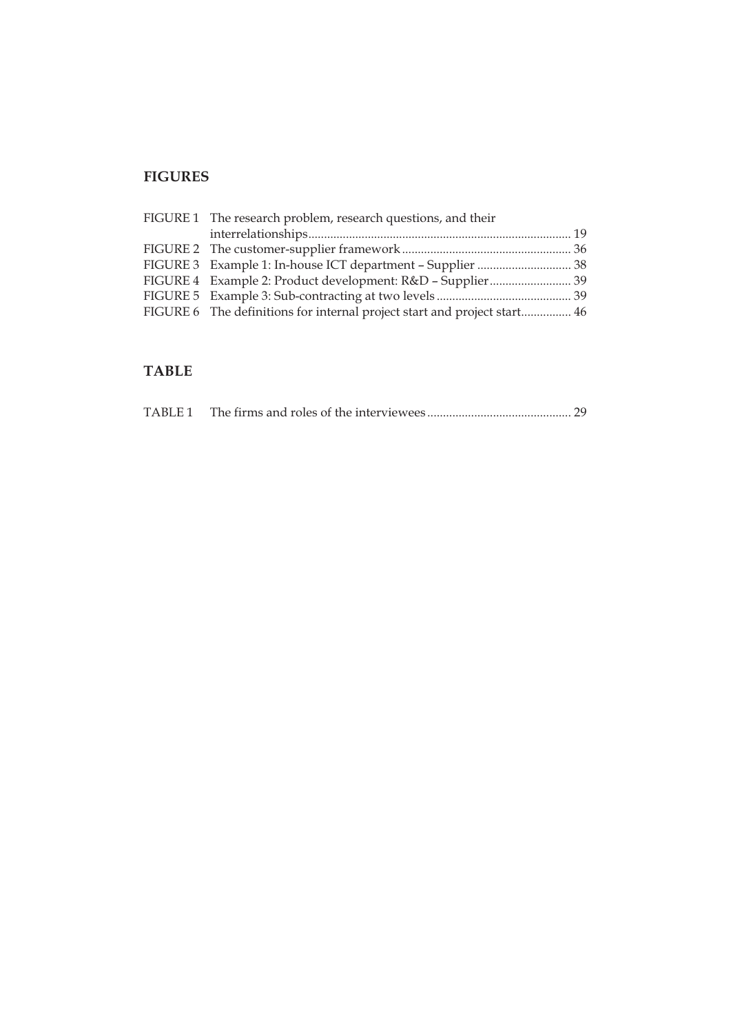## FIGURES

FIGURE 1 The research problem, research questions, and their interrelationships.................................................................................... 19
FIGURE 2 The customer-supplier framework...................................................... 36
FIGURE 3 Example 1: In-house ICT department – Supplier .............................. 38
FIGURE 4 Example 2: Product development: R&D – Supplier.......................... 39
FIGURE 5 Example 3: Sub-contracting at two levels ........................................... 39
FIGURE 6 The definitions for internal project start and project start................ 46

## TABLE

TABLE 1 The firms and roles of the interviewees.............................................. 29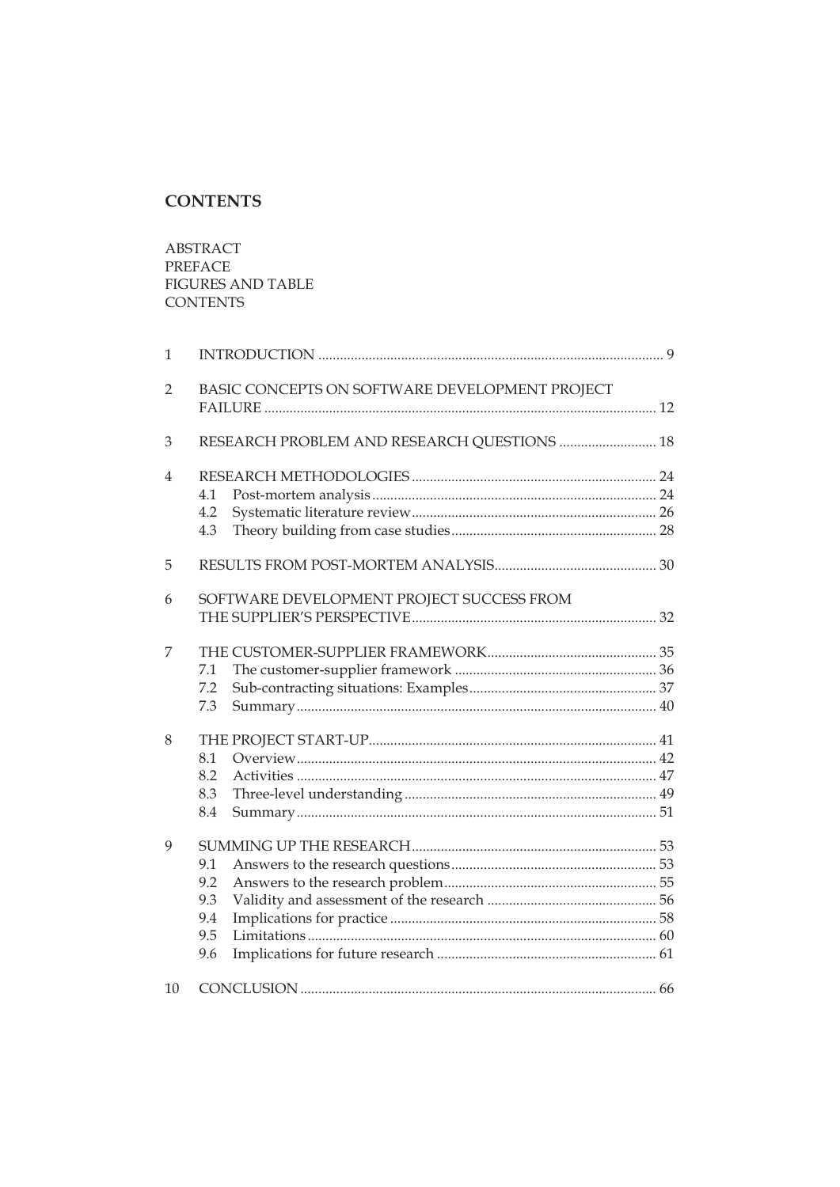# CONTENTS

ABSTRACT
PREFACE
FIGURES AND TABLE
CONTENTS

1 INTRODUCTION ........................................................................................ 9

2 BASIC CONCEPTS ON SOFTWARE DEVELOPMENT PROJECT FAILURE .......................................................................................................... 12

3 RESEARCH PROBLEM AND RESEARCH QUESTIONS .......................... 18

4 RESEARCH METHODOLOGIES ................................................................. 24
   4.1 Post-mortem analysis ........................................................................ 24
   4.2 Systematic literature review ............................................................. 26
   4.3 Theory building from case studies ................................................... 28

5 RESULTS FROM POST-MORTEM ANALYSIS ........................................... 30

6 SOFTWARE DEVELOPMENT PROJECT SUCCESS FROM THE SUPPLIER'S PERSPECTIVE ..................................................................... 32

7 THE CUSTOMER-SUPPLIER FRAMEWORK .............................................. 35
   7.1 The customer-supplier framework ................................................... 36
   7.2 Sub-contracting situations: Examples ............................................... 37
   7.3 Summary ............................................................................................ 40

8 THE PROJECT START-UP ........................................................................... 41
   8.1 Overview ............................................................................................ 42
   8.2 Activities ............................................................................................ 47
   8.3 Three-level understanding ................................................................ 49
   8.4 Summary ............................................................................................ 51

9 SUMMING UP THE RESEARCH ................................................................. 53
   9.1 Answers to the research questions ................................................... 53
   9.2 Answers to the research problem ..................................................... 55
   9.3 Validity and assessment of the research ........................................... 56
   9.4 Implications for practice ................................................................... 58
   9.5 Limitations ........................................................................................ 60
   9.6 Implications for future research ....................................................... 61

10 CONCLUSION ............................................................................................ 66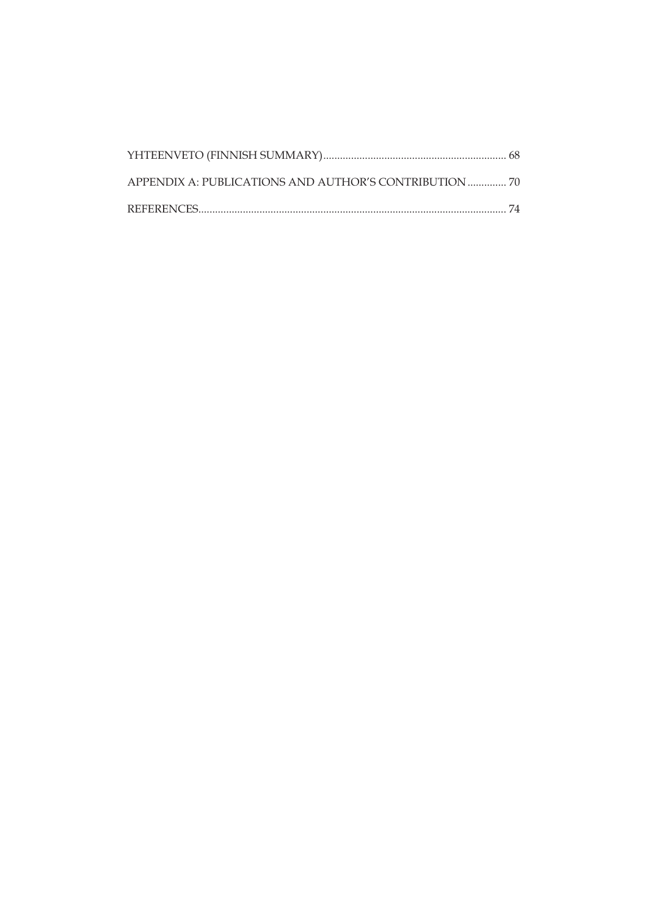YHTEENVETO (FINNISH SUMMARY) ........................................................................ 68

APPENDIX A: PUBLICATIONS AND AUTHOR'S CONTRIBUTION .............. 70

REFERENCES............................................................................................................... 74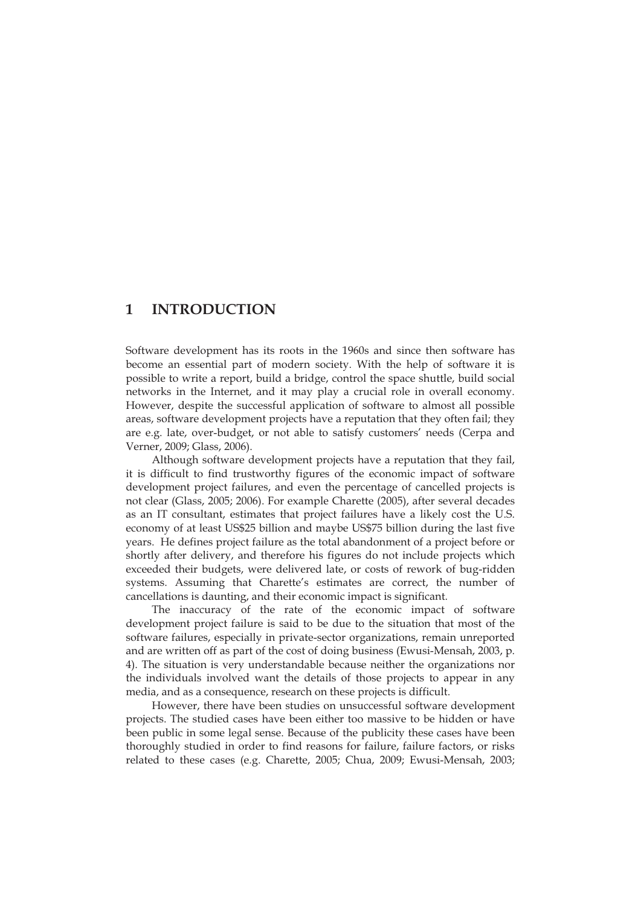# 1 INTRODUCTION

Software development has its roots in the 1960s and since then software has become an essential part of modern society. With the help of software it is possible to write a report, build a bridge, control the space shuttle, build social networks in the Internet, and it may play a crucial role in overall economy. However, despite the successful application of software to almost all possible areas, software development projects have a reputation that they often fail; they are e.g. late, over-budget, or not able to satisfy customers' needs (Cerpa and Verner, 2009; Glass, 2006).

Although software development projects have a reputation that they fail, it is difficult to find trustworthy figures of the economic impact of software development project failures, and even the percentage of cancelled projects is not clear (Glass, 2005; 2006). For example Charette (2005), after several decades as an IT consultant, estimates that project failures have a likely cost the U.S. economy of at least US$25 billion and maybe US$75 billion during the last five years. He defines project failure as the total abandonment of a project before or shortly after delivery, and therefore his figures do not include projects which exceeded their budgets, were delivered late, or costs of rework of bug-ridden systems. Assuming that Charette's estimates are correct, the number of cancellations is daunting, and their economic impact is significant.

The inaccuracy of the rate of the economic impact of software development project failure is said to be due to the situation that most of the software failures, especially in private-sector organizations, remain unreported and are written off as part of the cost of doing business (Ewusi-Mensah, 2003, p. 4). The situation is very understandable because neither the organizations nor the individuals involved want the details of those projects to appear in any media, and as a consequence, research on these projects is difficult.

However, there have been studies on unsuccessful software development projects. The studied cases have been either too massive to be hidden or have been public in some legal sense. Because of the publicity these cases have been thoroughly studied in order to find reasons for failure, failure factors, or risks related to these cases (e.g. Charette, 2005; Chua, 2009; Ewusi-Mensah, 2003;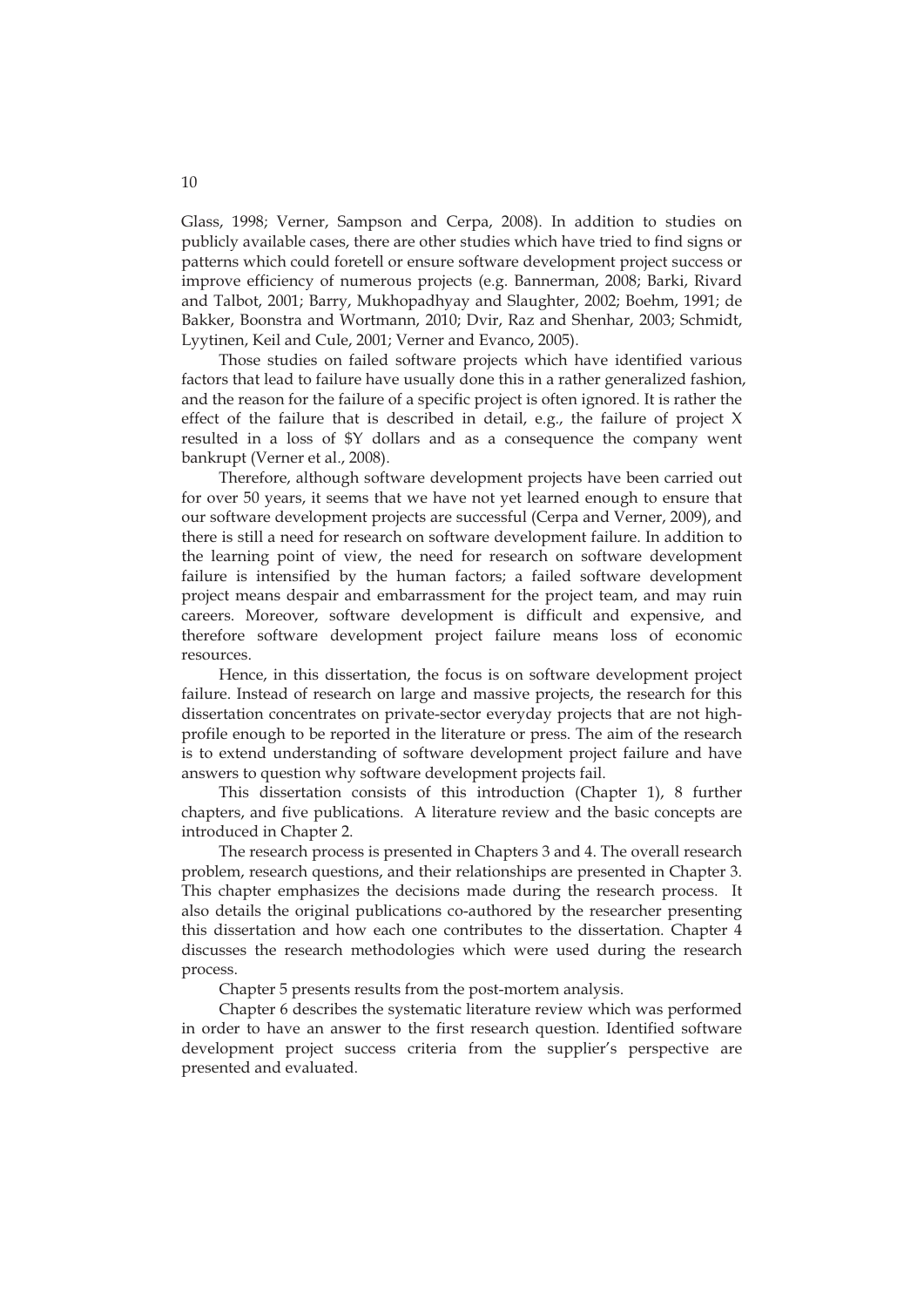Glass, 1998; Verner, Sampson and Cerpa, 2008). In addition to studies on publicly available cases, there are other studies which have tried to find signs or patterns which could foretell or ensure software development project success or improve efficiency of numerous projects (e.g. Bannerman, 2008; Barki, Rivard and Talbot, 2001; Barry, Mukhopadhyay and Slaughter, 2002; Boehm, 1991; de Bakker, Boonstra and Wortmann, 2010; Dvir, Raz and Shenhar, 2003; Schmidt, Lyytinen, Keil and Cule, 2001; Verner and Evanco, 2005).

Those studies on failed software projects which have identified various factors that lead to failure have usually done this in a rather generalized fashion, and the reason for the failure of a specific project is often ignored. It is rather the effect of the failure that is described in detail, e.g., the failure of project X resulted in a loss of $Y dollars and as a consequence the company went bankrupt (Verner et al., 2008).

Therefore, although software development projects have been carried out for over 50 years, it seems that we have not yet learned enough to ensure that our software development projects are successful (Cerpa and Verner, 2009), and there is still a need for research on software development failure. In addition to the learning point of view, the need for research on software development failure is intensified by the human factors; a failed software development project means despair and embarrassment for the project team, and may ruin careers. Moreover, software development is difficult and expensive, and therefore software development project failure means loss of economic resources.

Hence, in this dissertation, the focus is on software development project failure. Instead of research on large and massive projects, the research for this dissertation concentrates on private-sector everyday projects that are not high-profile enough to be reported in the literature or press. The aim of the research is to extend understanding of software development project failure and have answers to question why software development projects fail.

This dissertation consists of this introduction (Chapter 1), 8 further chapters, and five publications. A literature review and the basic concepts are introduced in Chapter 2.

The research process is presented in Chapters 3 and 4. The overall research problem, research questions, and their relationships are presented in Chapter 3. This chapter emphasizes the decisions made during the research process. It also details the original publications co-authored by the researcher presenting this dissertation and how each one contributes to the dissertation. Chapter 4 discusses the research methodologies which were used during the research process.

Chapter 5 presents results from the post-mortem analysis.

Chapter 6 describes the systematic literature review which was performed in order to have an answer to the first research question. Identified software development project success criteria from the supplier's perspective are presented and evaluated.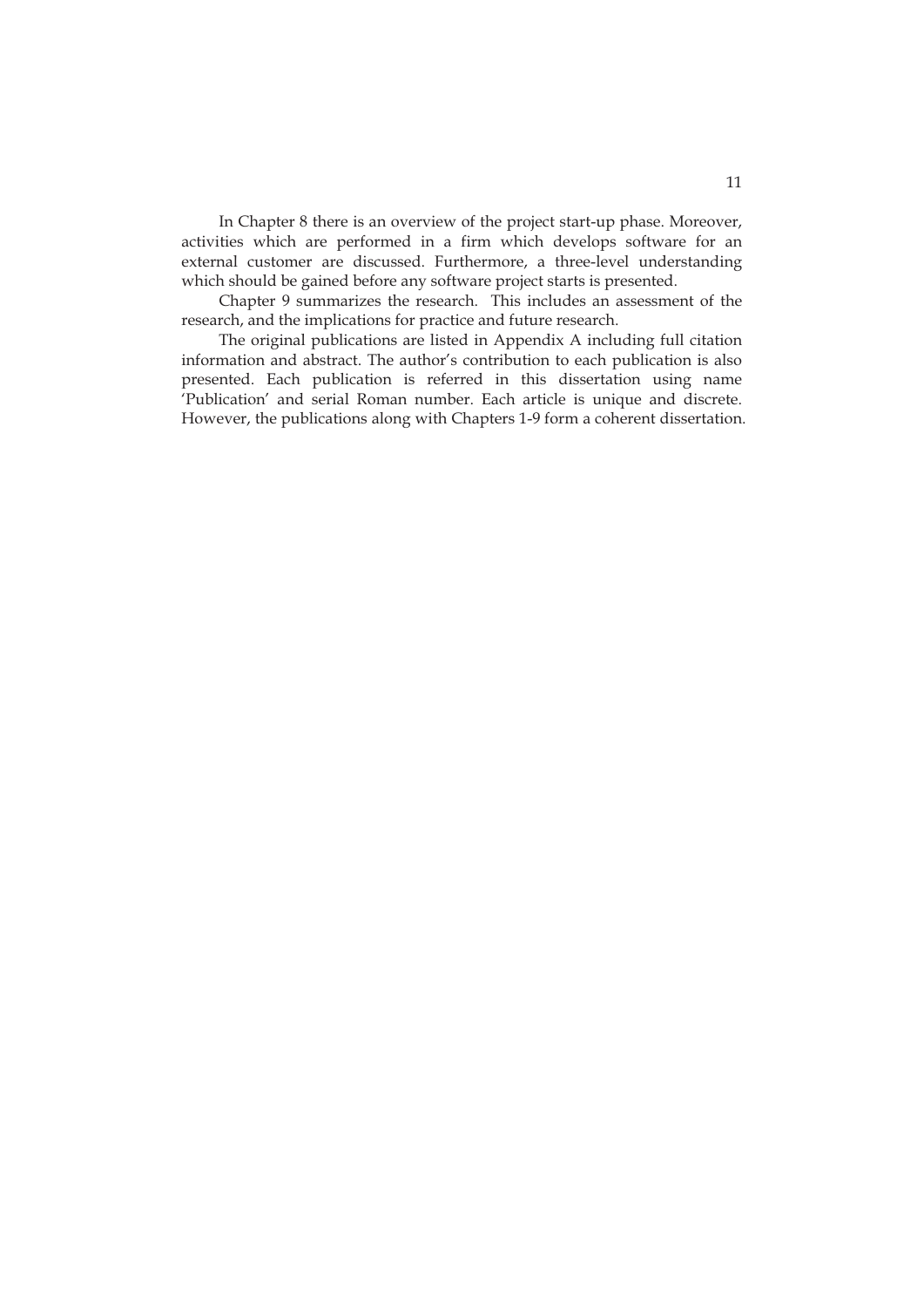In Chapter 8 there is an overview of the project start-up phase. Moreover, activities which are performed in a firm which develops software for an external customer are discussed. Furthermore, a three-level understanding which should be gained before any software project starts is presented.

Chapter 9 summarizes the research. This includes an assessment of the research, and the implications for practice and future research.

The original publications are listed in Appendix A including full citation information and abstract. The author's contribution to each publication is also presented. Each publication is referred in this dissertation using name 'Publication' and serial Roman number. Each article is unique and discrete. However, the publications along with Chapters 1-9 form a coherent dissertation.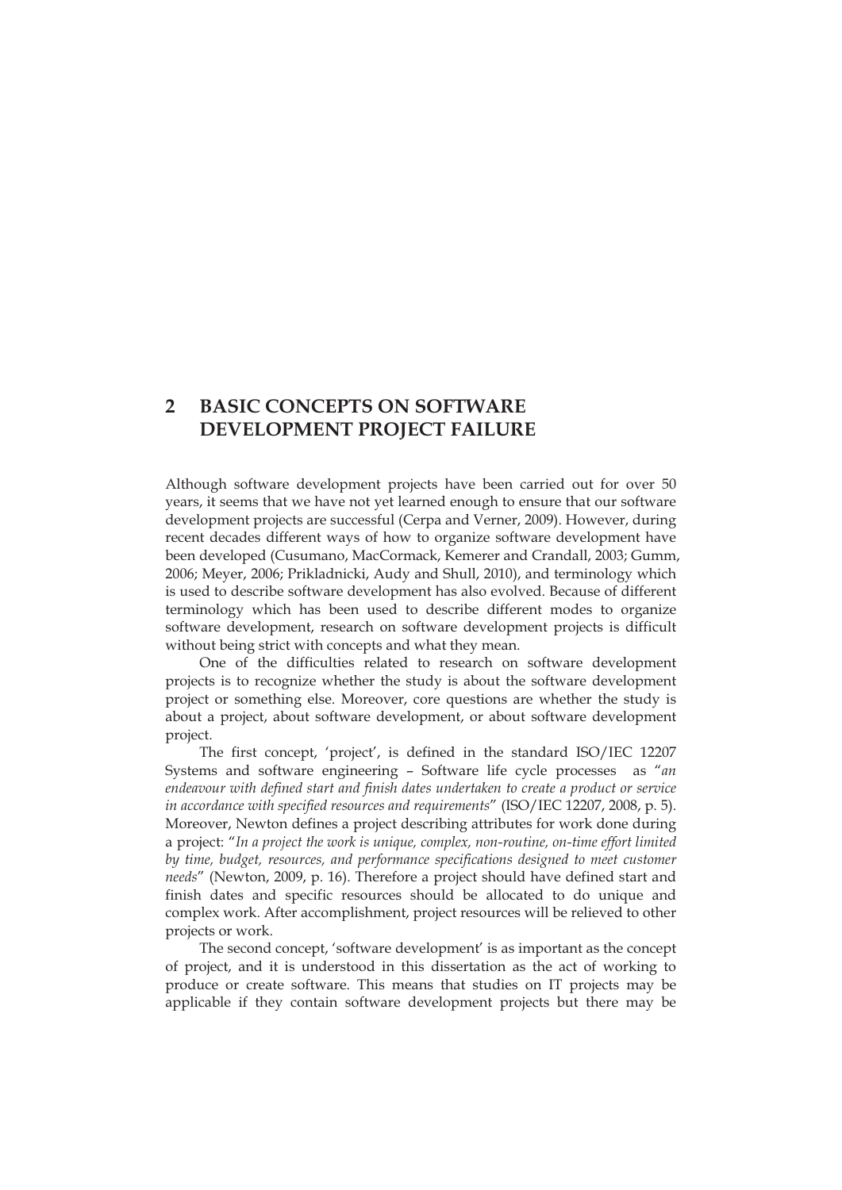# 2 BASIC CONCEPTS ON SOFTWARE DEVELOPMENT PROJECT FAILURE

Although software development projects have been carried out for over 50 years, it seems that we have not yet learned enough to ensure that our software development projects are successful (Cerpa and Verner, 2009). However, during recent decades different ways of how to organize software development have been developed (Cusumano, MacCormack, Kemerer and Crandall, 2003; Gumm, 2006; Meyer, 2006; Prikladnicki, Audy and Shull, 2010), and terminology which is used to describe software development has also evolved. Because of different terminology which has been used to describe different modes to organize software development, research on software development projects is difficult without being strict with concepts and what they mean.

One of the difficulties related to research on software development projects is to recognize whether the study is about the software development project or something else. Moreover, core questions are whether the study is about a project, about software development, or about software development project.

The first concept, 'project', is defined in the standard ISO/IEC 12207 Systems and software engineering – Software life cycle processes as "*an endeavour with defined start and finish dates undertaken to create a product or service in accordance with specified resources and requirements*" (ISO/IEC 12207, 2008, p. 5). Moreover, Newton defines a project describing attributes for work done during a project: "*In a project the work is unique, complex, non-routine, on-time effort limited by time, budget, resources, and performance specifications designed to meet customer needs*" (Newton, 2009, p. 16). Therefore a project should have defined start and finish dates and specific resources should be allocated to do unique and complex work. After accomplishment, project resources will be relieved to other projects or work.

The second concept, 'software development' is as important as the concept of project, and it is understood in this dissertation as the act of working to produce or create software. This means that studies on IT projects may be applicable if they contain software development projects but there may be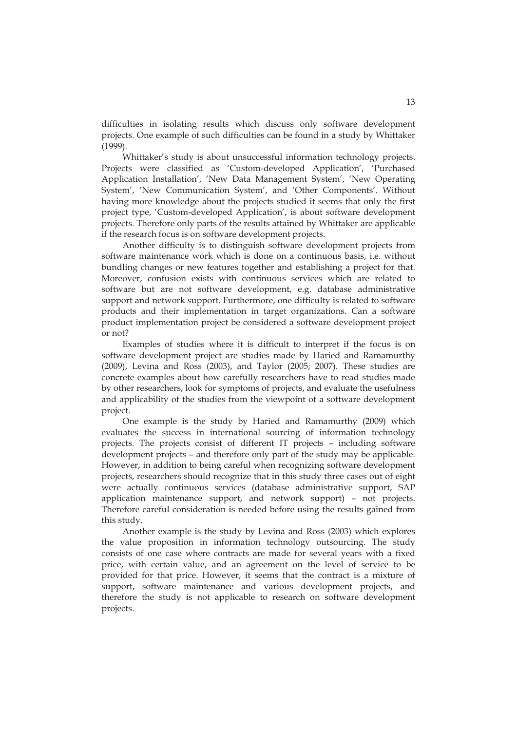difficulties in isolating results which discuss only software development projects. One example of such difficulties can be found in a study by Whittaker (1999).

Whittaker's study is about unsuccessful information technology projects. Projects were classified as 'Custom-developed Application', 'Purchased Application Installation', 'New Data Management System', 'New Operating System', 'New Communication System', and 'Other Components'. Without having more knowledge about the projects studied it seems that only the first project type, 'Custom-developed Application', is about software development projects. Therefore only parts of the results attained by Whittaker are applicable if the research focus is on software development projects.

Another difficulty is to distinguish software development projects from software maintenance work which is done on a continuous basis, i.e. without bundling changes or new features together and establishing a project for that. Moreover, confusion exists with continuous services which are related to software but are not software development, e.g. database administrative support and network support. Furthermore, one difficulty is related to software products and their implementation in target organizations. Can a software product implementation project be considered a software development project or not?

Examples of studies where it is difficult to interpret if the focus is on software development project are studies made by Haried and Ramamurthy (2009), Levina and Ross (2003), and Taylor (2005; 2007). These studies are concrete examples about how carefully researchers have to read studies made by other researchers, look for symptoms of projects, and evaluate the usefulness and applicability of the studies from the viewpoint of a software development project.

One example is the study by Haried and Ramamurthy (2009) which evaluates the success in international sourcing of information technology projects. The projects consist of different IT projects – including software development projects – and therefore only part of the study may be applicable. However, in addition to being careful when recognizing software development projects, researchers should recognize that in this study three cases out of eight were actually continuous services (database administrative support, SAP application maintenance support, and network support) – not projects. Therefore careful consideration is needed before using the results gained from this study.

Another example is the study by Levina and Ross (2003) which explores the value proposition in information technology outsourcing. The study consists of one case where contracts are made for several years with a fixed price, with certain value, and an agreement on the level of service to be provided for that price. However, it seems that the contract is a mixture of support, software maintenance and various development projects, and therefore the study is not applicable to research on software development projects.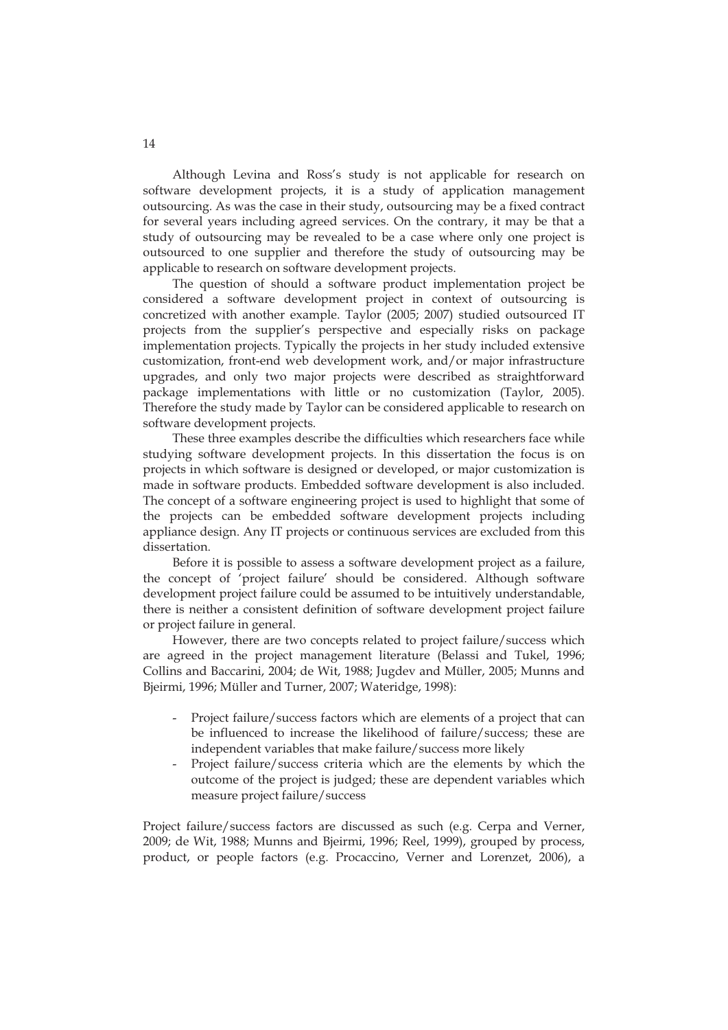Although Levina and Ross's study is not applicable for research on software development projects, it is a study of application management outsourcing. As was the case in their study, outsourcing may be a fixed contract for several years including agreed services. On the contrary, it may be that a study of outsourcing may be revealed to be a case where only one project is outsourced to one supplier and therefore the study of outsourcing may be applicable to research on software development projects.

The question of should a software product implementation project be considered a software development project in context of outsourcing is concretized with another example. Taylor (2005; 2007) studied outsourced IT projects from the supplier's perspective and especially risks on package implementation projects. Typically the projects in her study included extensive customization, front-end web development work, and/or major infrastructure upgrades, and only two major projects were described as straightforward package implementations with little or no customization (Taylor, 2005). Therefore the study made by Taylor can be considered applicable to research on software development projects.

These three examples describe the difficulties which researchers face while studying software development projects. In this dissertation the focus is on projects in which software is designed or developed, or major customization is made in software products. Embedded software development is also included. The concept of a software engineering project is used to highlight that some of the projects can be embedded software development projects including appliance design. Any IT projects or continuous services are excluded from this dissertation.

Before it is possible to assess a software development project as a failure, the concept of 'project failure' should be considered. Although software development project failure could be assumed to be intuitively understandable, there is neither a consistent definition of software development project failure or project failure in general.

However, there are two concepts related to project failure/success which are agreed in the project management literature (Belassi and Tukel, 1996; Collins and Baccarini, 2004; de Wit, 1988; Jugdev and Müller, 2005; Munns and Bjeirmi, 1996; Müller and Turner, 2007; Wateridge, 1998):

- Project failure/success factors which are elements of a project that can be influenced to increase the likelihood of failure/success; these are independent variables that make failure/success more likely
- Project failure/success criteria which are the elements by which the outcome of the project is judged; these are dependent variables which measure project failure/success

Project failure/success factors are discussed as such (e.g. Cerpa and Verner, 2009; de Wit, 1988; Munns and Bjeirmi, 1996; Reel, 1999), grouped by process, product, or people factors (e.g. Procaccino, Verner and Lorenzet, 2006), a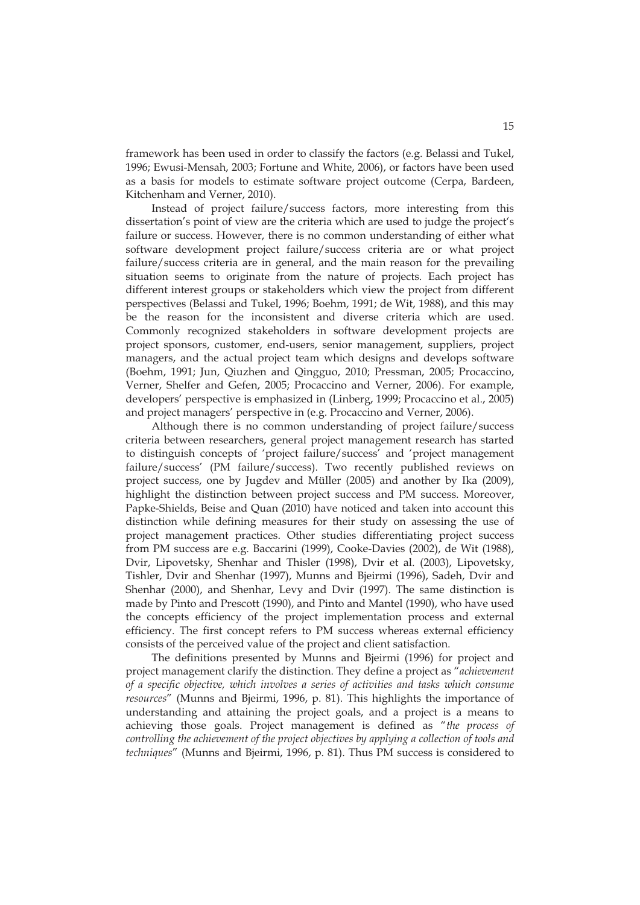framework has been used in order to classify the factors (e.g. Belassi and Tukel, 1996; Ewusi-Mensah, 2003; Fortune and White, 2006), or factors have been used as a basis for models to estimate software project outcome (Cerpa, Bardeen, Kitchenham and Verner, 2010).

Instead of project failure/success factors, more interesting from this dissertation's point of view are the criteria which are used to judge the project's failure or success. However, there is no common understanding of either what software development project failure/success criteria are or what project failure/success criteria are in general, and the main reason for the prevailing situation seems to originate from the nature of projects. Each project has different interest groups or stakeholders which view the project from different perspectives (Belassi and Tukel, 1996; Boehm, 1991; de Wit, 1988), and this may be the reason for the inconsistent and diverse criteria which are used. Commonly recognized stakeholders in software development projects are project sponsors, customer, end-users, senior management, suppliers, project managers, and the actual project team which designs and develops software (Boehm, 1991; Jun, Qiuzhen and Qingguo, 2010; Pressman, 2005; Procaccino, Verner, Shelfer and Gefen, 2005; Procaccino and Verner, 2006). For example, developers' perspective is emphasized in (Linberg, 1999; Procaccino et al., 2005) and project managers' perspective in (e.g. Procaccino and Verner, 2006).

Although there is no common understanding of project failure/success criteria between researchers, general project management research has started to distinguish concepts of 'project failure/success' and 'project management failure/success' (PM failure/success). Two recently published reviews on project success, one by Jugdev and Müller (2005) and another by Ika (2009), highlight the distinction between project success and PM success. Moreover, Papke-Shields, Beise and Quan (2010) have noticed and taken into account this distinction while defining measures for their study on assessing the use of project management practices. Other studies differentiating project success from PM success are e.g. Baccarini (1999), Cooke-Davies (2002), de Wit (1988), Dvir, Lipovetsky, Shenhar and Thisler (1998), Dvir et al. (2003), Lipovetsky, Tishler, Dvir and Shenhar (1997), Munns and Bjeirmi (1996), Sadeh, Dvir and Shenhar (2000), and Shenhar, Levy and Dvir (1997). The same distinction is made by Pinto and Prescott (1990), and Pinto and Mantel (1990), who have used the concepts efficiency of the project implementation process and external efficiency. The first concept refers to PM success whereas external efficiency consists of the perceived value of the project and client satisfaction.

The definitions presented by Munns and Bjeirmi (1996) for project and project management clarify the distinction. They define a project as "*achievement of a specific objective, which involves a series of activities and tasks which consume resources*" (Munns and Bjeirmi, 1996, p. 81). This highlights the importance of understanding and attaining the project goals, and a project is a means to achieving those goals. Project management is defined as "*the process of controlling the achievement of the project objectives by applying a collection of tools and techniques*" (Munns and Bjeirmi, 1996, p. 81). Thus PM success is considered to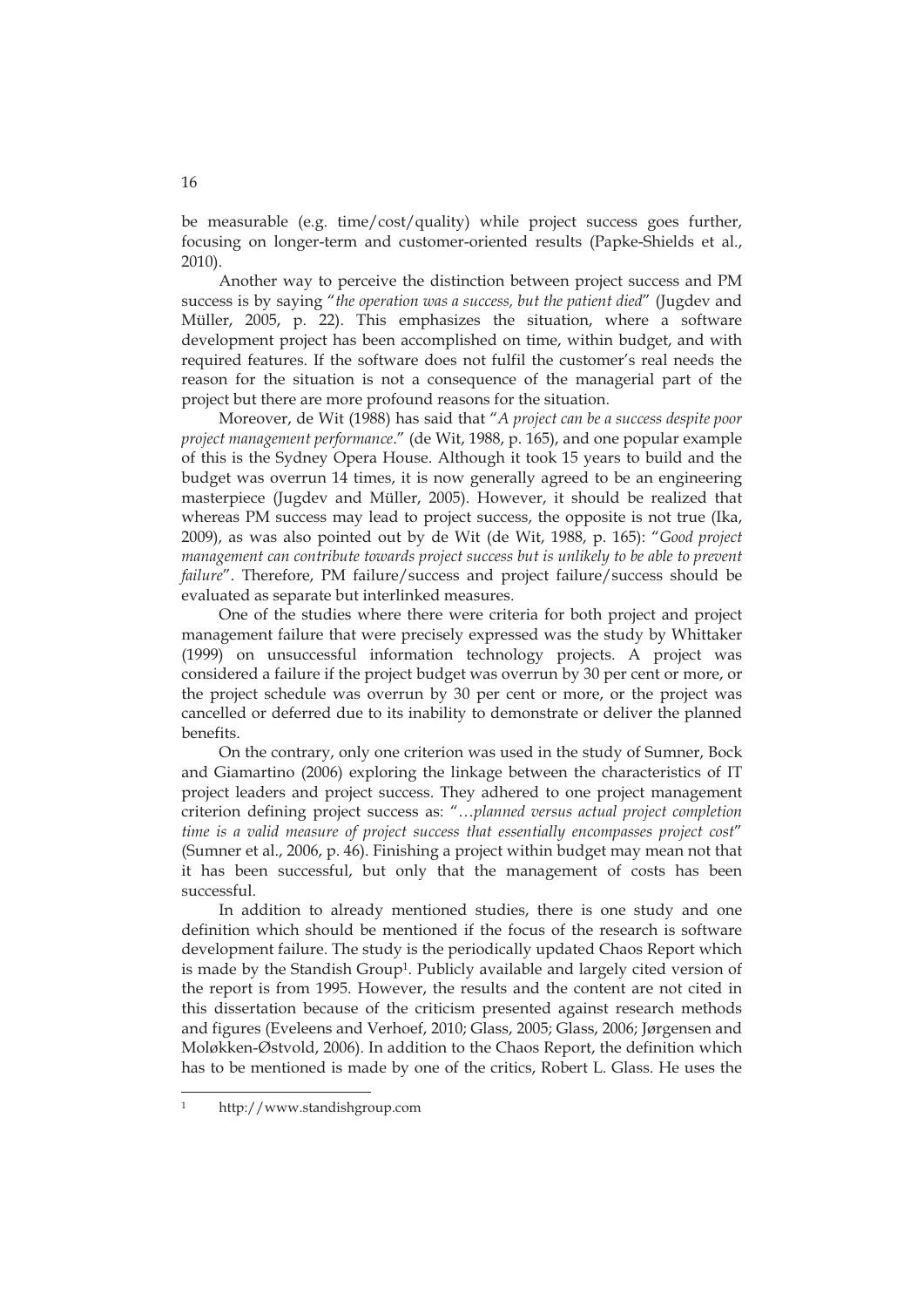be measurable (e.g. time/cost/quality) while project success goes further, focusing on longer-term and customer-oriented results (Papke-Shields et al., 2010).

Another way to perceive the distinction between project success and PM success is by saying "*the operation was a success, but the patient died*" (Jugdev and Müller, 2005, p. 22). This emphasizes the situation, where a software development project has been accomplished on time, within budget, and with required features. If the software does not fulfil the customer's real needs the reason for the situation is not a consequence of the managerial part of the project but there are more profound reasons for the situation.

Moreover, de Wit (1988) has said that "*A project can be a success despite poor project management performance*." (de Wit, 1988, p. 165), and one popular example of this is the Sydney Opera House. Although it took 15 years to build and the budget was overrun 14 times, it is now generally agreed to be an engineering masterpiece (Jugdev and Müller, 2005). However, it should be realized that whereas PM success may lead to project success, the opposite is not true (Ika, 2009), as was also pointed out by de Wit (de Wit, 1988, p. 165): "*Good project management can contribute towards project success but is unlikely to be able to prevent failure*". Therefore, PM failure/success and project failure/success should be evaluated as separate but interlinked measures.

One of the studies where there were criteria for both project and project management failure that were precisely expressed was the study by Whittaker (1999) on unsuccessful information technology projects. A project was considered a failure if the project budget was overrun by 30 per cent or more, or the project schedule was overrun by 30 per cent or more, or the project was cancelled or deferred due to its inability to demonstrate or deliver the planned benefits.

On the contrary, only one criterion was used in the study of Sumner, Bock and Giamartino (2006) exploring the linkage between the characteristics of IT project leaders and project success. They adhered to one project management criterion defining project success as: "*…planned versus actual project completion time is a valid measure of project success that essentially encompasses project cost*" (Sumner et al., 2006, p. 46). Finishing a project within budget may mean not that it has been successful, but only that the management of costs has been successful.

In addition to already mentioned studies, there is one study and one definition which should be mentioned if the focus of the research is software development failure. The study is the periodically updated Chaos Report which is made by the Standish Group[1]. Publicly available and largely cited version of the report is from 1995. However, the results and the content are not cited in this dissertation because of the criticism presented against research methods and figures (Eveleens and Verhoef, 2010; Glass, 2005; Glass, 2006; Jørgensen and Moløkken-Østvold, 2006). In addition to the Chaos Report, the definition which has to be mentioned is made by one of the critics, Robert L. Glass. He uses the

[1] http://www.standishgroup.com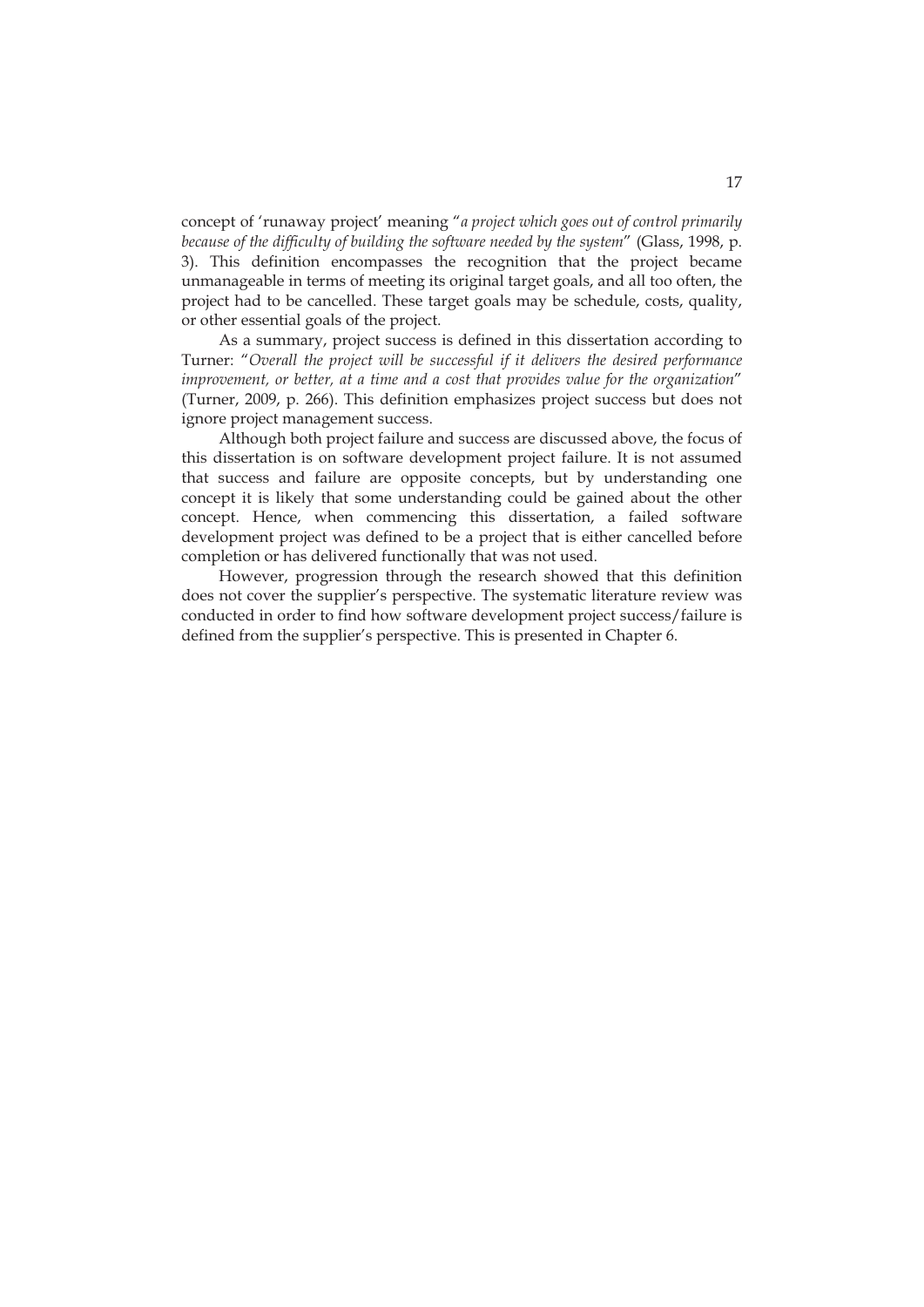concept of 'runaway project' meaning "*a project which goes out of control primarily because of the difficulty of building the software needed by the system*" (Glass, 1998, p. 3). This definition encompasses the recognition that the project became unmanageable in terms of meeting its original target goals, and all too often, the project had to be cancelled. These target goals may be schedule, costs, quality, or other essential goals of the project.

As a summary, project success is defined in this dissertation according to Turner: "*Overall the project will be successful if it delivers the desired performance improvement, or better, at a time and a cost that provides value for the organization*" (Turner, 2009, p. 266). This definition emphasizes project success but does not ignore project management success.

Although both project failure and success are discussed above, the focus of this dissertation is on software development project failure. It is not assumed that success and failure are opposite concepts, but by understanding one concept it is likely that some understanding could be gained about the other concept. Hence, when commencing this dissertation, a failed software development project was defined to be a project that is either cancelled before completion or has delivered functionally that was not used.

However, progression through the research showed that this definition does not cover the supplier's perspective. The systematic literature review was conducted in order to find how software development project success/failure is defined from the supplier's perspective. This is presented in Chapter 6.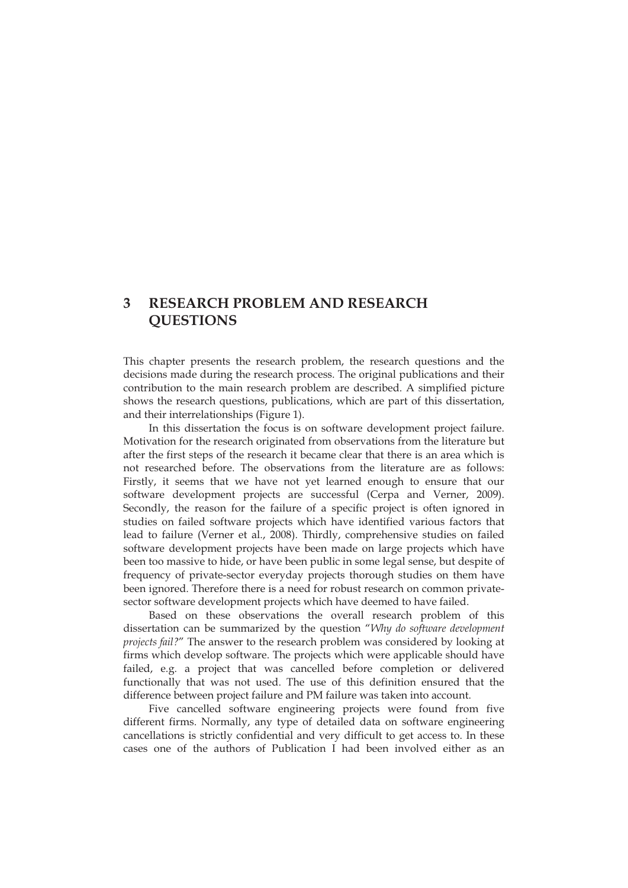# 3 RESEARCH PROBLEM AND RESEARCH QUESTIONS

This chapter presents the research problem, the research questions and the decisions made during the research process. The original publications and their contribution to the main research problem are described. A simplified picture shows the research questions, publications, which are part of this dissertation, and their interrelationships (Figure 1).

In this dissertation the focus is on software development project failure. Motivation for the research originated from observations from the literature but after the first steps of the research it became clear that there is an area which is not researched before. The observations from the literature are as follows: Firstly, it seems that we have not yet learned enough to ensure that our software development projects are successful (Cerpa and Verner, 2009). Secondly, the reason for the failure of a specific project is often ignored in studies on failed software projects which have identified various factors that lead to failure (Verner et al., 2008). Thirdly, comprehensive studies on failed software development projects have been made on large projects which have been too massive to hide, or have been public in some legal sense, but despite of frequency of private-sector everyday projects thorough studies on them have been ignored. Therefore there is a need for robust research on common private-sector software development projects which have deemed to have failed.

Based on these observations the overall research problem of this dissertation can be summarized by the question "*Why do software development projects fail?*" The answer to the research problem was considered by looking at firms which develop software. The projects which were applicable should have failed, e.g. a project that was cancelled before completion or delivered functionally that was not used. The use of this definition ensured that the difference between project failure and PM failure was taken into account.

Five cancelled software engineering projects were found from five different firms. Normally, any type of detailed data on software engineering cancellations is strictly confidential and very difficult to get access to. In these cases one of the authors of Publication I had been involved either as an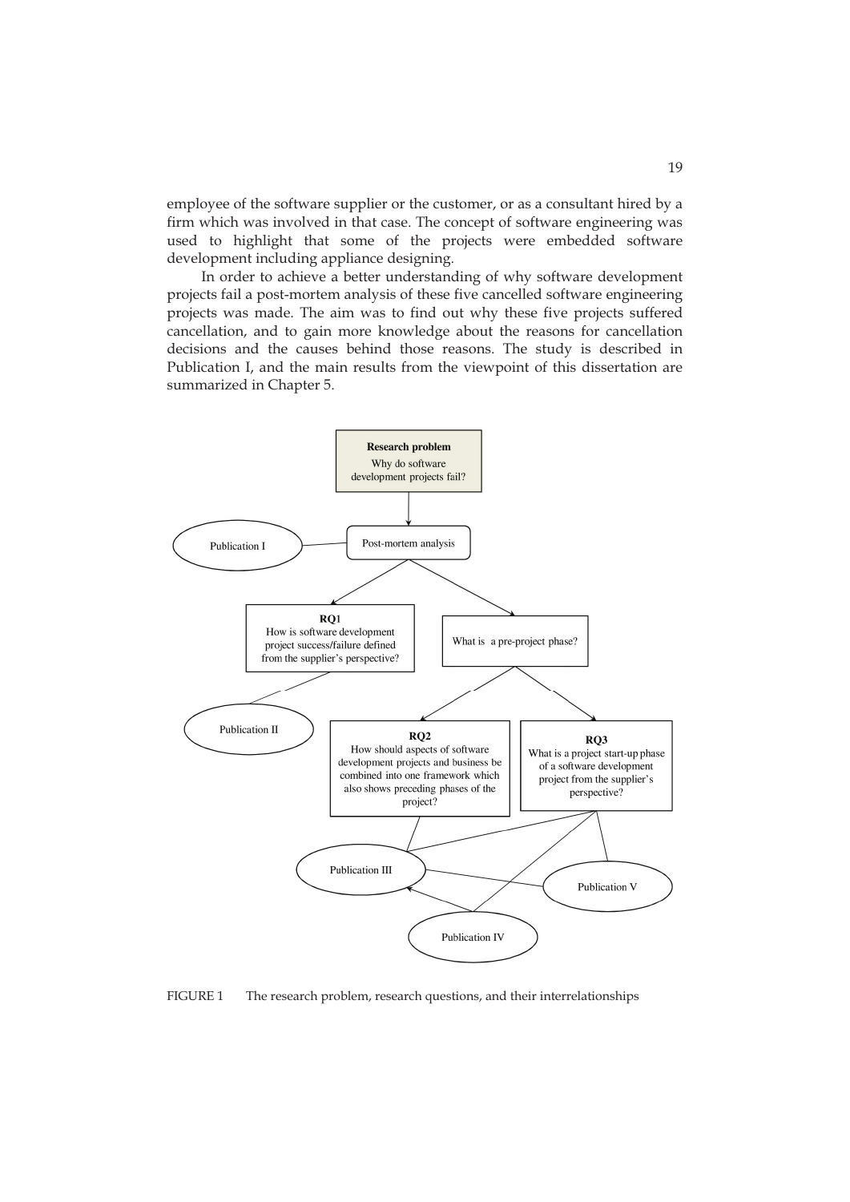employee of the software supplier or the customer, or as a consultant hired by a firm which was involved in that case. The concept of software engineering was used to highlight that some of the projects were embedded software development including appliance designing.

In order to achieve a better understanding of why software development projects fail a post-mortem analysis of these five cancelled software engineering projects was made. The aim was to find out why these five projects suffered cancellation, and to gain more knowledge about the reasons for cancellation decisions and the causes behind those reasons. The study is described in Publication I, and the main results from the viewpoint of this dissertation are summarized in Chapter 5.

**Research problem**
Why do software development projects fail?

Post-mortem analysis

Publication I

**RQ1**
How is software development project success/failure defined from the supplier's perspective?

What is a pre-project phase?

Publication II

**RQ2**
How should aspects of software development projects and business be combined into one framework which also shows preceding phases of the project?

**RQ3**
What is a project start-up phase of a software development project from the supplier's perspective?

Publication III

Publication V

Publication IV

FIGURE 1 The research problem, research questions, and their interrelationships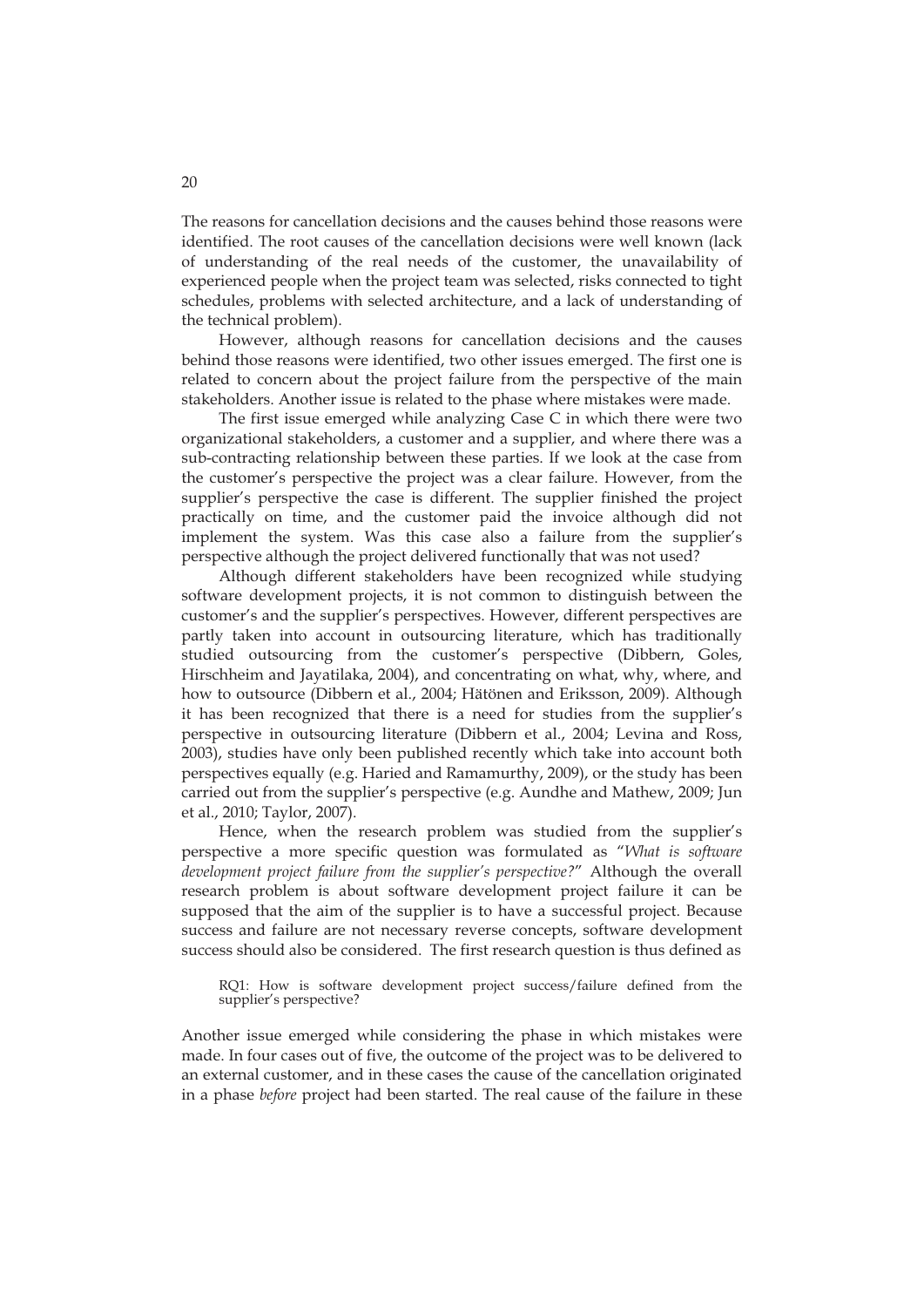The reasons for cancellation decisions and the causes behind those reasons were identified. The root causes of the cancellation decisions were well known (lack of understanding of the real needs of the customer, the unavailability of experienced people when the project team was selected, risks connected to tight schedules, problems with selected architecture, and a lack of understanding of the technical problem).

However, although reasons for cancellation decisions and the causes behind those reasons were identified, two other issues emerged. The first one is related to concern about the project failure from the perspective of the main stakeholders. Another issue is related to the phase where mistakes were made.

The first issue emerged while analyzing Case C in which there were two organizational stakeholders, a customer and a supplier, and where there was a sub-contracting relationship between these parties. If we look at the case from the customer's perspective the project was a clear failure. However, from the supplier's perspective the case is different. The supplier finished the project practically on time, and the customer paid the invoice although did not implement the system. Was this case also a failure from the supplier's perspective although the project delivered functionally that was not used?

Although different stakeholders have been recognized while studying software development projects, it is not common to distinguish between the customer's and the supplier's perspectives. However, different perspectives are partly taken into account in outsourcing literature, which has traditionally studied outsourcing from the customer's perspective (Dibbern, Goles, Hirschheim and Jayatilaka, 2004), and concentrating on what, why, where, and how to outsource (Dibbern et al., 2004; Hätönen and Eriksson, 2009). Although it has been recognized that there is a need for studies from the supplier's perspective in outsourcing literature (Dibbern et al., 2004; Levina and Ross, 2003), studies have only been published recently which take into account both perspectives equally (e.g. Haried and Ramamurthy, 2009), or the study has been carried out from the supplier's perspective (e.g. Aundhe and Mathew, 2009; Jun et al., 2010; Taylor, 2007).

Hence, when the research problem was studied from the supplier's perspective a more specific question was formulated as "*What is software development project failure from the supplier's perspective?*" Although the overall research problem is about software development project failure it can be supposed that the aim of the supplier is to have a successful project. Because success and failure are not necessary reverse concepts, software development success should also be considered. The first research question is thus defined as

> RQ1: How is software development project success/failure defined from the supplier's perspective?

Another issue emerged while considering the phase in which mistakes were made. In four cases out of five, the outcome of the project was to be delivered to an external customer, and in these cases the cause of the cancellation originated in a phase *before* project had been started. The real cause of the failure in these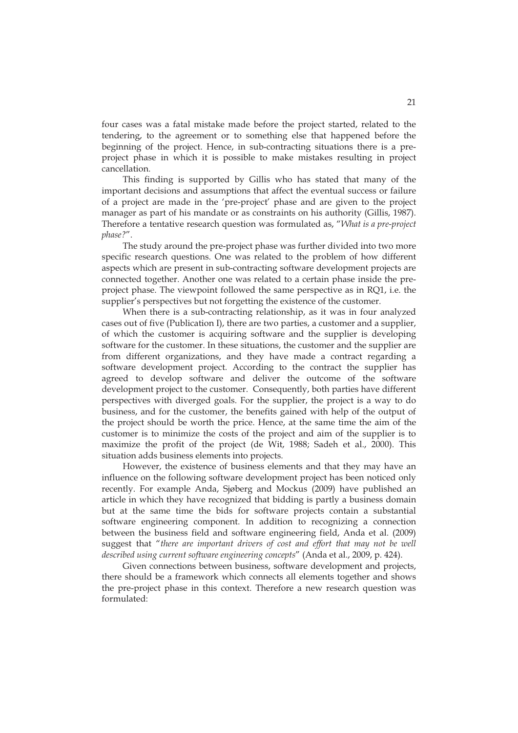four cases was a fatal mistake made before the project started, related to the tendering, to the agreement or to something else that happened before the beginning of the project. Hence, in sub-contracting situations there is a pre-project phase in which it is possible to make mistakes resulting in project cancellation.

This finding is supported by Gillis who has stated that many of the important decisions and assumptions that affect the eventual success or failure of a project are made in the 'pre-project' phase and are given to the project manager as part of his mandate or as constraints on his authority (Gillis, 1987). Therefore a tentative research question was formulated as, "*What is a pre-project phase?*".

The study around the pre-project phase was further divided into two more specific research questions. One was related to the problem of how different aspects which are present in sub-contracting software development projects are connected together. Another one was related to a certain phase inside the pre-project phase. The viewpoint followed the same perspective as in RQ1, i.e. the supplier's perspectives but not forgetting the existence of the customer.

When there is a sub-contracting relationship, as it was in four analyzed cases out of five (Publication I), there are two parties, a customer and a supplier, of which the customer is acquiring software and the supplier is developing software for the customer. In these situations, the customer and the supplier are from different organizations, and they have made a contract regarding a software development project. According to the contract the supplier has agreed to develop software and deliver the outcome of the software development project to the customer. Consequently, both parties have different perspectives with diverged goals. For the supplier, the project is a way to do business, and for the customer, the benefits gained with help of the output of the project should be worth the price. Hence, at the same time the aim of the customer is to minimize the costs of the project and aim of the supplier is to maximize the profit of the project (de Wit, 1988; Sadeh et al., 2000). This situation adds business elements into projects.

However, the existence of business elements and that they may have an influence on the following software development project has been noticed only recently. For example Anda, Sjøberg and Mockus (2009) have published an article in which they have recognized that bidding is partly a business domain but at the same time the bids for software projects contain a substantial software engineering component. In addition to recognizing a connection between the business field and software engineering field, Anda et al. (2009) suggest that "*there are important drivers of cost and effort that may not be well described using current software engineering concepts*" (Anda et al., 2009, p. 424).

Given connections between business, software development and projects, there should be a framework which connects all elements together and shows the pre-project phase in this context. Therefore a new research question was formulated: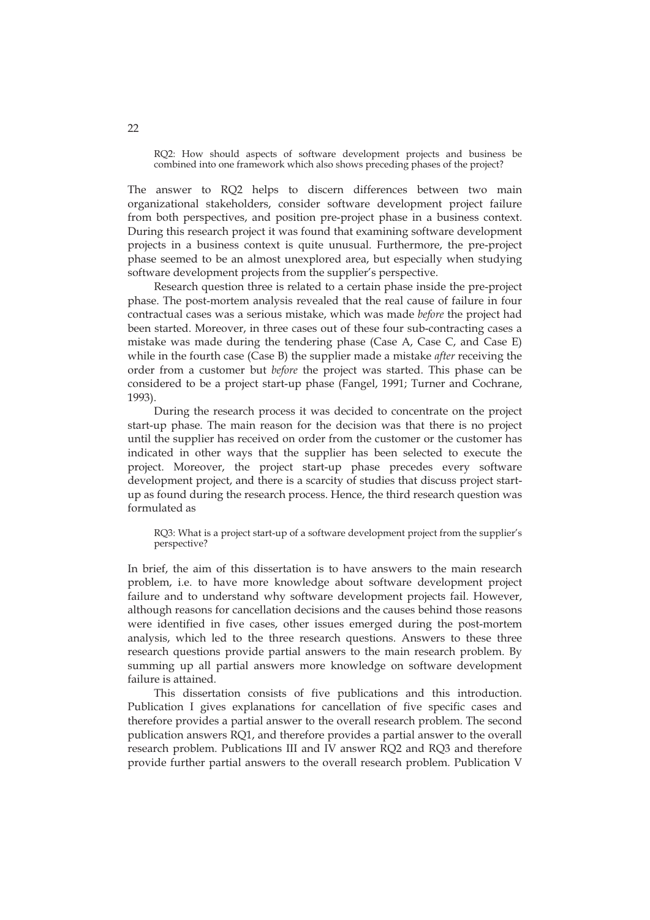> RQ2: How should aspects of software development projects and business be combined into one framework which also shows preceding phases of the project?

The answer to RQ2 helps to discern differences between two main organizational stakeholders, consider software development project failure from both perspectives, and position pre-project phase in a business context. During this research project it was found that examining software development projects in a business context is quite unusual. Furthermore, the pre-project phase seemed to be an almost unexplored area, but especially when studying software development projects from the supplier's perspective.

Research question three is related to a certain phase inside the pre-project phase. The post-mortem analysis revealed that the real cause of failure in four contractual cases was a serious mistake, which was made *before* the project had been started. Moreover, in three cases out of these four sub-contracting cases a mistake was made during the tendering phase (Case A, Case C, and Case E) while in the fourth case (Case B) the supplier made a mistake *after* receiving the order from a customer but *before* the project was started. This phase can be considered to be a project start-up phase (Fangel, 1991; Turner and Cochrane, 1993).

During the research process it was decided to concentrate on the project start-up phase. The main reason for the decision was that there is no project until the supplier has received on order from the customer or the customer has indicated in other ways that the supplier has been selected to execute the project. Moreover, the project start-up phase precedes every software development project, and there is a scarcity of studies that discuss project start-up as found during the research process. Hence, the third research question was formulated as

> RQ3: What is a project start-up of a software development project from the supplier's perspective?

In brief, the aim of this dissertation is to have answers to the main research problem, i.e. to have more knowledge about software development project failure and to understand why software development projects fail. However, although reasons for cancellation decisions and the causes behind those reasons were identified in five cases, other issues emerged during the post-mortem analysis, which led to the three research questions. Answers to these three research questions provide partial answers to the main research problem. By summing up all partial answers more knowledge on software development failure is attained.

This dissertation consists of five publications and this introduction. Publication I gives explanations for cancellation of five specific cases and therefore provides a partial answer to the overall research problem. The second publication answers RQ1, and therefore provides a partial answer to the overall research problem. Publications III and IV answer RQ2 and RQ3 and therefore provide further partial answers to the overall research problem. Publication V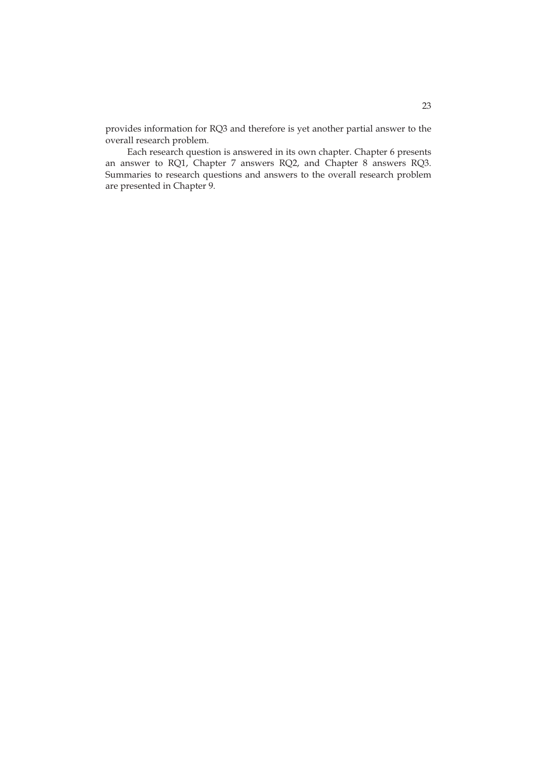provides information for RQ3 and therefore is yet another partial answer to the overall research problem.

Each research question is answered in its own chapter. Chapter 6 presents an answer to RQ1, Chapter 7 answers RQ2, and Chapter 8 answers RQ3. Summaries to research questions and answers to the overall research problem are presented in Chapter 9.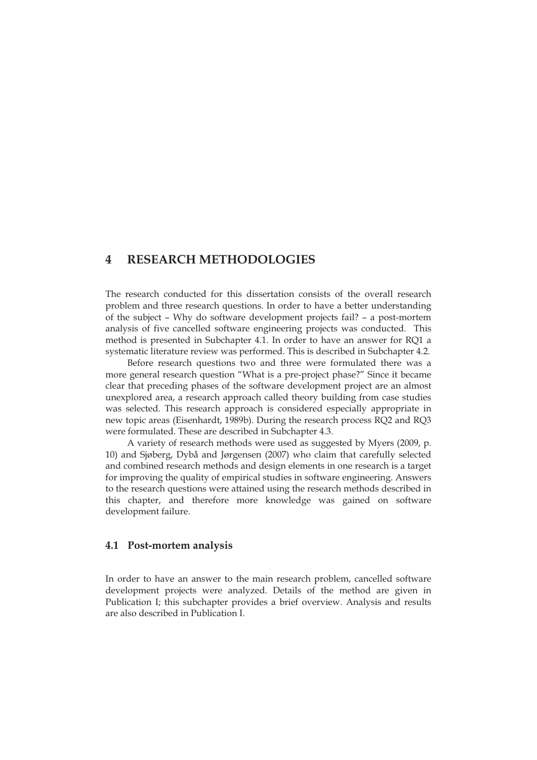# 4 RESEARCH METHODOLOGIES

The research conducted for this dissertation consists of the overall research problem and three research questions. In order to have a better understanding of the subject – Why do software development projects fail? – a post-mortem analysis of five cancelled software engineering projects was conducted. This method is presented in Subchapter 4.1. In order to have an answer for RQ1 a systematic literature review was performed. This is described in Subchapter 4.2.

Before research questions two and three were formulated there was a more general research question "What is a pre-project phase?" Since it became clear that preceding phases of the software development project are an almost unexplored area, a research approach called theory building from case studies was selected. This research approach is considered especially appropriate in new topic areas (Eisenhardt, 1989b). During the research process RQ2 and RQ3 were formulated. These are described in Subchapter 4.3.

A variety of research methods were used as suggested by Myers (2009, p. 10) and Sjøberg, Dybå and Jørgensen (2007) who claim that carefully selected and combined research methods and design elements in one research is a target for improving the quality of empirical studies in software engineering. Answers to the research questions were attained using the research methods described in this chapter, and therefore more knowledge was gained on software development failure.

## 4.1 Post-mortem analysis

In order to have an answer to the main research problem, cancelled software development projects were analyzed. Details of the method are given in Publication I; this subchapter provides a brief overview. Analysis and results are also described in Publication I.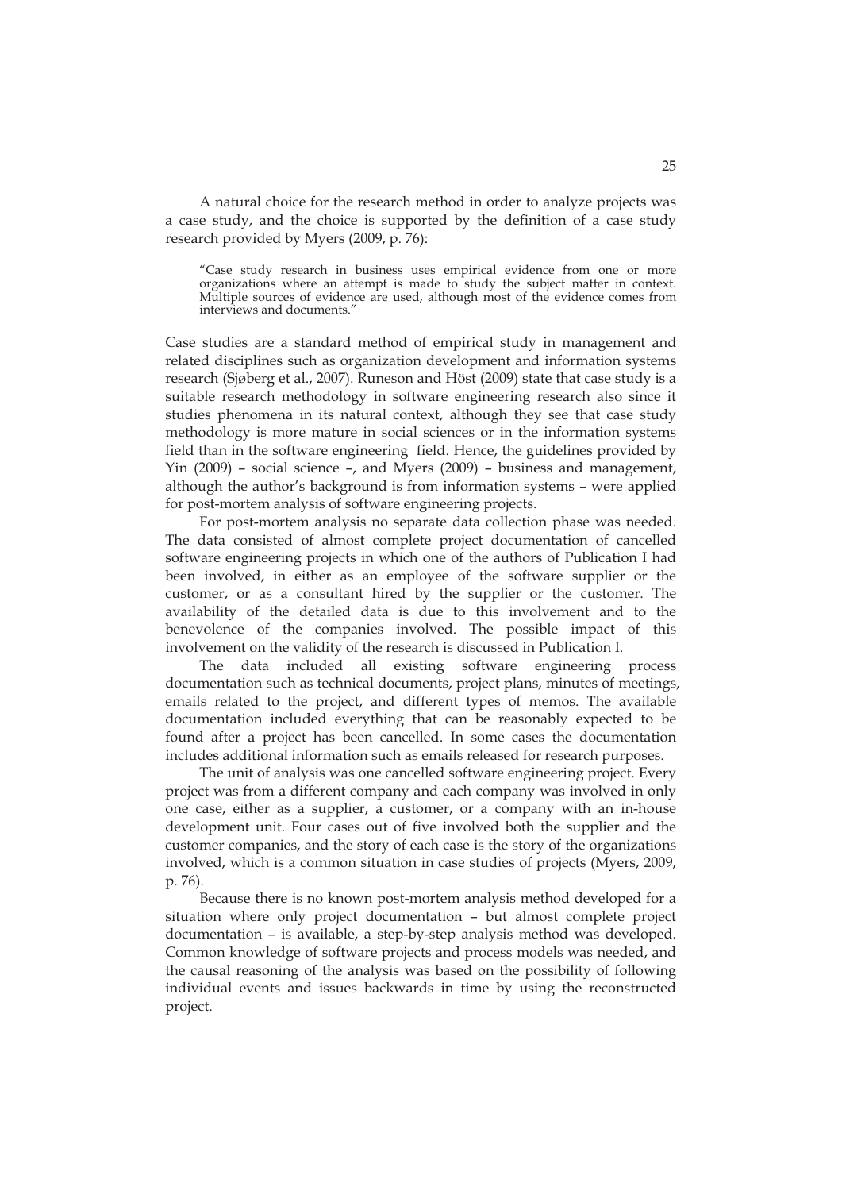A natural choice for the research method in order to analyze projects was a case study, and the choice is supported by the definition of a case study research provided by Myers (2009, p. 76):

> "Case study research in business uses empirical evidence from one or more organizations where an attempt is made to study the subject matter in context. Multiple sources of evidence are used, although most of the evidence comes from interviews and documents."

Case studies are a standard method of empirical study in management and related disciplines such as organization development and information systems research (Sjøberg et al., 2007). Runeson and Höst (2009) state that case study is a suitable research methodology in software engineering research also since it studies phenomena in its natural context, although they see that case study methodology is more mature in social sciences or in the information systems field than in the software engineering field. Hence, the guidelines provided by Yin (2009) – social science –, and Myers (2009) – business and management, although the author's background is from information systems – were applied for post-mortem analysis of software engineering projects.

For post-mortem analysis no separate data collection phase was needed. The data consisted of almost complete project documentation of cancelled software engineering projects in which one of the authors of Publication I had been involved, in either as an employee of the software supplier or the customer, or as a consultant hired by the supplier or the customer. The availability of the detailed data is due to this involvement and to the benevolence of the companies involved. The possible impact of this involvement on the validity of the research is discussed in Publication I.

The data included all existing software engineering process documentation such as technical documents, project plans, minutes of meetings, emails related to the project, and different types of memos. The available documentation included everything that can be reasonably expected to be found after a project has been cancelled. In some cases the documentation includes additional information such as emails released for research purposes.

The unit of analysis was one cancelled software engineering project. Every project was from a different company and each company was involved in only one case, either as a supplier, a customer, or a company with an in-house development unit. Four cases out of five involved both the supplier and the customer companies, and the story of each case is the story of the organizations involved, which is a common situation in case studies of projects (Myers, 2009, p. 76).

Because there is no known post-mortem analysis method developed for a situation where only project documentation – but almost complete project documentation – is available, a step-by-step analysis method was developed. Common knowledge of software projects and process models was needed, and the causal reasoning of the analysis was based on the possibility of following individual events and issues backwards in time by using the reconstructed project.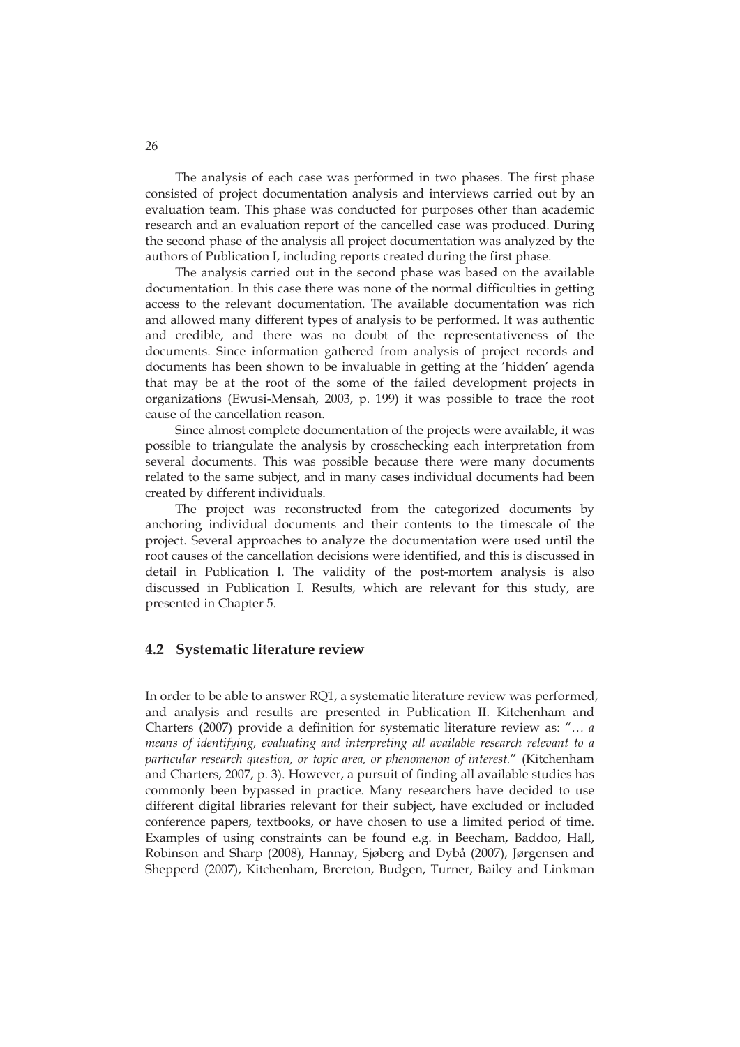The analysis of each case was performed in two phases. The first phase consisted of project documentation analysis and interviews carried out by an evaluation team. This phase was conducted for purposes other than academic research and an evaluation report of the cancelled case was produced. During the second phase of the analysis all project documentation was analyzed by the authors of Publication I, including reports created during the first phase.

The analysis carried out in the second phase was based on the available documentation. In this case there was none of the normal difficulties in getting access to the relevant documentation. The available documentation was rich and allowed many different types of analysis to be performed. It was authentic and credible, and there was no doubt of the representativeness of the documents. Since information gathered from analysis of project records and documents has been shown to be invaluable in getting at the 'hidden' agenda that may be at the root of the some of the failed development projects in organizations (Ewusi-Mensah, 2003, p. 199) it was possible to trace the root cause of the cancellation reason.

Since almost complete documentation of the projects were available, it was possible to triangulate the analysis by crosschecking each interpretation from several documents. This was possible because there were many documents related to the same subject, and in many cases individual documents had been created by different individuals.

The project was reconstructed from the categorized documents by anchoring individual documents and their contents to the timescale of the project. Several approaches to analyze the documentation were used until the root causes of the cancellation decisions were identified, and this is discussed in detail in Publication I. The validity of the post-mortem analysis is also discussed in Publication I. Results, which are relevant for this study, are presented in Chapter 5.

## 4.2 Systematic literature review

In order to be able to answer RQ1, a systematic literature review was performed, and analysis and results are presented in Publication II. Kitchenham and Charters (2007) provide a definition for systematic literature review as: "*… a means of identifying, evaluating and interpreting all available research relevant to a particular research question, or topic area, or phenomenon of interest.*" (Kitchenham and Charters, 2007, p. 3). However, a pursuit of finding all available studies has commonly been bypassed in practice. Many researchers have decided to use different digital libraries relevant for their subject, have excluded or included conference papers, textbooks, or have chosen to use a limited period of time. Examples of using constraints can be found e.g. in Beecham, Baddoo, Hall, Robinson and Sharp (2008), Hannay, Sjøberg and Dybå (2007), Jørgensen and Shepperd (2007), Kitchenham, Brereton, Budgen, Turner, Bailey and Linkman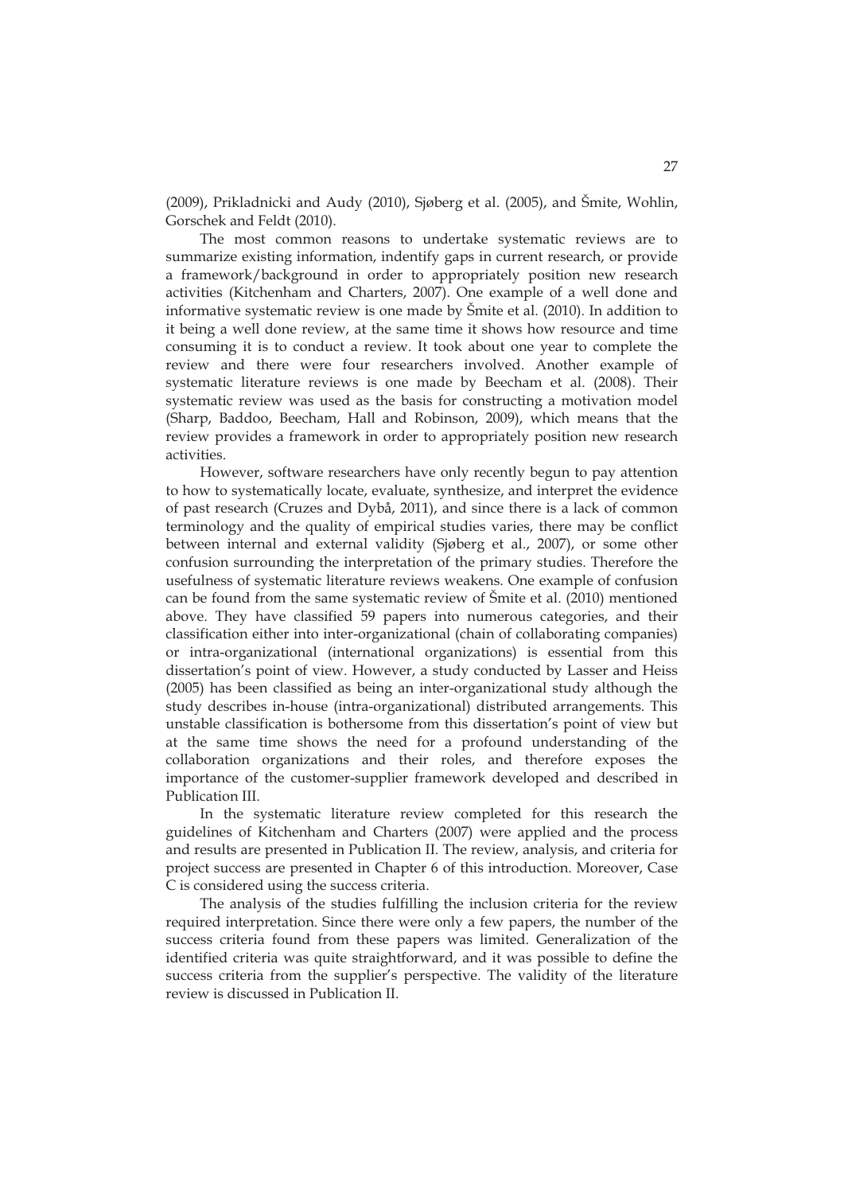(2009), Prikladnicki and Audy (2010), Sjøberg et al. (2005), and Šmite, Wohlin, Gorschek and Feldt (2010).

The most common reasons to undertake systematic reviews are to summarize existing information, indentify gaps in current research, or provide a framework/background in order to appropriately position new research activities (Kitchenham and Charters, 2007). One example of a well done and informative systematic review is one made by Šmite et al. (2010). In addition to it being a well done review, at the same time it shows how resource and time consuming it is to conduct a review. It took about one year to complete the review and there were four researchers involved. Another example of systematic literature reviews is one made by Beecham et al. (2008). Their systematic review was used as the basis for constructing a motivation model (Sharp, Baddoo, Beecham, Hall and Robinson, 2009), which means that the review provides a framework in order to appropriately position new research activities.

However, software researchers have only recently begun to pay attention to how to systematically locate, evaluate, synthesize, and interpret the evidence of past research (Cruzes and Dybå, 2011), and since there is a lack of common terminology and the quality of empirical studies varies, there may be conflict between internal and external validity (Sjøberg et al., 2007), or some other confusion surrounding the interpretation of the primary studies. Therefore the usefulness of systematic literature reviews weakens. One example of confusion can be found from the same systematic review of Šmite et al. (2010) mentioned above. They have classified 59 papers into numerous categories, and their classification either into inter-organizational (chain of collaborating companies) or intra-organizational (international organizations) is essential from this dissertation's point of view. However, a study conducted by Lasser and Heiss (2005) has been classified as being an inter-organizational study although the study describes in-house (intra-organizational) distributed arrangements. This unstable classification is bothersome from this dissertation's point of view but at the same time shows the need for a profound understanding of the collaboration organizations and their roles, and therefore exposes the importance of the customer-supplier framework developed and described in Publication III.

In the systematic literature review completed for this research the guidelines of Kitchenham and Charters (2007) were applied and the process and results are presented in Publication II. The review, analysis, and criteria for project success are presented in Chapter 6 of this introduction. Moreover, Case C is considered using the success criteria.

The analysis of the studies fulfilling the inclusion criteria for the review required interpretation. Since there were only a few papers, the number of the success criteria found from these papers was limited. Generalization of the identified criteria was quite straightforward, and it was possible to define the success criteria from the supplier's perspective. The validity of the literature review is discussed in Publication II.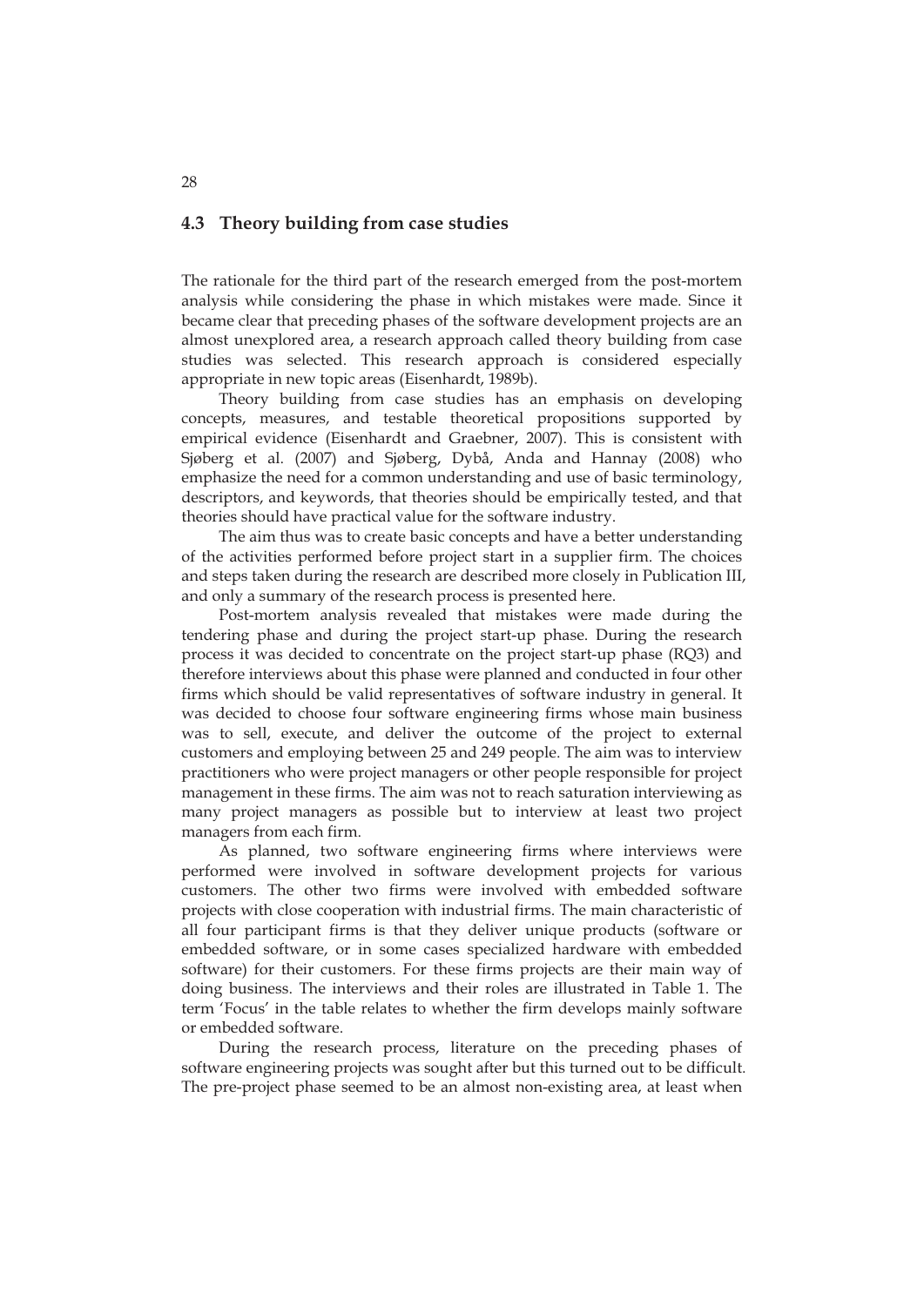## 4.3 Theory building from case studies

The rationale for the third part of the research emerged from the post-mortem analysis while considering the phase in which mistakes were made. Since it became clear that preceding phases of the software development projects are an almost unexplored area, a research approach called theory building from case studies was selected. This research approach is considered especially appropriate in new topic areas (Eisenhardt, 1989b).

Theory building from case studies has an emphasis on developing concepts, measures, and testable theoretical propositions supported by empirical evidence (Eisenhardt and Graebner, 2007). This is consistent with Sjøberg et al. (2007) and Sjøberg, Dybå, Anda and Hannay (2008) who emphasize the need for a common understanding and use of basic terminology, descriptors, and keywords, that theories should be empirically tested, and that theories should have practical value for the software industry.

The aim thus was to create basic concepts and have a better understanding of the activities performed before project start in a supplier firm. The choices and steps taken during the research are described more closely in Publication III, and only a summary of the research process is presented here.

Post-mortem analysis revealed that mistakes were made during the tendering phase and during the project start-up phase. During the research process it was decided to concentrate on the project start-up phase (RQ3) and therefore interviews about this phase were planned and conducted in four other firms which should be valid representatives of software industry in general. It was decided to choose four software engineering firms whose main business was to sell, execute, and deliver the outcome of the project to external customers and employing between 25 and 249 people. The aim was to interview practitioners who were project managers or other people responsible for project management in these firms. The aim was not to reach saturation interviewing as many project managers as possible but to interview at least two project managers from each firm.

As planned, two software engineering firms where interviews were performed were involved in software development projects for various customers. The other two firms were involved with embedded software projects with close cooperation with industrial firms. The main characteristic of all four participant firms is that they deliver unique products (software or embedded software, or in some cases specialized hardware with embedded software) for their customers. For these firms projects are their main way of doing business. The interviews and their roles are illustrated in Table 1. The term 'Focus' in the table relates to whether the firm develops mainly software or embedded software.

During the research process, literature on the preceding phases of software engineering projects was sought after but this turned out to be difficult. The pre-project phase seemed to be an almost non-existing area, at least when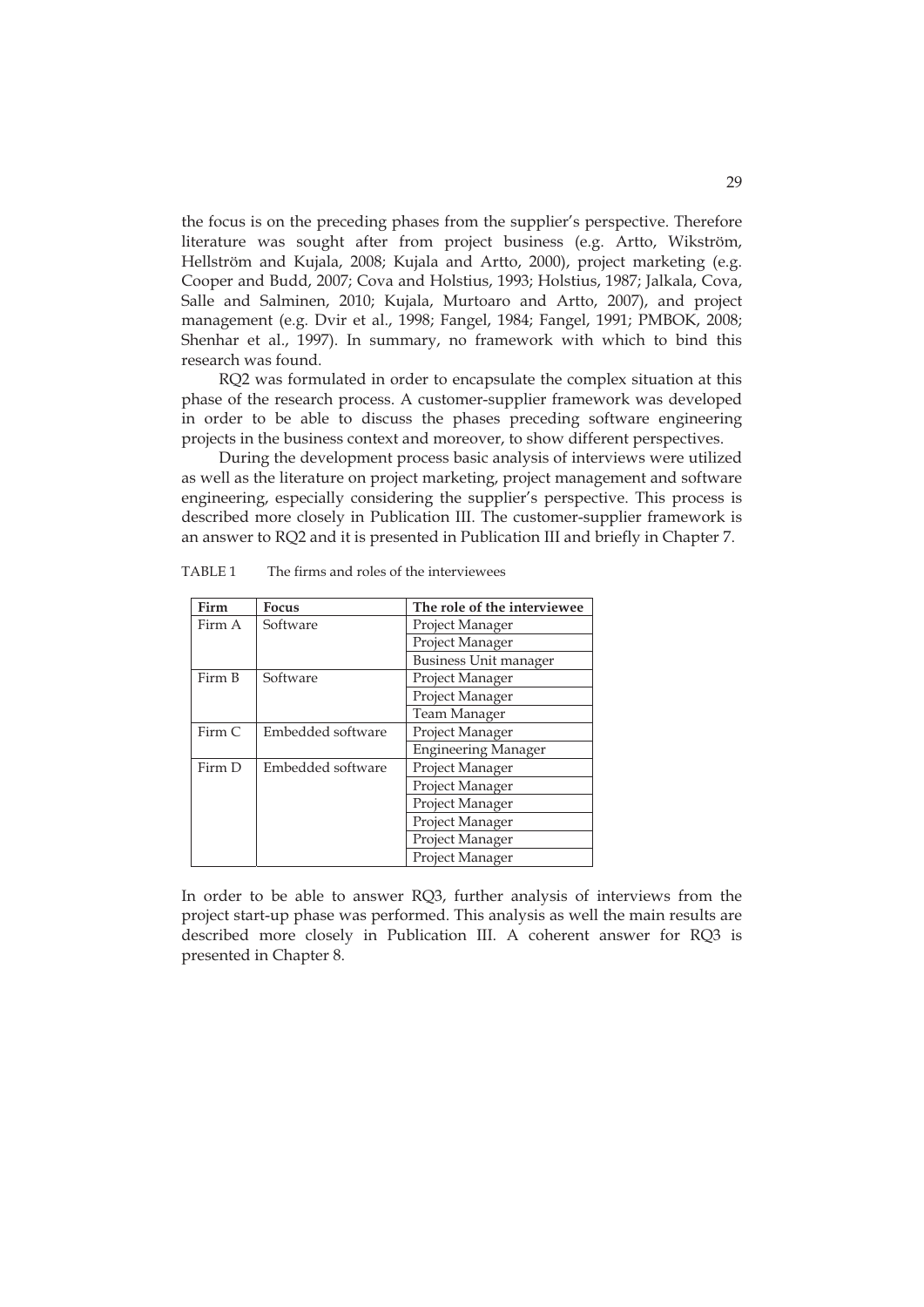the focus is on the preceding phases from the supplier's perspective. Therefore literature was sought after from project business (e.g. Artto, Wikström, Hellström and Kujala, 2008; Kujala and Artto, 2000), project marketing (e.g. Cooper and Budd, 2007; Cova and Holstius, 1993; Holstius, 1987; Jalkala, Cova, Salle and Salminen, 2010; Kujala, Murtoaro and Artto, 2007), and project management (e.g. Dvir et al., 1998; Fangel, 1984; Fangel, 1991; PMBOK, 2008; Shenhar et al., 1997). In summary, no framework with which to bind this research was found.

RQ2 was formulated in order to encapsulate the complex situation at this phase of the research process. A customer-supplier framework was developed in order to be able to discuss the phases preceding software engineering projects in the business context and moreover, to show different perspectives.

During the development process basic analysis of interviews were utilized as well as the literature on project marketing, project management and software engineering, especially considering the supplier's perspective. This process is described more closely in Publication III. The customer-supplier framework is an answer to RQ2 and it is presented in Publication III and briefly in Chapter 7.

TABLE 1 The firms and roles of the interviewees

| Firm | Focus | The role of the interviewee |
|---|---|---|
| Firm A | Software | Project Manager |
| | | Project Manager |
| | | Business Unit manager |
| Firm B | Software | Project Manager |
| | | Project Manager |
| | | Team Manager |
| Firm C | Embedded software | Project Manager |
| | | Engineering Manager |
| Firm D | Embedded software | Project Manager |
| | | Project Manager |
| | | Project Manager |
| | | Project Manager |
| | | Project Manager |
| | | Project Manager |

In order to be able to answer RQ3, further analysis of interviews from the project start-up phase was performed. This analysis as well the main results are described more closely in Publication III. A coherent answer for RQ3 is presented in Chapter 8.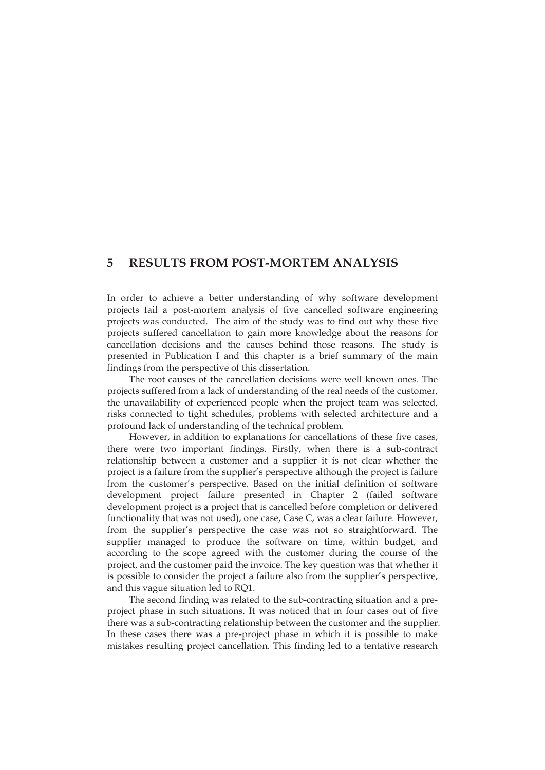# 5 RESULTS FROM POST-MORTEM ANALYSIS

In order to achieve a better understanding of why software development projects fail a post-mortem analysis of five cancelled software engineering projects was conducted. The aim of the study was to find out why these five projects suffered cancellation to gain more knowledge about the reasons for cancellation decisions and the causes behind those reasons. The study is presented in Publication I and this chapter is a brief summary of the main findings from the perspective of this dissertation.

The root causes of the cancellation decisions were well known ones. The projects suffered from a lack of understanding of the real needs of the customer, the unavailability of experienced people when the project team was selected, risks connected to tight schedules, problems with selected architecture and a profound lack of understanding of the technical problem.

However, in addition to explanations for cancellations of these five cases, there were two important findings. Firstly, when there is a sub-contract relationship between a customer and a supplier it is not clear whether the project is a failure from the supplier's perspective although the project is failure from the customer's perspective. Based on the initial definition of software development project failure presented in Chapter 2 (failed software development project is a project that is cancelled before completion or delivered functionality that was not used), one case, Case C, was a clear failure. However, from the supplier's perspective the case was not so straightforward. The supplier managed to produce the software on time, within budget, and according to the scope agreed with the customer during the course of the project, and the customer paid the invoice. The key question was that whether it is possible to consider the project a failure also from the supplier's perspective, and this vague situation led to RQ1.

The second finding was related to the sub-contracting situation and a pre-project phase in such situations. It was noticed that in four cases out of five there was a sub-contracting relationship between the customer and the supplier. In these cases there was a pre-project phase in which it is possible to make mistakes resulting project cancellation. This finding led to a tentative research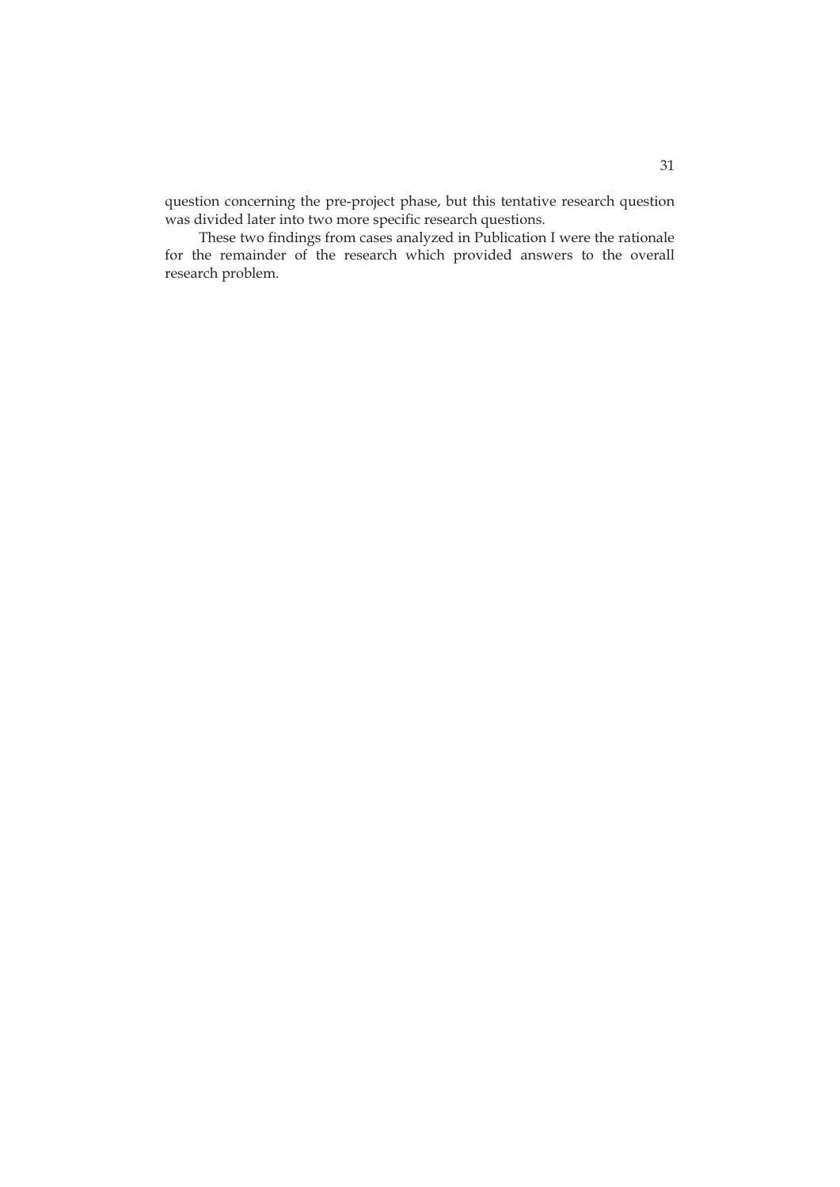question concerning the pre-project phase, but this tentative research question was divided later into two more specific research questions.

These two findings from cases analyzed in Publication I were the rationale for the remainder of the research which provided answers to the overall research problem.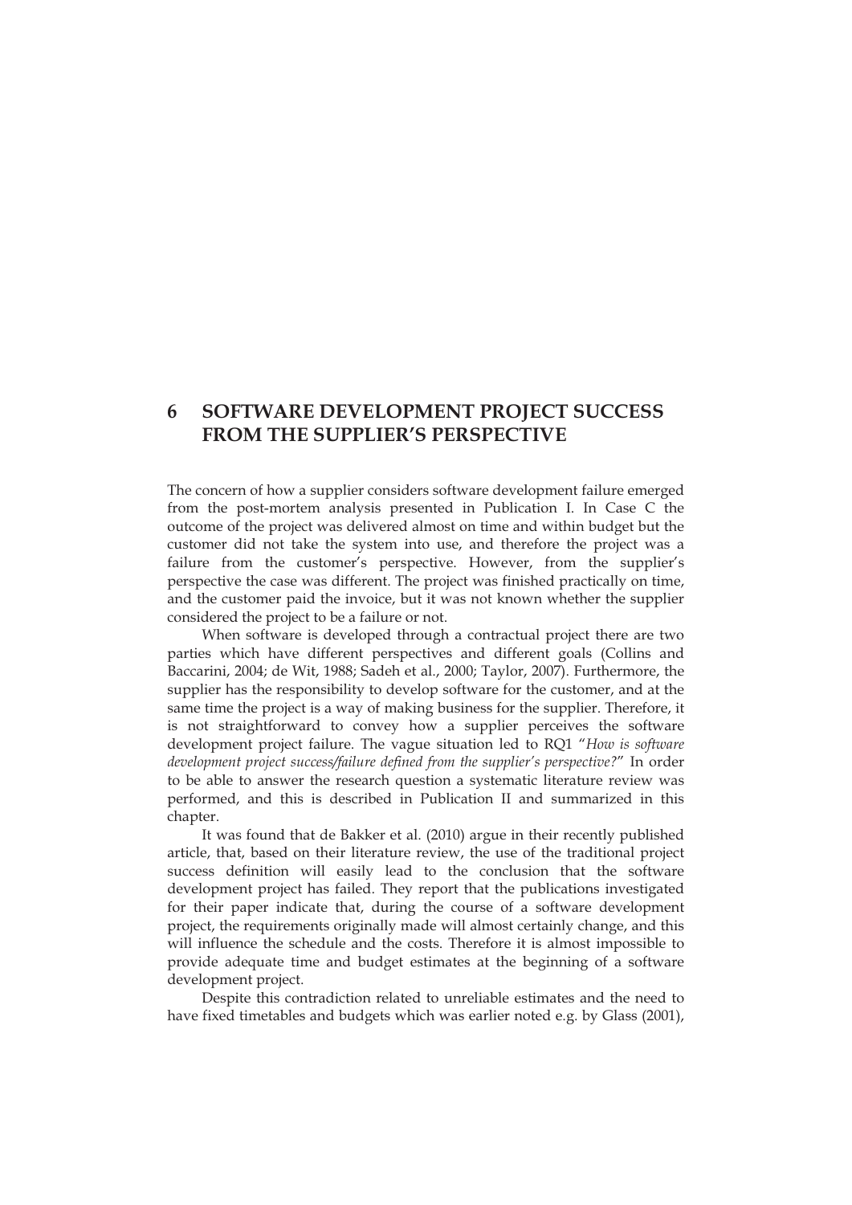# 6 SOFTWARE DEVELOPMENT PROJECT SUCCESS FROM THE SUPPLIER'S PERSPECTIVE

The concern of how a supplier considers software development failure emerged from the post-mortem analysis presented in Publication I. In Case C the outcome of the project was delivered almost on time and within budget but the customer did not take the system into use, and therefore the project was a failure from the customer's perspective. However, from the supplier's perspective the case was different. The project was finished practically on time, and the customer paid the invoice, but it was not known whether the supplier considered the project to be a failure or not.

When software is developed through a contractual project there are two parties which have different perspectives and different goals (Collins and Baccarini, 2004; de Wit, 1988; Sadeh et al., 2000; Taylor, 2007). Furthermore, the supplier has the responsibility to develop software for the customer, and at the same time the project is a way of making business for the supplier. Therefore, it is not straightforward to convey how a supplier perceives the software development project failure. The vague situation led to RQ1 "*How is software development project success/failure defined from the supplier's perspective?*" In order to be able to answer the research question a systematic literature review was performed, and this is described in Publication II and summarized in this chapter.

It was found that de Bakker et al. (2010) argue in their recently published article, that, based on their literature review, the use of the traditional project success definition will easily lead to the conclusion that the software development project has failed. They report that the publications investigated for their paper indicate that, during the course of a software development project, the requirements originally made will almost certainly change, and this will influence the schedule and the costs. Therefore it is almost impossible to provide adequate time and budget estimates at the beginning of a software development project.

Despite this contradiction related to unreliable estimates and the need to have fixed timetables and budgets which was earlier noted e.g. by Glass (2001),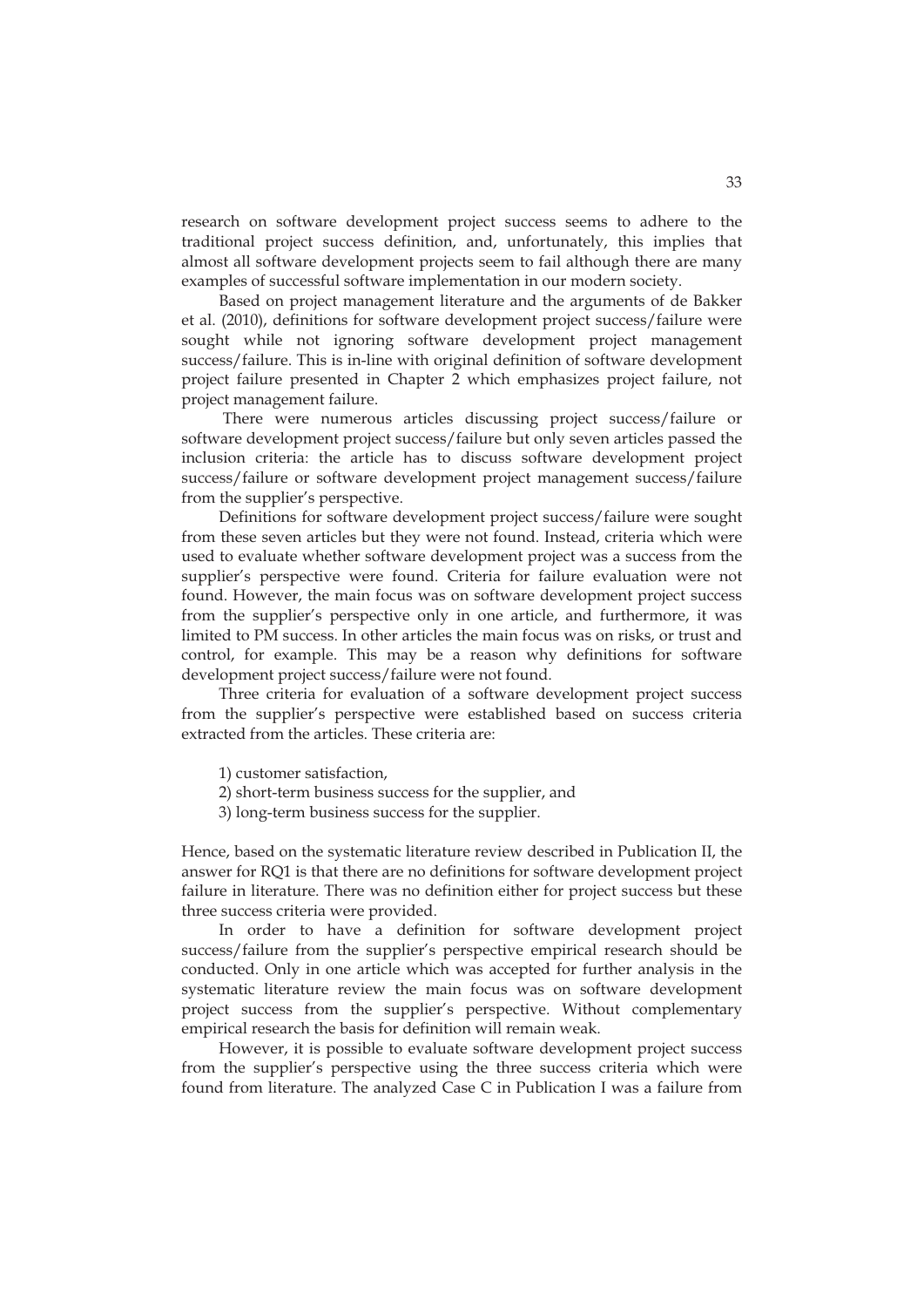research on software development project success seems to adhere to the traditional project success definition, and, unfortunately, this implies that almost all software development projects seem to fail although there are many examples of successful software implementation in our modern society.

Based on project management literature and the arguments of de Bakker et al. (2010), definitions for software development project success/failure were sought while not ignoring software development project management success/failure. This is in-line with original definition of software development project failure presented in Chapter 2 which emphasizes project failure, not project management failure.

There were numerous articles discussing project success/failure or software development project success/failure but only seven articles passed the inclusion criteria: the article has to discuss software development project success/failure or software development project management success/failure from the supplier's perspective.

Definitions for software development project success/failure were sought from these seven articles but they were not found. Instead, criteria which were used to evaluate whether software development project was a success from the supplier's perspective were found. Criteria for failure evaluation were not found. However, the main focus was on software development project success from the supplier's perspective only in one article, and furthermore, it was limited to PM success. In other articles the main focus was on risks, or trust and control, for example. This may be a reason why definitions for software development project success/failure were not found.

Three criteria for evaluation of a software development project success from the supplier's perspective were established based on success criteria extracted from the articles. These criteria are:

1) customer satisfaction,
2) short-term business success for the supplier, and
3) long-term business success for the supplier.

Hence, based on the systematic literature review described in Publication II, the answer for RQ1 is that there are no definitions for software development project failure in literature. There was no definition either for project success but these three success criteria were provided.

In order to have a definition for software development project success/failure from the supplier's perspective empirical research should be conducted. Only in one article which was accepted for further analysis in the systematic literature review the main focus was on software development project success from the supplier's perspective. Without complementary empirical research the basis for definition will remain weak.

However, it is possible to evaluate software development project success from the supplier's perspective using the three success criteria which were found from literature. The analyzed Case C in Publication I was a failure from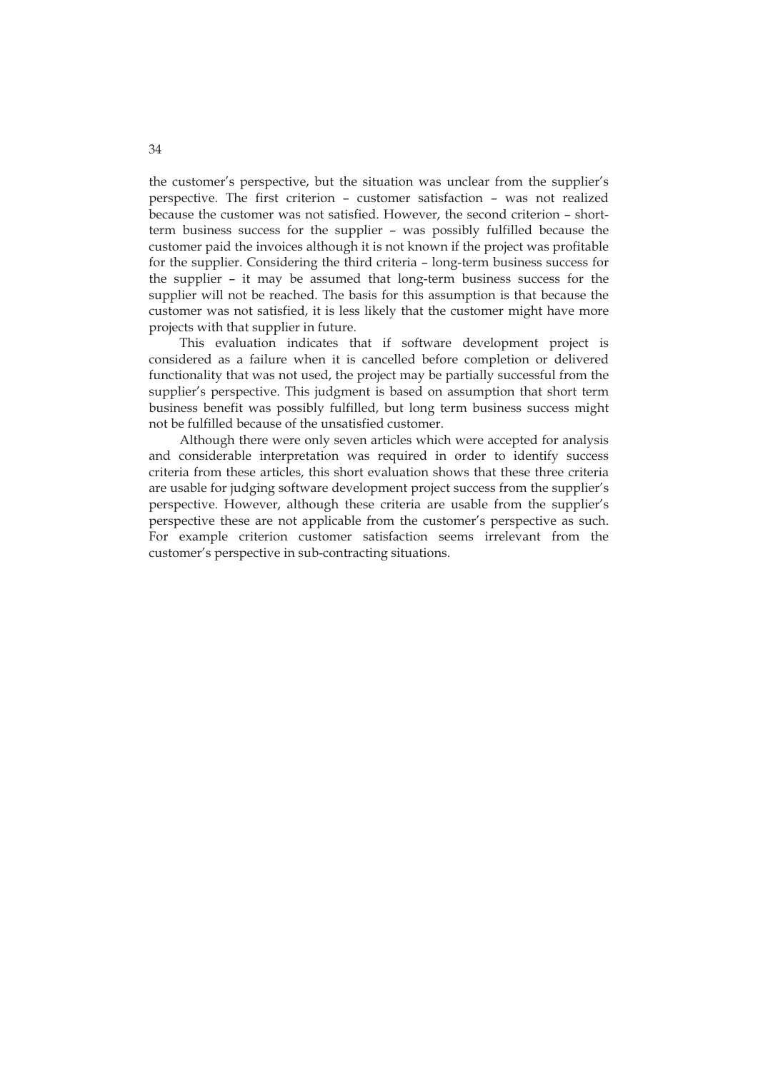the customer's perspective, but the situation was unclear from the supplier's perspective. The first criterion – customer satisfaction – was not realized because the customer was not satisfied. However, the second criterion – short-term business success for the supplier – was possibly fulfilled because the customer paid the invoices although it is not known if the project was profitable for the supplier. Considering the third criteria – long-term business success for the supplier – it may be assumed that long-term business success for the supplier will not be reached. The basis for this assumption is that because the customer was not satisfied, it is less likely that the customer might have more projects with that supplier in future.

This evaluation indicates that if software development project is considered as a failure when it is cancelled before completion or delivered functionality that was not used, the project may be partially successful from the supplier's perspective. This judgment is based on assumption that short term business benefit was possibly fulfilled, but long term business success might not be fulfilled because of the unsatisfied customer.

Although there were only seven articles which were accepted for analysis and considerable interpretation was required in order to identify success criteria from these articles, this short evaluation shows that these three criteria are usable for judging software development project success from the supplier's perspective. However, although these criteria are usable from the supplier's perspective these are not applicable from the customer's perspective as such. For example criterion customer satisfaction seems irrelevant from the customer's perspective in sub-contracting situations.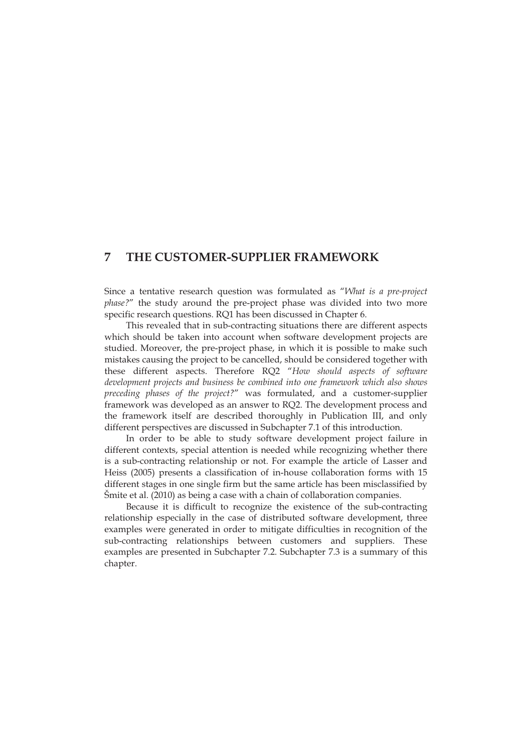# 7 THE CUSTOMER-SUPPLIER FRAMEWORK

Since a tentative research question was formulated as "*What is a pre-project phase?*" the study around the pre-project phase was divided into two more specific research questions. RQ1 has been discussed in Chapter 6.

This revealed that in sub-contracting situations there are different aspects which should be taken into account when software development projects are studied. Moreover, the pre-project phase, in which it is possible to make such mistakes causing the project to be cancelled, should be considered together with these different aspects. Therefore RQ2 "*How should aspects of software development projects and business be combined into one framework which also shows preceding phases of the project?*" was formulated, and a customer-supplier framework was developed as an answer to RQ2. The development process and the framework itself are described thoroughly in Publication III, and only different perspectives are discussed in Subchapter 7.1 of this introduction.

In order to be able to study software development project failure in different contexts, special attention is needed while recognizing whether there is a sub-contracting relationship or not. For example the article of Lasser and Heiss (2005) presents a classification of in-house collaboration forms with 15 different stages in one single firm but the same article has been misclassified by Šmite et al. (2010) as being a case with a chain of collaboration companies.

Because it is difficult to recognize the existence of the sub-contracting relationship especially in the case of distributed software development, three examples were generated in order to mitigate difficulties in recognition of the sub-contracting relationships between customers and suppliers. These examples are presented in Subchapter 7.2. Subchapter 7.3 is a summary of this chapter.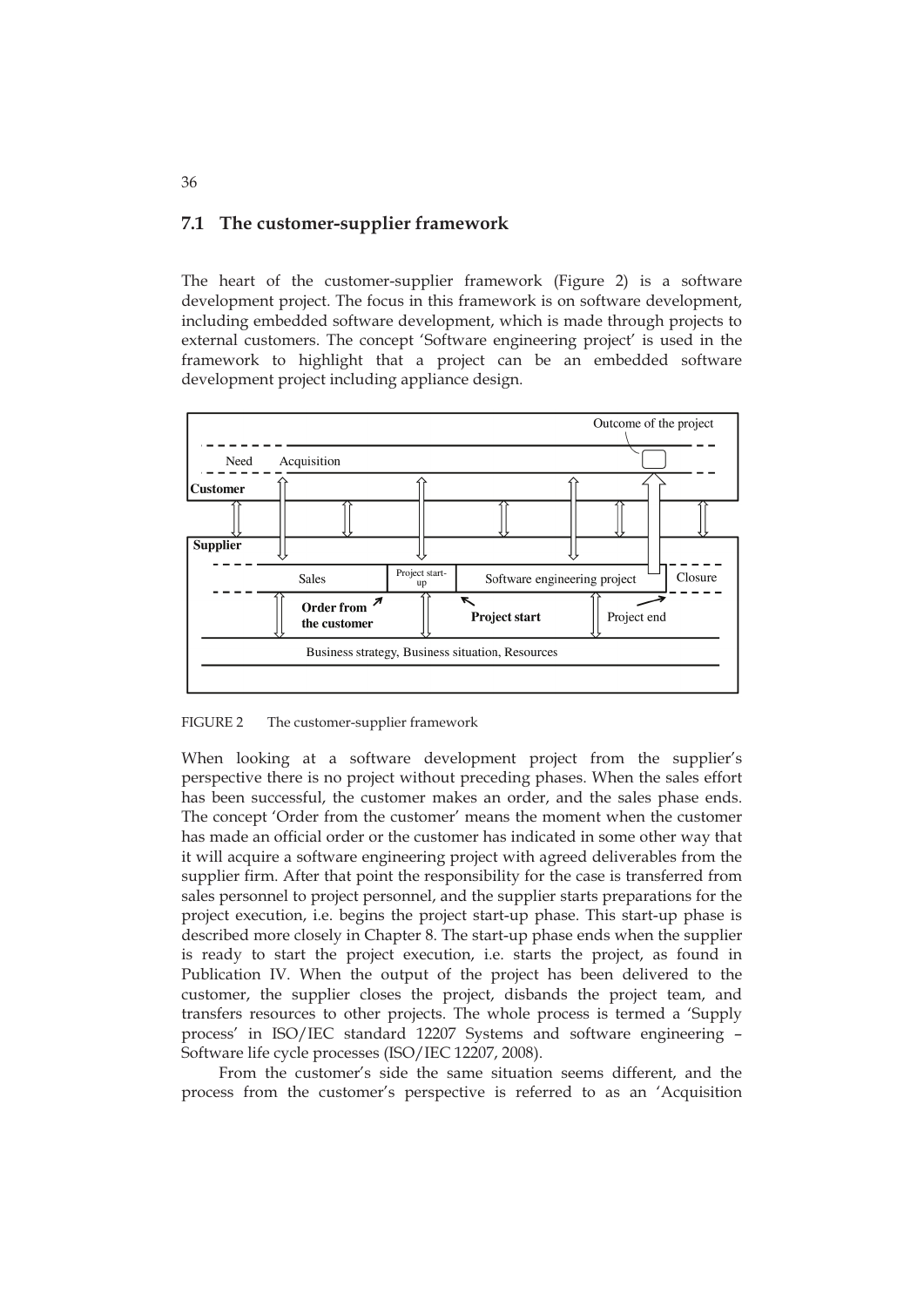## 7.1 The customer-supplier framework

The heart of the customer-supplier framework (Figure 2) is a software development project. The focus in this framework is on software development, including embedded software development, which is made through projects to external customers. The concept 'Software engineering project' is used in the framework to highlight that a project can be an embedded software development project including appliance design.

FIGURE 2 The customer-supplier framework

When looking at a software development project from the supplier's perspective there is no project without preceding phases. When the sales effort has been successful, the customer makes an order, and the sales phase ends. The concept 'Order from the customer' means the moment when the customer has made an official order or the customer has indicated in some other way that it will acquire a software engineering project with agreed deliverables from the supplier firm. After that point the responsibility for the case is transferred from sales personnel to project personnel, and the supplier starts preparations for the project execution, i.e. begins the project start-up phase. This start-up phase is described more closely in Chapter 8. The start-up phase ends when the supplier is ready to start the project execution, i.e. starts the project, as found in Publication IV. When the output of the project has been delivered to the customer, the supplier closes the project, disbands the project team, and transfers resources to other projects. The whole process is termed a 'Supply process' in ISO/IEC standard 12207 Systems and software engineering – Software life cycle processes (ISO/IEC 12207, 2008).

From the customer's side the same situation seems different, and the process from the customer's perspective is referred to as an 'Acquisition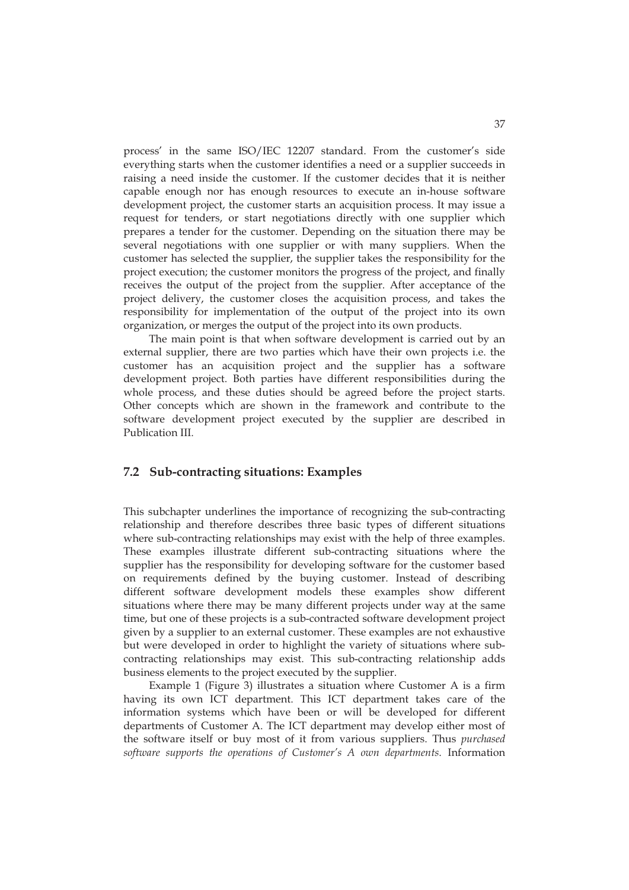process' in the same ISO/IEC 12207 standard. From the customer's side everything starts when the customer identifies a need or a supplier succeeds in raising a need inside the customer. If the customer decides that it is neither capable enough nor has enough resources to execute an in-house software development project, the customer starts an acquisition process. It may issue a request for tenders, or start negotiations directly with one supplier which prepares a tender for the customer. Depending on the situation there may be several negotiations with one supplier or with many suppliers. When the customer has selected the supplier, the supplier takes the responsibility for the project execution; the customer monitors the progress of the project, and finally receives the output of the project from the supplier. After acceptance of the project delivery, the customer closes the acquisition process, and takes the responsibility for implementation of the output of the project into its own organization, or merges the output of the project into its own products.

The main point is that when software development is carried out by an external supplier, there are two parties which have their own projects i.e. the customer has an acquisition project and the supplier has a software development project. Both parties have different responsibilities during the whole process, and these duties should be agreed before the project starts. Other concepts which are shown in the framework and contribute to the software development project executed by the supplier are described in Publication III.

## 7.2 Sub-contracting situations: Examples

This subchapter underlines the importance of recognizing the sub-contracting relationship and therefore describes three basic types of different situations where sub-contracting relationships may exist with the help of three examples. These examples illustrate different sub-contracting situations where the supplier has the responsibility for developing software for the customer based on requirements defined by the buying customer. Instead of describing different software development models these examples show different situations where there may be many different projects under way at the same time, but one of these projects is a sub-contracted software development project given by a supplier to an external customer. These examples are not exhaustive but were developed in order to highlight the variety of situations where sub-contracting relationships may exist. This sub-contracting relationship adds business elements to the project executed by the supplier.

Example 1 (Figure 3) illustrates a situation where Customer A is a firm having its own ICT department. This ICT department takes care of the information systems which have been or will be developed for different departments of Customer A. The ICT department may develop either most of the software itself or buy most of it from various suppliers. Thus *purchased software supports the operations of Customer's A own departments*. Information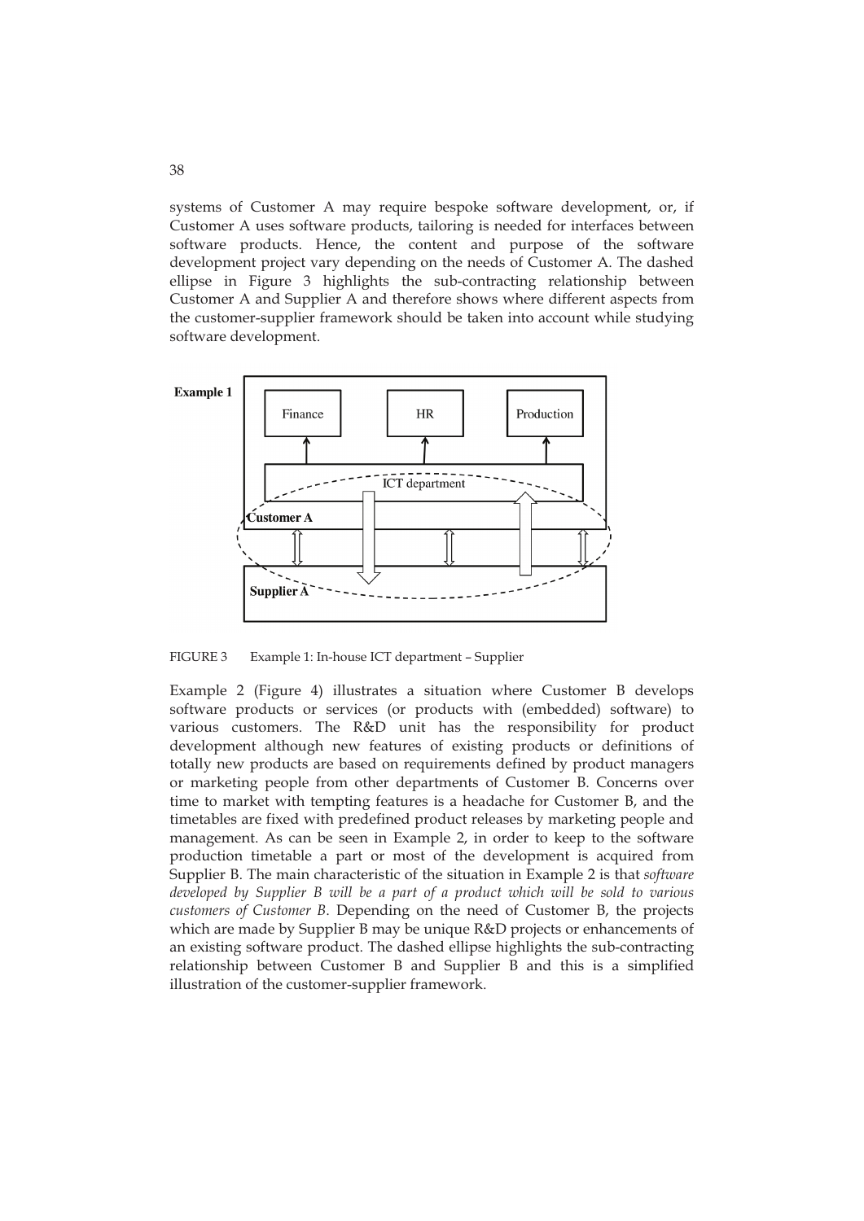systems of Customer A may require bespoke software development, or, if Customer A uses software products, tailoring is needed for interfaces between software products. Hence, the content and purpose of the software development project vary depending on the needs of Customer A. The dashed ellipse in Figure 3 highlights the sub-contracting relationship between Customer A and Supplier A and therefore shows where different aspects from the customer-supplier framework should be taken into account while studying software development.

FIGURE 3 Example 1: In-house ICT department – Supplier

Example 2 (Figure 4) illustrates a situation where Customer B develops software products or services (or products with (embedded) software) to various customers. The R&D unit has the responsibility for product development although new features of existing products or definitions of totally new products are based on requirements defined by product managers or marketing people from other departments of Customer B. Concerns over time to market with tempting features is a headache for Customer B, and the timetables are fixed with predefined product releases by marketing people and management. As can be seen in Example 2, in order to keep to the software production timetable a part or most of the development is acquired from Supplier B. The main characteristic of the situation in Example 2 is that *software developed by Supplier B will be a part of a product which will be sold to various customers of Customer B*. Depending on the need of Customer B, the projects which are made by Supplier B may be unique R&D projects or enhancements of an existing software product. The dashed ellipse highlights the sub-contracting relationship between Customer B and Supplier B and this is a simplified illustration of the customer-supplier framework.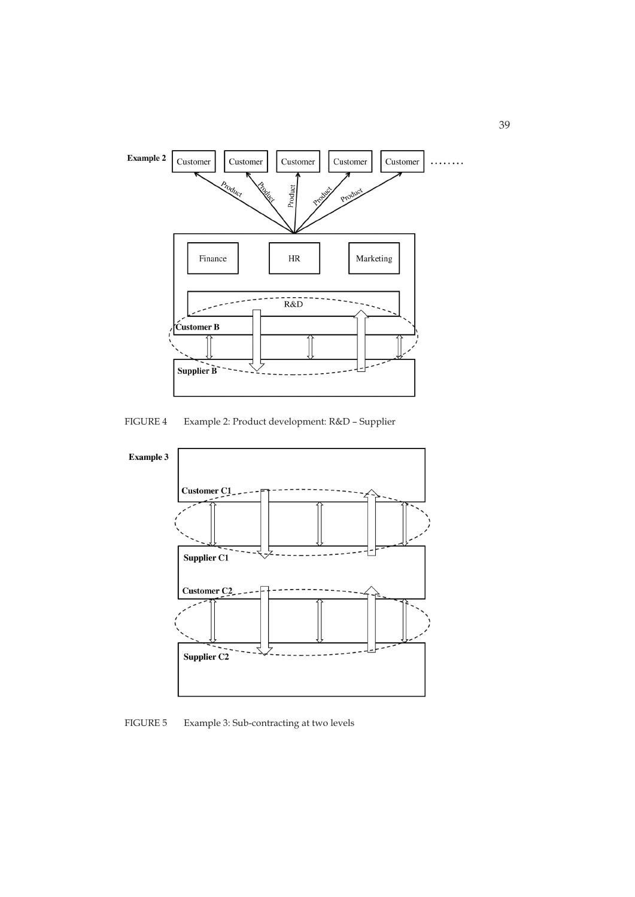FIGURE 4 Example 2: Product development: R&D – Supplier

FIGURE 5 Example 3: Sub-contracting at two levels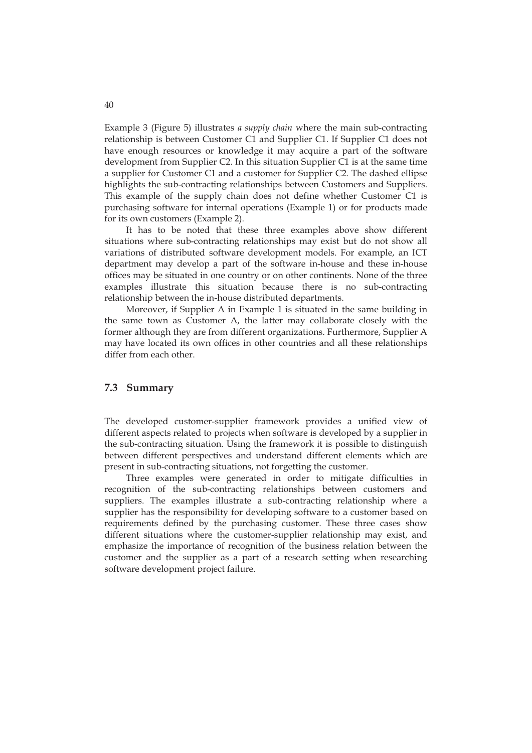Example 3 (Figure 5) illustrates *a supply chain* where the main sub-contracting relationship is between Customer C1 and Supplier C1. If Supplier C1 does not have enough resources or knowledge it may acquire a part of the software development from Supplier C2. In this situation Supplier C1 is at the same time a supplier for Customer C1 and a customer for Supplier C2. The dashed ellipse highlights the sub-contracting relationships between Customers and Suppliers. This example of the supply chain does not define whether Customer C1 is purchasing software for internal operations (Example 1) or for products made for its own customers (Example 2).

It has to be noted that these three examples above show different situations where sub-contracting relationships may exist but do not show all variations of distributed software development models. For example, an ICT department may develop a part of the software in-house and these in-house offices may be situated in one country or on other continents. None of the three examples illustrate this situation because there is no sub-contracting relationship between the in-house distributed departments.

Moreover, if Supplier A in Example 1 is situated in the same building in the same town as Customer A, the latter may collaborate closely with the former although they are from different organizations. Furthermore, Supplier A may have located its own offices in other countries and all these relationships differ from each other.

## 7.3 Summary

The developed customer-supplier framework provides a unified view of different aspects related to projects when software is developed by a supplier in the sub-contracting situation. Using the framework it is possible to distinguish between different perspectives and understand different elements which are present in sub-contracting situations, not forgetting the customer.

Three examples were generated in order to mitigate difficulties in recognition of the sub-contracting relationships between customers and suppliers. The examples illustrate a sub-contracting relationship where a supplier has the responsibility for developing software to a customer based on requirements defined by the purchasing customer. These three cases show different situations where the customer-supplier relationship may exist, and emphasize the importance of recognition of the business relation between the customer and the supplier as a part of a research setting when researching software development project failure.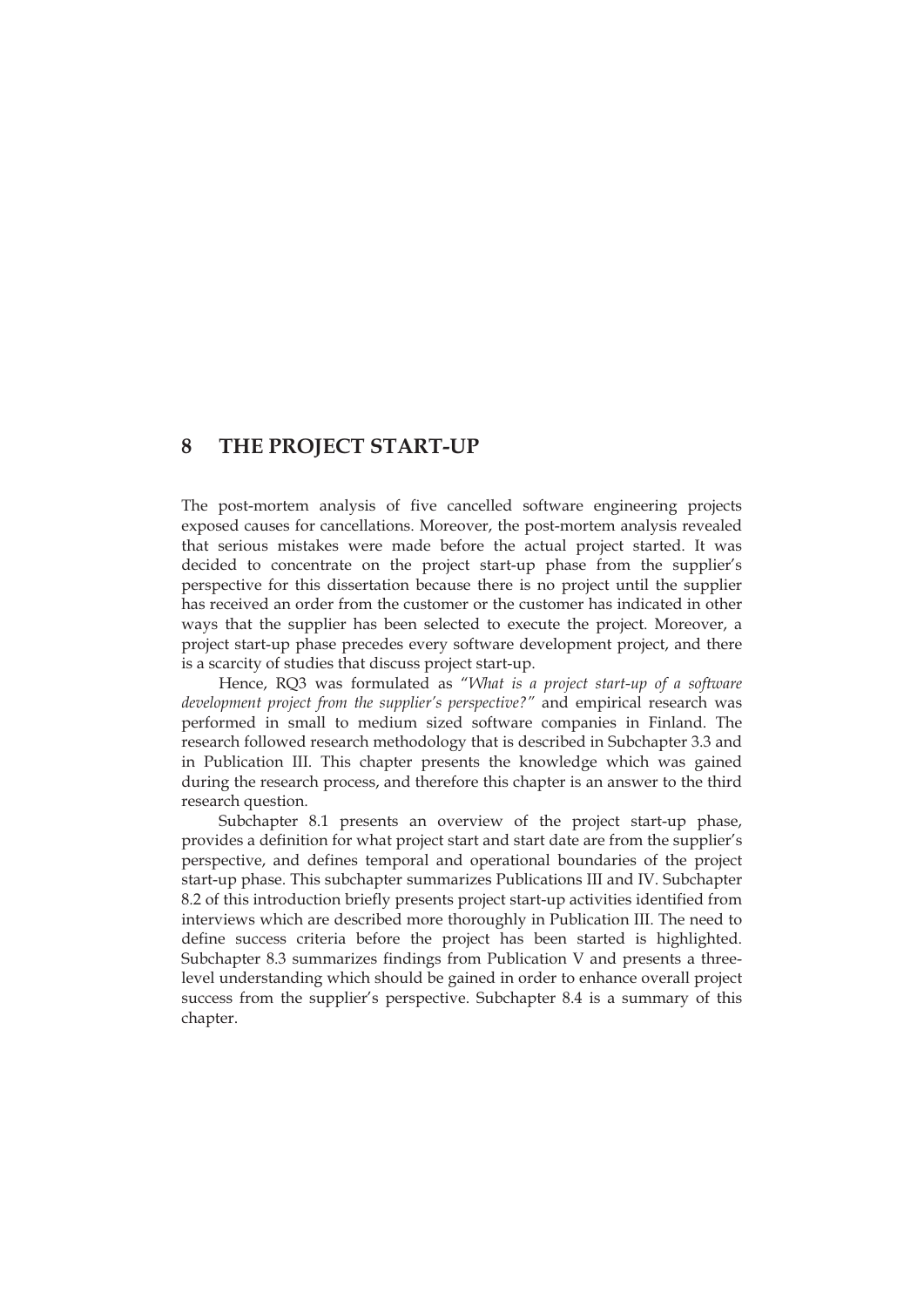# 8 THE PROJECT START-UP

The post-mortem analysis of five cancelled software engineering projects exposed causes for cancellations. Moreover, the post-mortem analysis revealed that serious mistakes were made before the actual project started. It was decided to concentrate on the project start-up phase from the supplier's perspective for this dissertation because there is no project until the supplier has received an order from the customer or the customer has indicated in other ways that the supplier has been selected to execute the project. Moreover, a project start-up phase precedes every software development project, and there is a scarcity of studies that discuss project start-up.

Hence, RQ3 was formulated as *"What is a project start-up of a software development project from the supplier's perspective?"* and empirical research was performed in small to medium sized software companies in Finland. The research followed research methodology that is described in Subchapter 3.3 and in Publication III. This chapter presents the knowledge which was gained during the research process, and therefore this chapter is an answer to the third research question.

Subchapter 8.1 presents an overview of the project start-up phase, provides a definition for what project start and start date are from the supplier's perspective, and defines temporal and operational boundaries of the project start-up phase. This subchapter summarizes Publications III and IV. Subchapter 8.2 of this introduction briefly presents project start-up activities identified from interviews which are described more thoroughly in Publication III. The need to define success criteria before the project has been started is highlighted. Subchapter 8.3 summarizes findings from Publication V and presents a three-level understanding which should be gained in order to enhance overall project success from the supplier's perspective. Subchapter 8.4 is a summary of this chapter.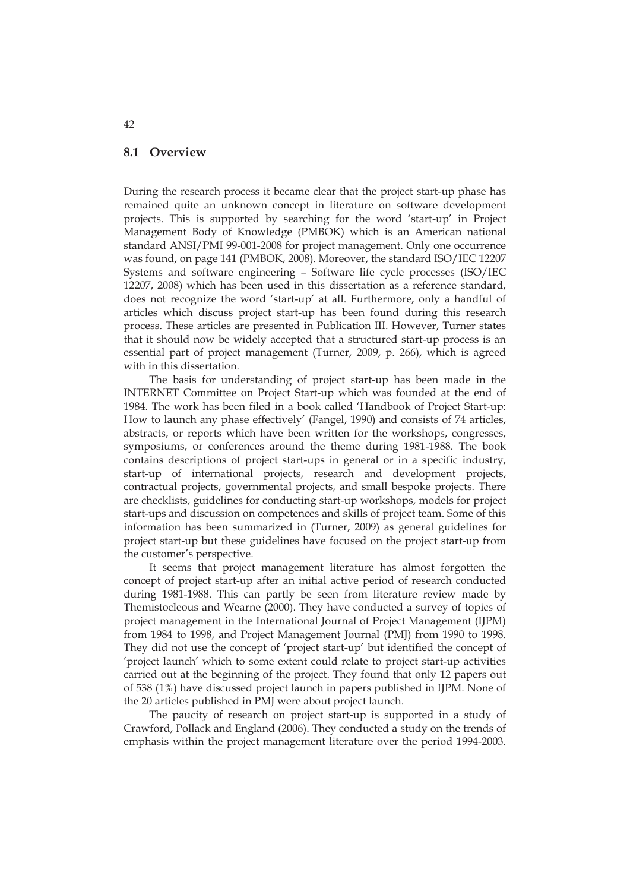## 8.1 Overview

During the research process it became clear that the project start-up phase has remained quite an unknown concept in literature on software development projects. This is supported by searching for the word 'start-up' in Project Management Body of Knowledge (PMBOK) which is an American national standard ANSI/PMI 99-001-2008 for project management. Only one occurrence was found, on page 141 (PMBOK, 2008). Moreover, the standard ISO/IEC 12207 Systems and software engineering – Software life cycle processes (ISO/IEC 12207, 2008) which has been used in this dissertation as a reference standard, does not recognize the word 'start-up' at all. Furthermore, only a handful of articles which discuss project start-up has been found during this research process. These articles are presented in Publication III. However, Turner states that it should now be widely accepted that a structured start-up process is an essential part of project management (Turner, 2009, p. 266), which is agreed with in this dissertation.

The basis for understanding of project start-up has been made in the INTERNET Committee on Project Start-up which was founded at the end of 1984. The work has been filed in a book called 'Handbook of Project Start-up: How to launch any phase effectively' (Fangel, 1990) and consists of 74 articles, abstracts, or reports which have been written for the workshops, congresses, symposiums, or conferences around the theme during 1981-1988. The book contains descriptions of project start-ups in general or in a specific industry, start-up of international projects, research and development projects, contractual projects, governmental projects, and small bespoke projects. There are checklists, guidelines for conducting start-up workshops, models for project start-ups and discussion on competences and skills of project team. Some of this information has been summarized in (Turner, 2009) as general guidelines for project start-up but these guidelines have focused on the project start-up from the customer's perspective.

It seems that project management literature has almost forgotten the concept of project start-up after an initial active period of research conducted during 1981-1988. This can partly be seen from literature review made by Themistocleous and Wearne (2000). They have conducted a survey of topics of project management in the International Journal of Project Management (IJPM) from 1984 to 1998, and Project Management Journal (PMJ) from 1990 to 1998. They did not use the concept of 'project start-up' but identified the concept of 'project launch' which to some extent could relate to project start-up activities carried out at the beginning of the project. They found that only 12 papers out of 538 (1%) have discussed project launch in papers published in IJPM. None of the 20 articles published in PMJ were about project launch.

The paucity of research on project start-up is supported in a study of Crawford, Pollack and England (2006). They conducted a study on the trends of emphasis within the project management literature over the period 1994-2003.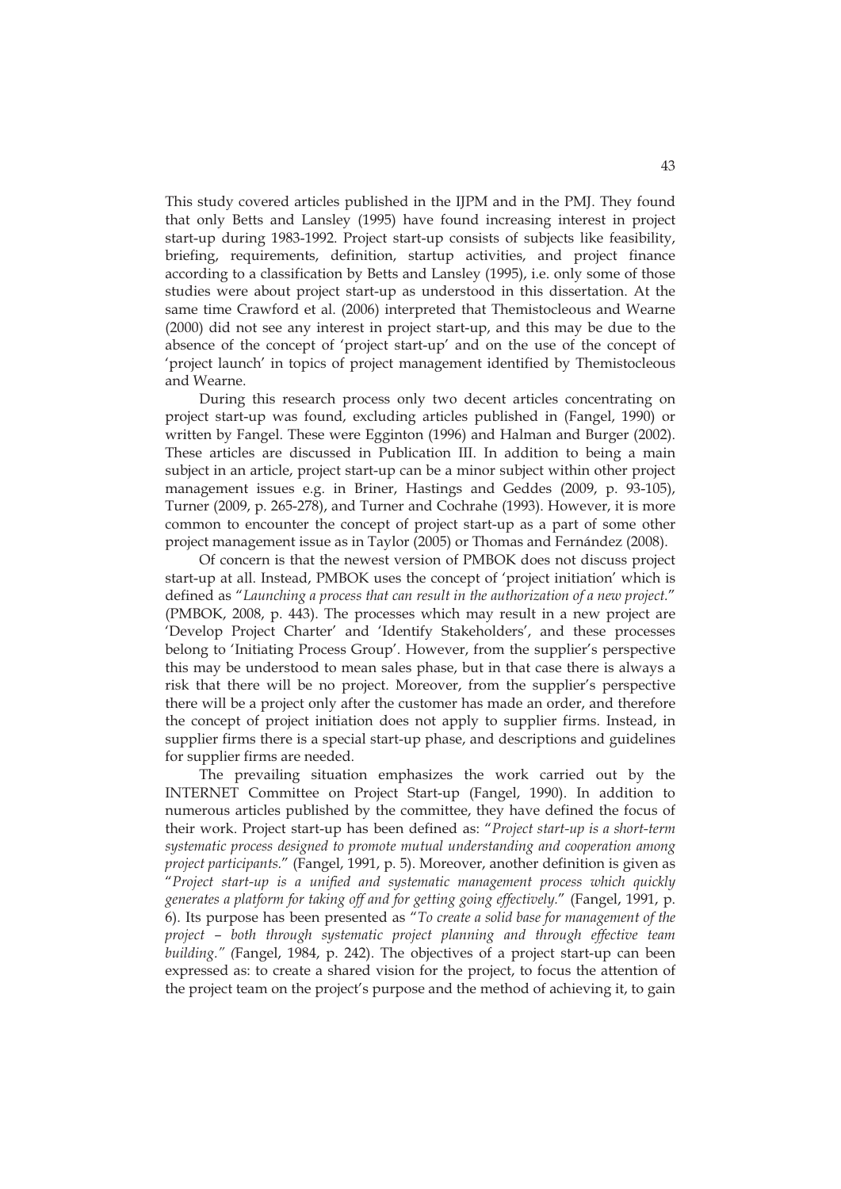This study covered articles published in the IJPM and in the PMJ. They found that only Betts and Lansley (1995) have found increasing interest in project start-up during 1983-1992. Project start-up consists of subjects like feasibility, briefing, requirements, definition, startup activities, and project finance according to a classification by Betts and Lansley (1995), i.e. only some of those studies were about project start-up as understood in this dissertation. At the same time Crawford et al. (2006) interpreted that Themistocleous and Wearne (2000) did not see any interest in project start-up, and this may be due to the absence of the concept of 'project start-up' and on the use of the concept of 'project launch' in topics of project management identified by Themistocleous and Wearne.

During this research process only two decent articles concentrating on project start-up was found, excluding articles published in (Fangel, 1990) or written by Fangel. These were Egginton (1996) and Halman and Burger (2002). These articles are discussed in Publication III. In addition to being a main subject in an article, project start-up can be a minor subject within other project management issues e.g. in Briner, Hastings and Geddes (2009, p. 93-105), Turner (2009, p. 265-278), and Turner and Cochrahe (1993). However, it is more common to encounter the concept of project start-up as a part of some other project management issue as in Taylor (2005) or Thomas and Fernández (2008).

Of concern is that the newest version of PMBOK does not discuss project start-up at all. Instead, PMBOK uses the concept of 'project initiation' which is defined as "*Launching a process that can result in the authorization of a new project.*" (PMBOK, 2008, p. 443). The processes which may result in a new project are 'Develop Project Charter' and 'Identify Stakeholders', and these processes belong to 'Initiating Process Group'. However, from the supplier's perspective this may be understood to mean sales phase, but in that case there is always a risk that there will be no project. Moreover, from the supplier's perspective there will be a project only after the customer has made an order, and therefore the concept of project initiation does not apply to supplier firms. Instead, in supplier firms there is a special start-up phase, and descriptions and guidelines for supplier firms are needed.

The prevailing situation emphasizes the work carried out by the INTERNET Committee on Project Start-up (Fangel, 1990). In addition to numerous articles published by the committee, they have defined the focus of their work. Project start-up has been defined as: "*Project start-up is a short-term systematic process designed to promote mutual understanding and cooperation among project participants.*" (Fangel, 1991, p. 5). Moreover, another definition is given as "*Project start-up is a unified and systematic management process which quickly generates a platform for taking off and for getting going effectively.*" (Fangel, 1991, p. 6). Its purpose has been presented as "*To create a solid base for management of the project – both through systematic project planning and through effective team building." (*Fangel, 1984, p. 242). The objectives of a project start-up can been expressed as: to create a shared vision for the project, to focus the attention of the project team on the project's purpose and the method of achieving it, to gain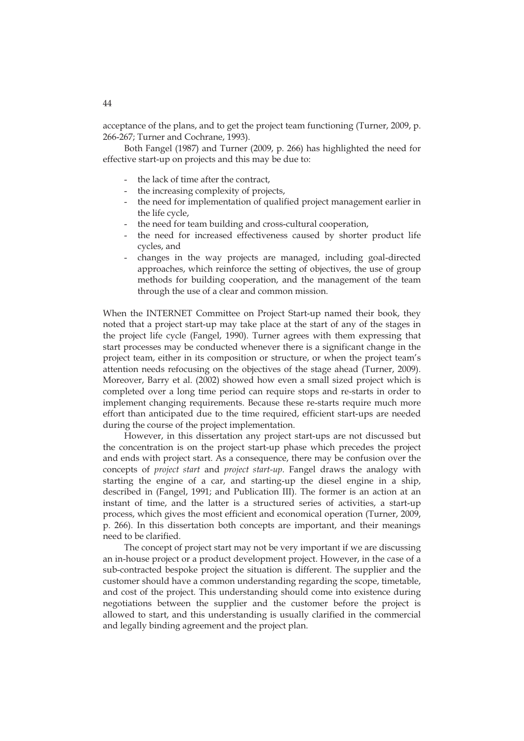acceptance of the plans, and to get the project team functioning (Turner, 2009, p. 266-267; Turner and Cochrane, 1993).

Both Fangel (1987) and Turner (2009, p. 266) has highlighted the need for effective start-up on projects and this may be due to:

- the lack of time after the contract,
- the increasing complexity of projects,
- the need for implementation of qualified project management earlier in the life cycle,
- the need for team building and cross-cultural cooperation,
- the need for increased effectiveness caused by shorter product life cycles, and
- changes in the way projects are managed, including goal-directed approaches, which reinforce the setting of objectives, the use of group methods for building cooperation, and the management of the team through the use of a clear and common mission.

When the INTERNET Committee on Project Start-up named their book, they noted that a project start-up may take place at the start of any of the stages in the project life cycle (Fangel, 1990). Turner agrees with them expressing that start processes may be conducted whenever there is a significant change in the project team, either in its composition or structure, or when the project team's attention needs refocusing on the objectives of the stage ahead (Turner, 2009). Moreover, Barry et al. (2002) showed how even a small sized project which is completed over a long time period can require stops and re-starts in order to implement changing requirements. Because these re-starts require much more effort than anticipated due to the time required, efficient start-ups are needed during the course of the project implementation.

However, in this dissertation any project start-ups are not discussed but the concentration is on the project start-up phase which precedes the project and ends with project start. As a consequence, there may be confusion over the concepts of *project start* and *project start-up*. Fangel draws the analogy with starting the engine of a car, and starting-up the diesel engine in a ship, described in (Fangel, 1991; and Publication III). The former is an action at an instant of time, and the latter is a structured series of activities, a start-up process, which gives the most efficient and economical operation (Turner, 2009, p. 266). In this dissertation both concepts are important, and their meanings need to be clarified.

The concept of project start may not be very important if we are discussing an in-house project or a product development project. However, in the case of a sub-contracted bespoke project the situation is different. The supplier and the customer should have a common understanding regarding the scope, timetable, and cost of the project. This understanding should come into existence during negotiations between the supplier and the customer before the project is allowed to start, and this understanding is usually clarified in the commercial and legally binding agreement and the project plan.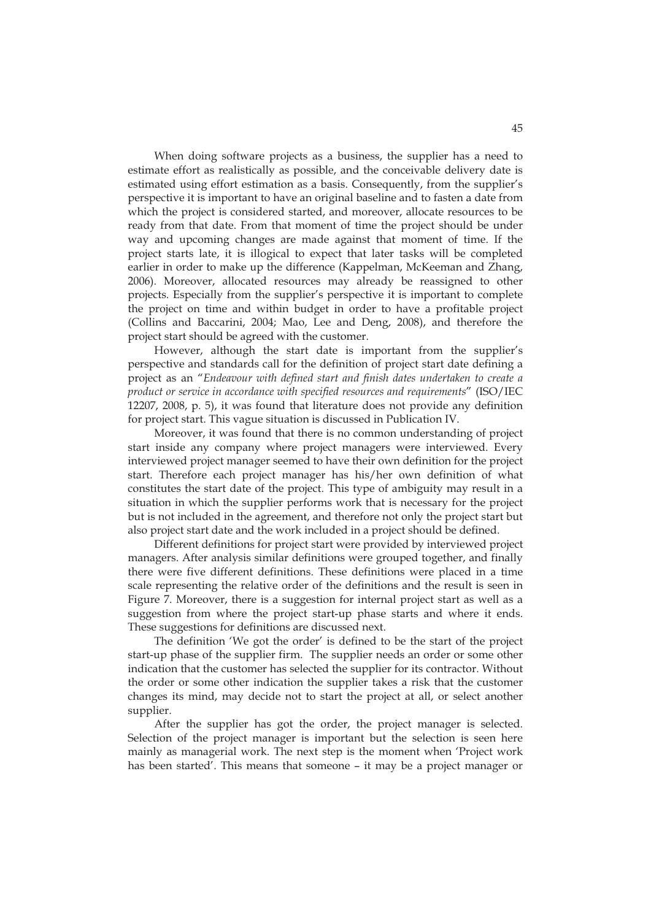When doing software projects as a business, the supplier has a need to estimate effort as realistically as possible, and the conceivable delivery date is estimated using effort estimation as a basis. Consequently, from the supplier's perspective it is important to have an original baseline and to fasten a date from which the project is considered started, and moreover, allocate resources to be ready from that date. From that moment of time the project should be under way and upcoming changes are made against that moment of time. If the project starts late, it is illogical to expect that later tasks will be completed earlier in order to make up the difference (Kappelman, McKeeman and Zhang, 2006). Moreover, allocated resources may already be reassigned to other projects. Especially from the supplier's perspective it is important to complete the project on time and within budget in order to have a profitable project (Collins and Baccarini, 2004; Mao, Lee and Deng, 2008), and therefore the project start should be agreed with the customer.

However, although the start date is important from the supplier's perspective and standards call for the definition of project start date defining a project as an "*Endeavour with defined start and finish dates undertaken to create a product or service in accordance with specified resources and requirements*" (ISO/IEC 12207, 2008, p. 5), it was found that literature does not provide any definition for project start. This vague situation is discussed in Publication IV.

Moreover, it was found that there is no common understanding of project start inside any company where project managers were interviewed. Every interviewed project manager seemed to have their own definition for the project start. Therefore each project manager has his/her own definition of what constitutes the start date of the project. This type of ambiguity may result in a situation in which the supplier performs work that is necessary for the project but is not included in the agreement, and therefore not only the project start but also project start date and the work included in a project should be defined.

Different definitions for project start were provided by interviewed project managers. After analysis similar definitions were grouped together, and finally there were five different definitions. These definitions were placed in a time scale representing the relative order of the definitions and the result is seen in Figure 7. Moreover, there is a suggestion for internal project start as well as a suggestion from where the project start-up phase starts and where it ends. These suggestions for definitions are discussed next.

The definition 'We got the order' is defined to be the start of the project start-up phase of the supplier firm. The supplier needs an order or some other indication that the customer has selected the supplier for its contractor. Without the order or some other indication the supplier takes a risk that the customer changes its mind, may decide not to start the project at all, or select another supplier.

After the supplier has got the order, the project manager is selected. Selection of the project manager is important but the selection is seen here mainly as managerial work. The next step is the moment when 'Project work has been started'. This means that someone – it may be a project manager or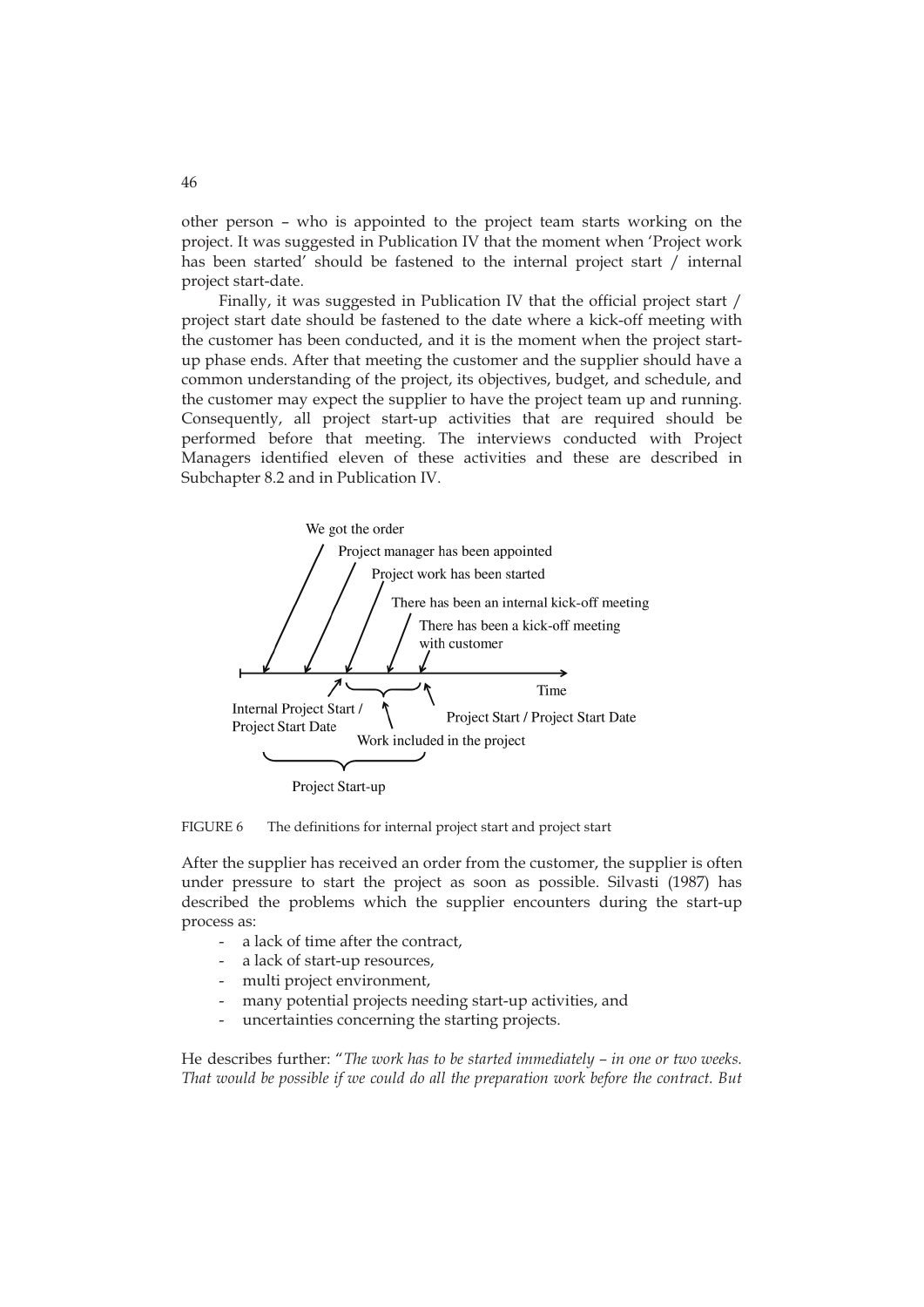other person – who is appointed to the project team starts working on the project. It was suggested in Publication IV that the moment when 'Project work has been started' should be fastened to the internal project start / internal project start-date.

Finally, it was suggested in Publication IV that the official project start / project start date should be fastened to the date where a kick-off meeting with the customer has been conducted, and it is the moment when the project start-up phase ends. After that meeting the customer and the supplier should have a common understanding of the project, its objectives, budget, and schedule, and the customer may expect the supplier to have the project team up and running. Consequently, all project start-up activities that are required should be performed before that meeting. The interviews conducted with Project Managers identified eleven of these activities and these are described in Subchapter 8.2 and in Publication IV.

We got the order

Project manager has been appointed

Project work has been started

There has been an internal kick-off meeting

There has been a kick-off meeting with customer

Time

Internal Project Start / Project Start Date

Project Start / Project Start Date

Work included in the project

Project Start-up

FIGURE 6 The definitions for internal project start and project start

After the supplier has received an order from the customer, the supplier is often under pressure to start the project as soon as possible. Silvasti (1987) has described the problems which the supplier encounters during the start-up process as:

- a lack of time after the contract,
- a lack of start-up resources,
- multi project environment,
- many potential projects needing start-up activities, and
- uncertainties concerning the starting projects.

He describes further: "*The work has to be started immediately – in one or two weeks. That would be possible if we could do all the preparation work before the contract. But*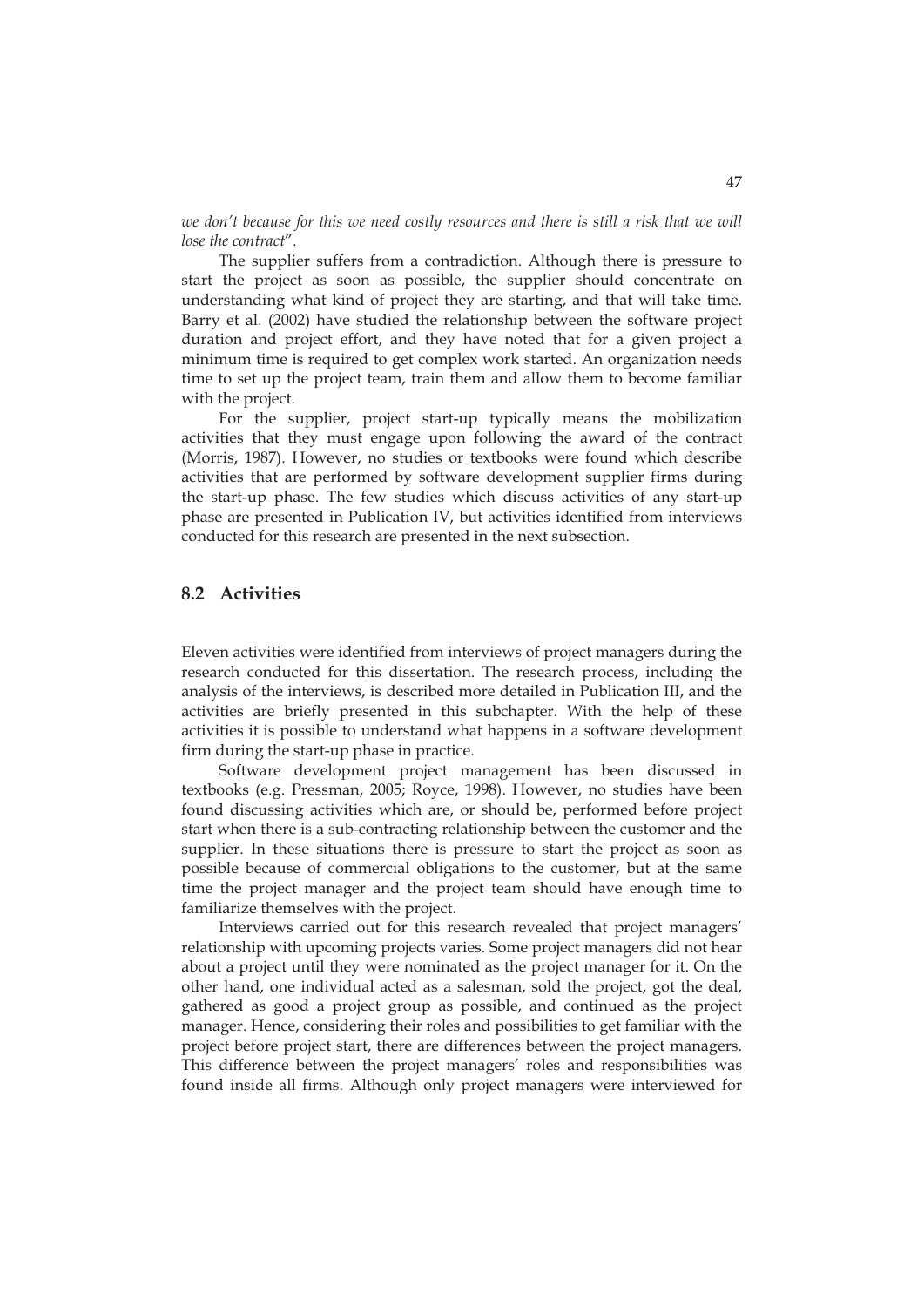*we don't because for this we need costly resources and there is still a risk that we will lose the contract*".

The supplier suffers from a contradiction. Although there is pressure to start the project as soon as possible, the supplier should concentrate on understanding what kind of project they are starting, and that will take time. Barry et al. (2002) have studied the relationship between the software project duration and project effort, and they have noted that for a given project a minimum time is required to get complex work started. An organization needs time to set up the project team, train them and allow them to become familiar with the project.

For the supplier, project start-up typically means the mobilization activities that they must engage upon following the award of the contract (Morris, 1987). However, no studies or textbooks were found which describe activities that are performed by software development supplier firms during the start-up phase. The few studies which discuss activities of any start-up phase are presented in Publication IV, but activities identified from interviews conducted for this research are presented in the next subsection.

## 8.2 Activities

Eleven activities were identified from interviews of project managers during the research conducted for this dissertation. The research process, including the analysis of the interviews, is described more detailed in Publication III, and the activities are briefly presented in this subchapter. With the help of these activities it is possible to understand what happens in a software development firm during the start-up phase in practice.

Software development project management has been discussed in textbooks (e.g. Pressman, 2005; Royce, 1998). However, no studies have been found discussing activities which are, or should be, performed before project start when there is a sub-contracting relationship between the customer and the supplier. In these situations there is pressure to start the project as soon as possible because of commercial obligations to the customer, but at the same time the project manager and the project team should have enough time to familiarize themselves with the project.

Interviews carried out for this research revealed that project managers' relationship with upcoming projects varies. Some project managers did not hear about a project until they were nominated as the project manager for it. On the other hand, one individual acted as a salesman, sold the project, got the deal, gathered as good a project group as possible, and continued as the project manager. Hence, considering their roles and possibilities to get familiar with the project before project start, there are differences between the project managers. This difference between the project managers' roles and responsibilities was found inside all firms. Although only project managers were interviewed for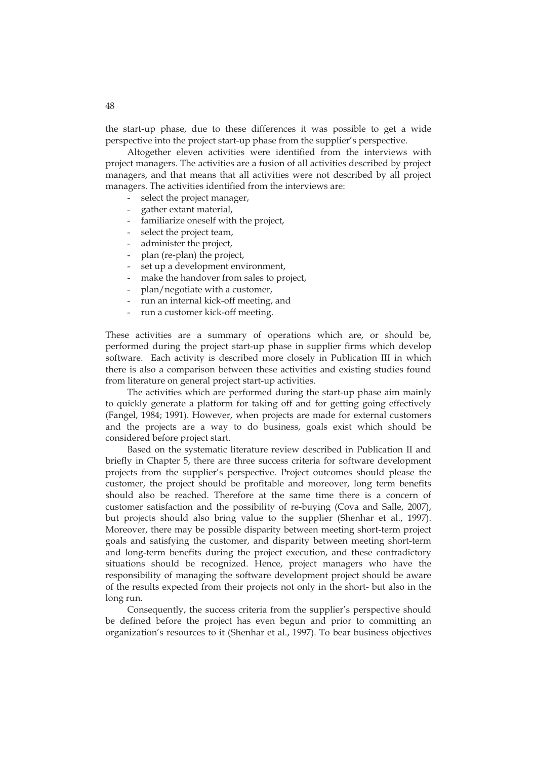the start-up phase, due to these differences it was possible to get a wide perspective into the project start-up phase from the supplier's perspective.

Altogether eleven activities were identified from the interviews with project managers. The activities are a fusion of all activities described by project managers, and that means that all activities were not described by all project managers. The activities identified from the interviews are:

- select the project manager,
- gather extant material,
- familiarize oneself with the project,
- select the project team,
- administer the project,
- plan (re-plan) the project,
- set up a development environment,
- make the handover from sales to project,
- plan/negotiate with a customer,
- run an internal kick-off meeting, and
- run a customer kick-off meeting.

These activities are a summary of operations which are, or should be, performed during the project start-up phase in supplier firms which develop software. Each activity is described more closely in Publication III in which there is also a comparison between these activities and existing studies found from literature on general project start-up activities.

The activities which are performed during the start-up phase aim mainly to quickly generate a platform for taking off and for getting going effectively (Fangel, 1984; 1991). However, when projects are made for external customers and the projects are a way to do business, goals exist which should be considered before project start.

Based on the systematic literature review described in Publication II and briefly in Chapter 5, there are three success criteria for software development projects from the supplier's perspective. Project outcomes should please the customer, the project should be profitable and moreover, long term benefits should also be reached. Therefore at the same time there is a concern of customer satisfaction and the possibility of re-buying (Cova and Salle, 2007), but projects should also bring value to the supplier (Shenhar et al., 1997). Moreover, there may be possible disparity between meeting short-term project goals and satisfying the customer, and disparity between meeting short-term and long-term benefits during the project execution, and these contradictory situations should be recognized. Hence, project managers who have the responsibility of managing the software development project should be aware of the results expected from their projects not only in the short- but also in the long run.

Consequently, the success criteria from the supplier's perspective should be defined before the project has even begun and prior to committing an organization's resources to it (Shenhar et al., 1997). To bear business objectives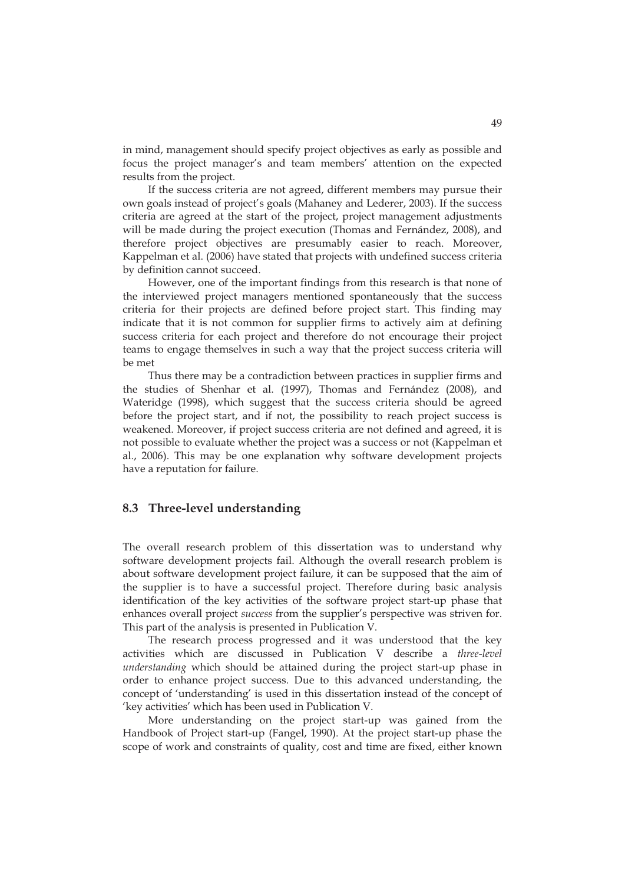in mind, management should specify project objectives as early as possible and focus the project manager's and team members' attention on the expected results from the project.

If the success criteria are not agreed, different members may pursue their own goals instead of project's goals (Mahaney and Lederer, 2003). If the success criteria are agreed at the start of the project, project management adjustments will be made during the project execution (Thomas and Fernández, 2008), and therefore project objectives are presumably easier to reach. Moreover, Kappelman et al. (2006) have stated that projects with undefined success criteria by definition cannot succeed.

However, one of the important findings from this research is that none of the interviewed project managers mentioned spontaneously that the success criteria for their projects are defined before project start. This finding may indicate that it is not common for supplier firms to actively aim at defining success criteria for each project and therefore do not encourage their project teams to engage themselves in such a way that the project success criteria will be met

Thus there may be a contradiction between practices in supplier firms and the studies of Shenhar et al. (1997), Thomas and Fernández (2008), and Wateridge (1998), which suggest that the success criteria should be agreed before the project start, and if not, the possibility to reach project success is weakened. Moreover, if project success criteria are not defined and agreed, it is not possible to evaluate whether the project was a success or not (Kappelman et al., 2006). This may be one explanation why software development projects have a reputation for failure.

## 8.3 Three-level understanding

The overall research problem of this dissertation was to understand why software development projects fail. Although the overall research problem is about software development project failure, it can be supposed that the aim of the supplier is to have a successful project. Therefore during basic analysis identification of the key activities of the software project start-up phase that enhances overall project *success* from the supplier's perspective was striven for. This part of the analysis is presented in Publication V.

The research process progressed and it was understood that the key activities which are discussed in Publication V describe a *three-level understanding* which should be attained during the project start-up phase in order to enhance project success. Due to this advanced understanding, the concept of 'understanding' is used in this dissertation instead of the concept of 'key activities' which has been used in Publication V.

More understanding on the project start-up was gained from the Handbook of Project start-up (Fangel, 1990). At the project start-up phase the scope of work and constraints of quality, cost and time are fixed, either known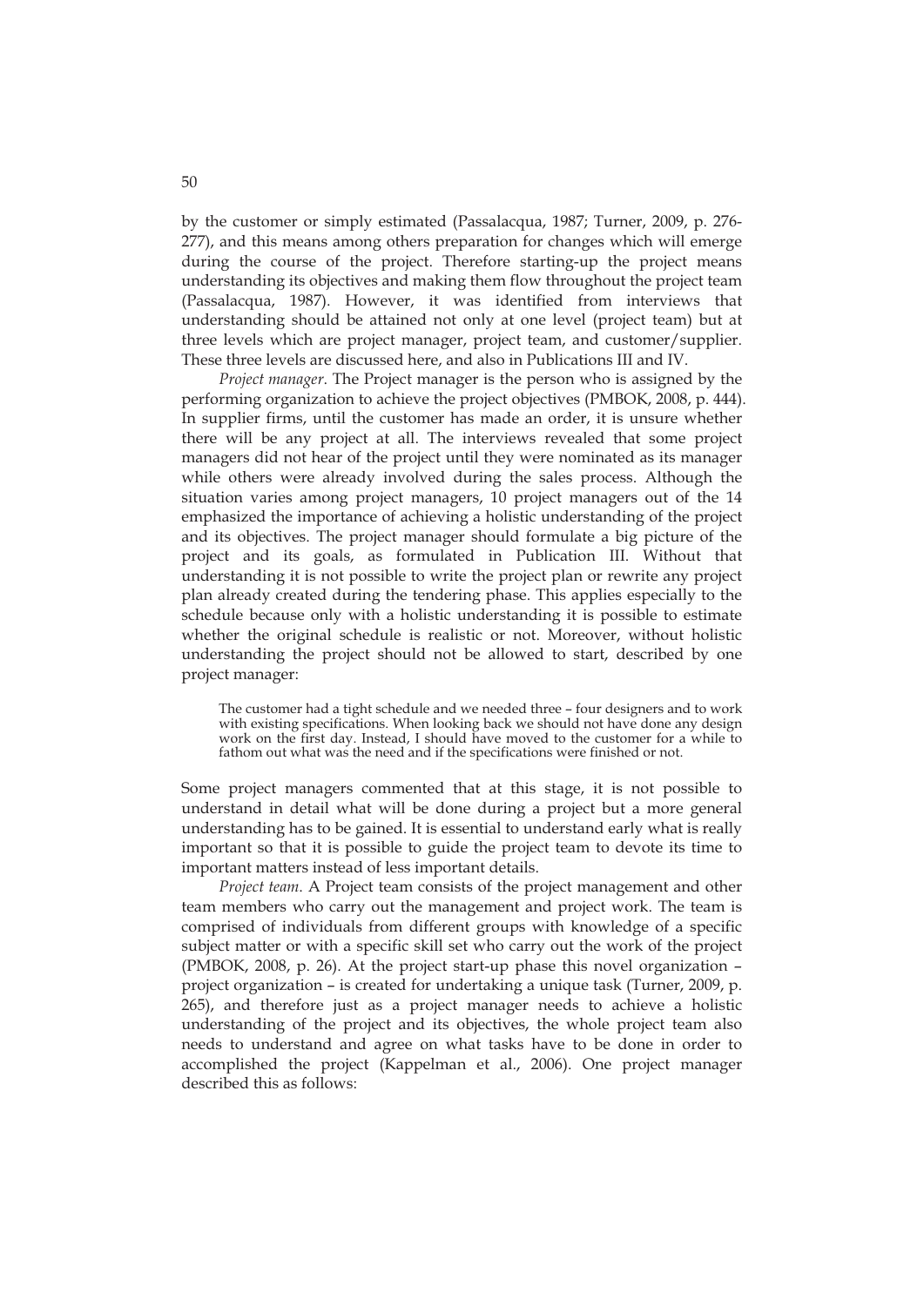by the customer or simply estimated (Passalacqua, 1987; Turner, 2009, p. 276-277), and this means among others preparation for changes which will emerge during the course of the project. Therefore starting-up the project means understanding its objectives and making them flow throughout the project team (Passalacqua, 1987). However, it was identified from interviews that understanding should be attained not only at one level (project team) but at three levels which are project manager, project team, and customer/supplier. These three levels are discussed here, and also in Publications III and IV.

*Project manager*. The Project manager is the person who is assigned by the performing organization to achieve the project objectives (PMBOK, 2008, p. 444). In supplier firms, until the customer has made an order, it is unsure whether there will be any project at all. The interviews revealed that some project managers did not hear of the project until they were nominated as its manager while others were already involved during the sales process. Although the situation varies among project managers, 10 project managers out of the 14 emphasized the importance of achieving a holistic understanding of the project and its objectives. The project manager should formulate a big picture of the project and its goals, as formulated in Publication III. Without that understanding it is not possible to write the project plan or rewrite any project plan already created during the tendering phase. This applies especially to the schedule because only with a holistic understanding it is possible to estimate whether the original schedule is realistic or not. Moreover, without holistic understanding the project should not be allowed to start, described by one project manager:

> The customer had a tight schedule and we needed three – four designers and to work with existing specifications. When looking back we should not have done any design work on the first day. Instead, I should have moved to the customer for a while to fathom out what was the need and if the specifications were finished or not.

Some project managers commented that at this stage, it is not possible to understand in detail what will be done during a project but a more general understanding has to be gained. It is essential to understand early what is really important so that it is possible to guide the project team to devote its time to important matters instead of less important details.

*Project team*. A Project team consists of the project management and other team members who carry out the management and project work. The team is comprised of individuals from different groups with knowledge of a specific subject matter or with a specific skill set who carry out the work of the project (PMBOK, 2008, p. 26). At the project start-up phase this novel organization – project organization – is created for undertaking a unique task (Turner, 2009, p. 265), and therefore just as a project manager needs to achieve a holistic understanding of the project and its objectives, the whole project team also needs to understand and agree on what tasks have to be done in order to accomplished the project (Kappelman et al., 2006). One project manager described this as follows: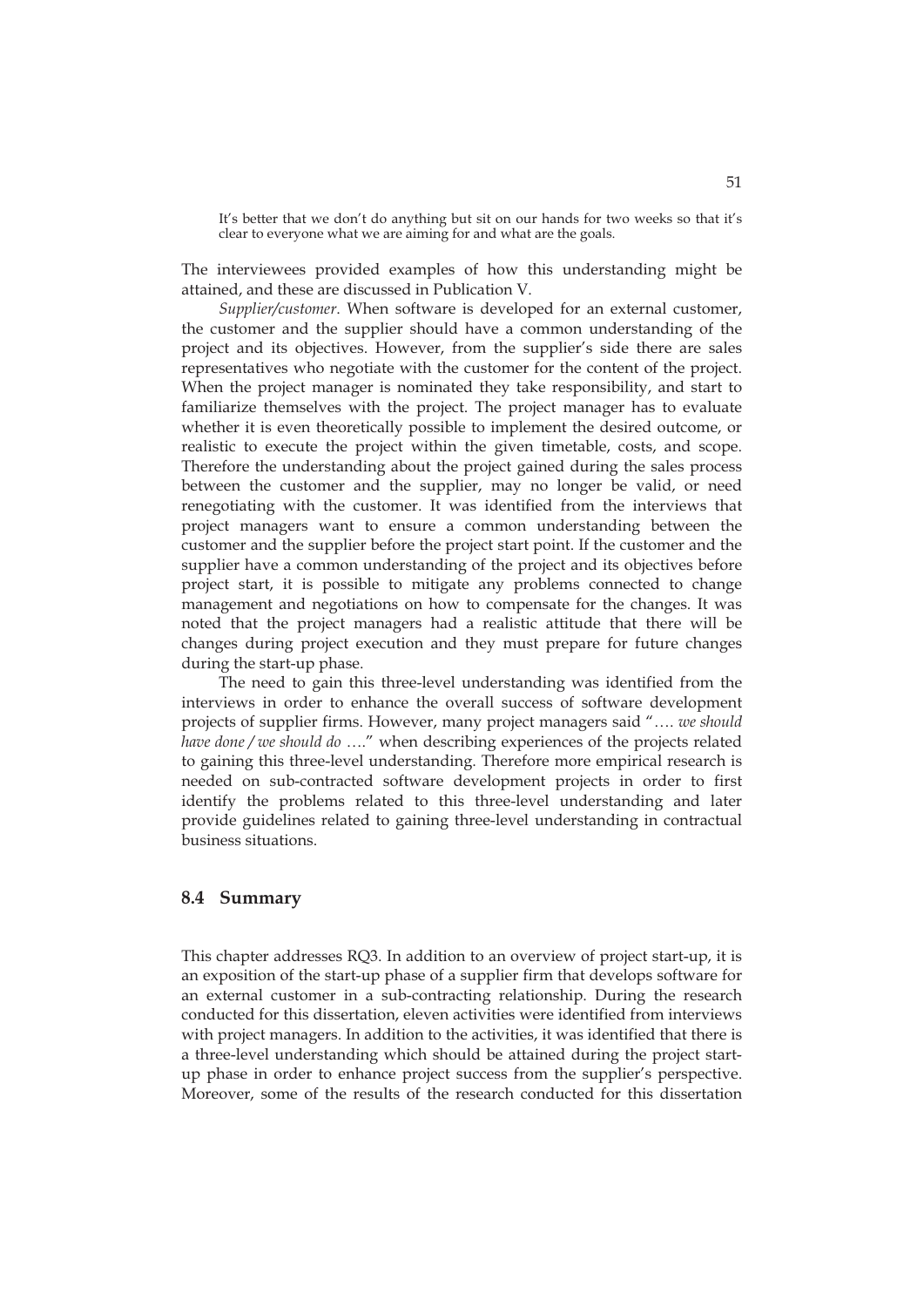> It's better that we don't do anything but sit on our hands for two weeks so that it's clear to everyone what we are aiming for and what are the goals.

The interviewees provided examples of how this understanding might be attained, and these are discussed in Publication V.

*Supplier/customer*. When software is developed for an external customer, the customer and the supplier should have a common understanding of the project and its objectives. However, from the supplier's side there are sales representatives who negotiate with the customer for the content of the project. When the project manager is nominated they take responsibility, and start to familiarize themselves with the project. The project manager has to evaluate whether it is even theoretically possible to implement the desired outcome, or realistic to execute the project within the given timetable, costs, and scope. Therefore the understanding about the project gained during the sales process between the customer and the supplier, may no longer be valid, or need renegotiating with the customer. It was identified from the interviews that project managers want to ensure a common understanding between the customer and the supplier before the project start point. If the customer and the supplier have a common understanding of the project and its objectives before project start, it is possible to mitigate any problems connected to change management and negotiations on how to compensate for the changes. It was noted that the project managers had a realistic attitude that there will be changes during project execution and they must prepare for future changes during the start-up phase.

The need to gain this three-level understanding was identified from the interviews in order to enhance the overall success of software development projects of supplier firms. However, many project managers said "…. *we should have done / we should do* …." when describing experiences of the projects related to gaining this three-level understanding. Therefore more empirical research is needed on sub-contracted software development projects in order to first identify the problems related to this three-level understanding and later provide guidelines related to gaining three-level understanding in contractual business situations.

## 8.4 Summary

This chapter addresses RQ3. In addition to an overview of project start-up, it is an exposition of the start-up phase of a supplier firm that develops software for an external customer in a sub-contracting relationship. During the research conducted for this dissertation, eleven activities were identified from interviews with project managers. In addition to the activities, it was identified that there is a three-level understanding which should be attained during the project start-up phase in order to enhance project success from the supplier's perspective. Moreover, some of the results of the research conducted for this dissertation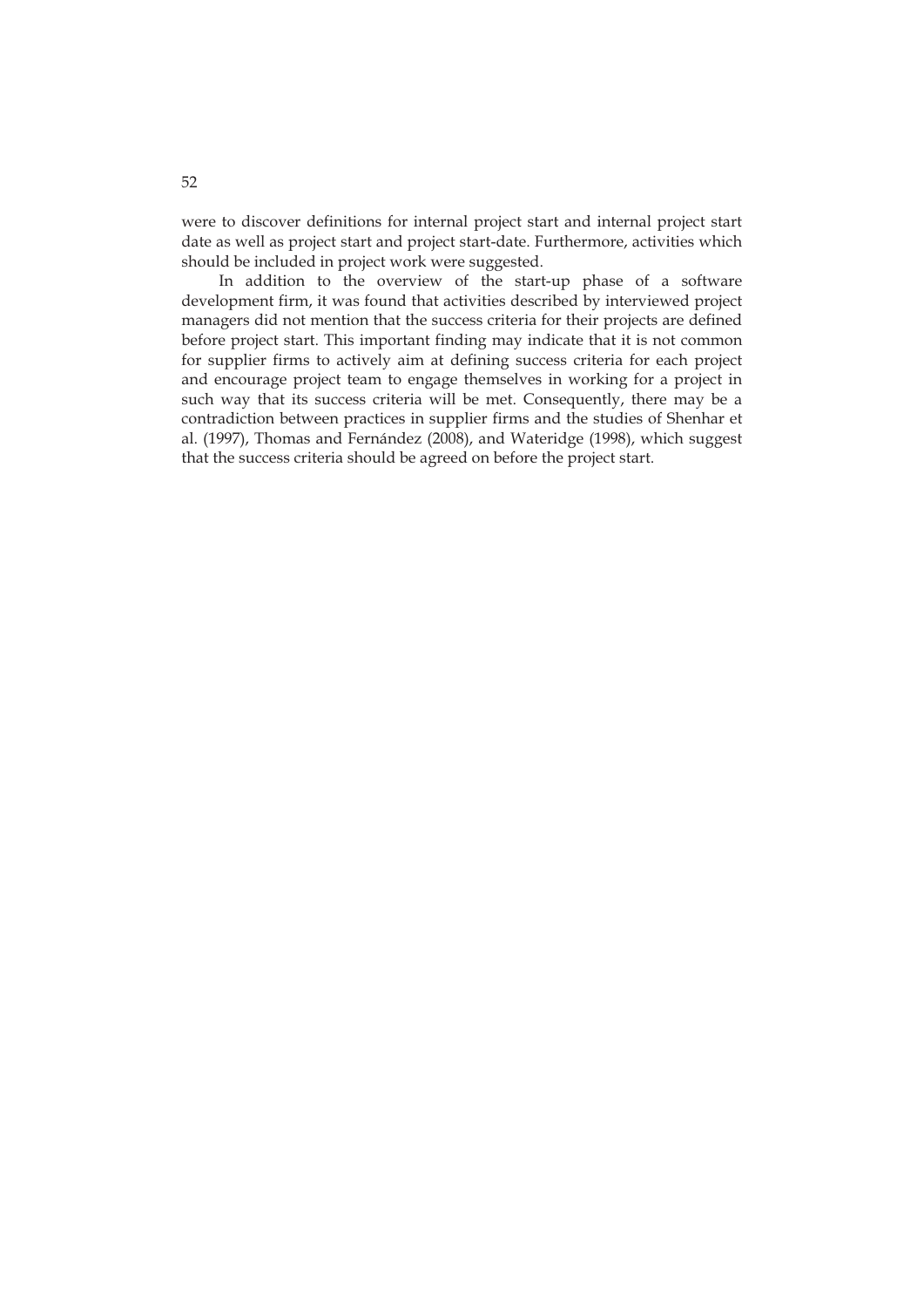were to discover definitions for internal project start and internal project start date as well as project start and project start-date. Furthermore, activities which should be included in project work were suggested.

In addition to the overview of the start-up phase of a software development firm, it was found that activities described by interviewed project managers did not mention that the success criteria for their projects are defined before project start. This important finding may indicate that it is not common for supplier firms to actively aim at defining success criteria for each project and encourage project team to engage themselves in working for a project in such way that its success criteria will be met. Consequently, there may be a contradiction between practices in supplier firms and the studies of Shenhar et al. (1997), Thomas and Fernández (2008), and Wateridge (1998), which suggest that the success criteria should be agreed on before the project start.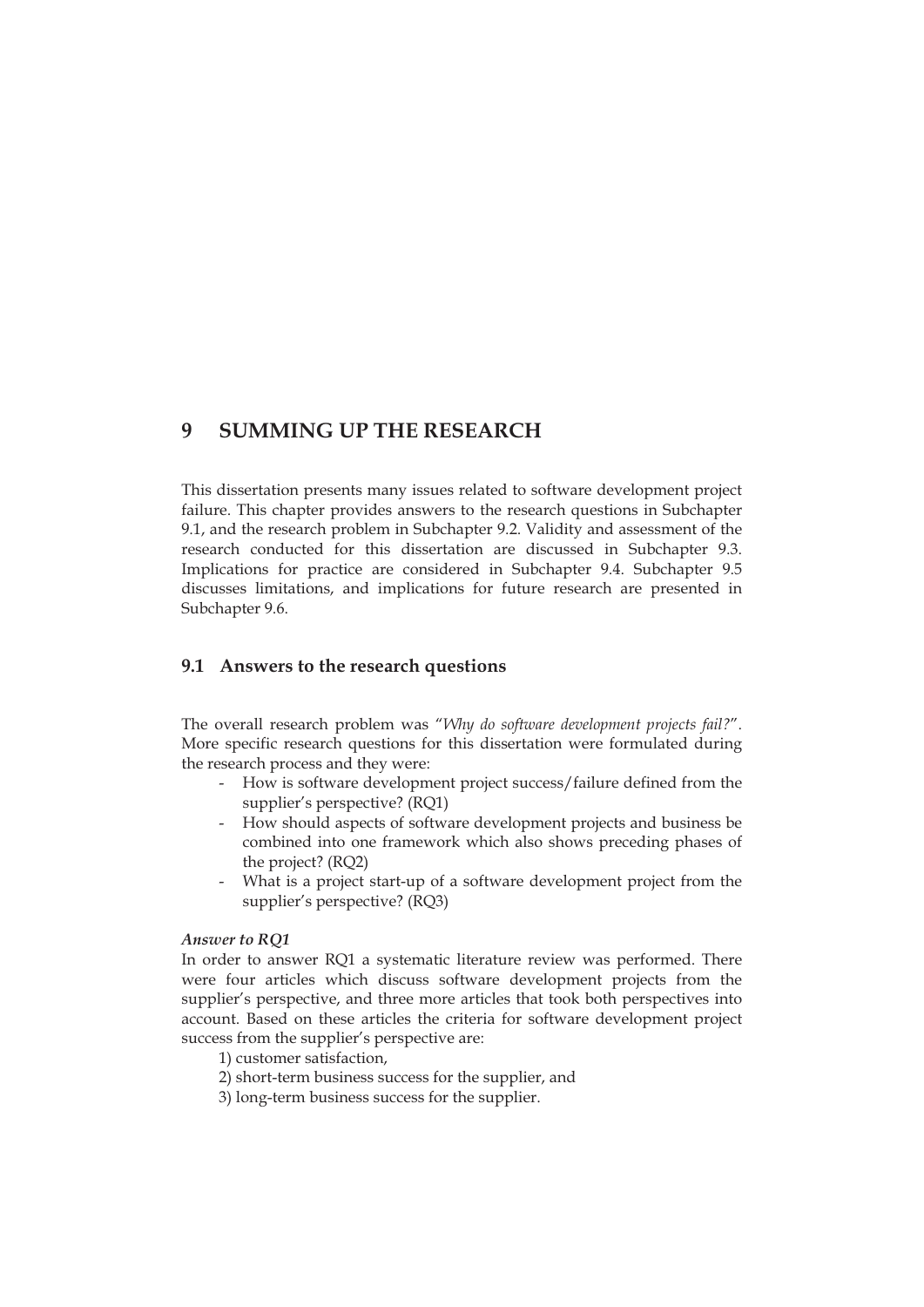# 9 SUMMING UP THE RESEARCH

This dissertation presents many issues related to software development project failure. This chapter provides answers to the research questions in Subchapter 9.1, and the research problem in Subchapter 9.2. Validity and assessment of the research conducted for this dissertation are discussed in Subchapter 9.3. Implications for practice are considered in Subchapter 9.4. Subchapter 9.5 discusses limitations, and implications for future research are presented in Subchapter 9.6.

## 9.1 Answers to the research questions

The overall research problem was "*Why do software development projects fail?*". More specific research questions for this dissertation were formulated during the research process and they were:

- How is software development project success/failure defined from the supplier's perspective? (RQ1)
- How should aspects of software development projects and business be combined into one framework which also shows preceding phases of the project? (RQ2)
- What is a project start-up of a software development project from the supplier's perspective? (RQ3)

***Answer to RQ1***

In order to answer RQ1 a systematic literature review was performed. There were four articles which discuss software development projects from the supplier's perspective, and three more articles that took both perspectives into account. Based on these articles the criteria for software development project success from the supplier's perspective are:

1) customer satisfaction,
2) short-term business success for the supplier, and
3) long-term business success for the supplier.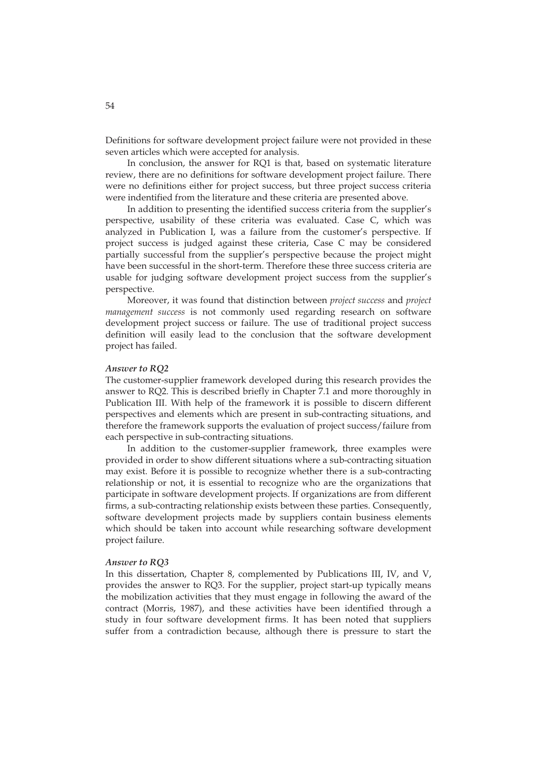Definitions for software development project failure were not provided in these seven articles which were accepted for analysis.

In conclusion, the answer for RQ1 is that, based on systematic literature review, there are no definitions for software development project failure. There were no definitions either for project success, but three project success criteria were indentified from the literature and these criteria are presented above.

In addition to presenting the identified success criteria from the supplier's perspective, usability of these criteria was evaluated. Case C, which was analyzed in Publication I, was a failure from the customer's perspective. If project success is judged against these criteria, Case C may be considered partially successful from the supplier's perspective because the project might have been successful in the short-term. Therefore these three success criteria are usable for judging software development project success from the supplier's perspective.

Moreover, it was found that distinction between *project success* and *project management success* is not commonly used regarding research on software development project success or failure. The use of traditional project success definition will easily lead to the conclusion that the software development project has failed.

***Answer to RQ2***

The customer-supplier framework developed during this research provides the answer to RQ2. This is described briefly in Chapter 7.1 and more thoroughly in Publication III. With help of the framework it is possible to discern different perspectives and elements which are present in sub-contracting situations, and therefore the framework supports the evaluation of project success/failure from each perspective in sub-contracting situations.

In addition to the customer-supplier framework, three examples were provided in order to show different situations where a sub-contracting situation may exist. Before it is possible to recognize whether there is a sub-contracting relationship or not, it is essential to recognize who are the organizations that participate in software development projects. If organizations are from different firms, a sub-contracting relationship exists between these parties. Consequently, software development projects made by suppliers contain business elements which should be taken into account while researching software development project failure.

***Answer to RQ3***

In this dissertation, Chapter 8, complemented by Publications III, IV, and V, provides the answer to RQ3. For the supplier, project start-up typically means the mobilization activities that they must engage in following the award of the contract (Morris, 1987), and these activities have been identified through a study in four software development firms. It has been noted that suppliers suffer from a contradiction because, although there is pressure to start the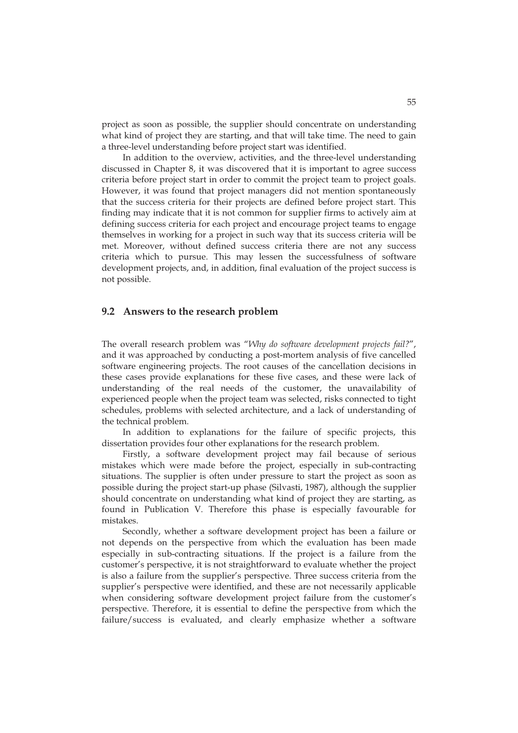project as soon as possible, the supplier should concentrate on understanding what kind of project they are starting, and that will take time. The need to gain a three-level understanding before project start was identified.

In addition to the overview, activities, and the three-level understanding discussed in Chapter 8, it was discovered that it is important to agree success criteria before project start in order to commit the project team to project goals. However, it was found that project managers did not mention spontaneously that the success criteria for their projects are defined before project start. This finding may indicate that it is not common for supplier firms to actively aim at defining success criteria for each project and encourage project teams to engage themselves in working for a project in such way that its success criteria will be met. Moreover, without defined success criteria there are not any success criteria which to pursue. This may lessen the successfulness of software development projects, and, in addition, final evaluation of the project success is not possible.

## 9.2 Answers to the research problem

The overall research problem was "*Why do software development projects fail?*", and it was approached by conducting a post-mortem analysis of five cancelled software engineering projects. The root causes of the cancellation decisions in these cases provide explanations for these five cases, and these were lack of understanding of the real needs of the customer, the unavailability of experienced people when the project team was selected, risks connected to tight schedules, problems with selected architecture, and a lack of understanding of the technical problem.

In addition to explanations for the failure of specific projects, this dissertation provides four other explanations for the research problem.

Firstly, a software development project may fail because of serious mistakes which were made before the project, especially in sub-contracting situations. The supplier is often under pressure to start the project as soon as possible during the project start-up phase (Silvasti, 1987), although the supplier should concentrate on understanding what kind of project they are starting, as found in Publication V. Therefore this phase is especially favourable for mistakes.

Secondly, whether a software development project has been a failure or not depends on the perspective from which the evaluation has been made especially in sub-contracting situations. If the project is a failure from the customer's perspective, it is not straightforward to evaluate whether the project is also a failure from the supplier's perspective. Three success criteria from the supplier's perspective were identified, and these are not necessarily applicable when considering software development project failure from the customer's perspective. Therefore, it is essential to define the perspective from which the failure/success is evaluated, and clearly emphasize whether a software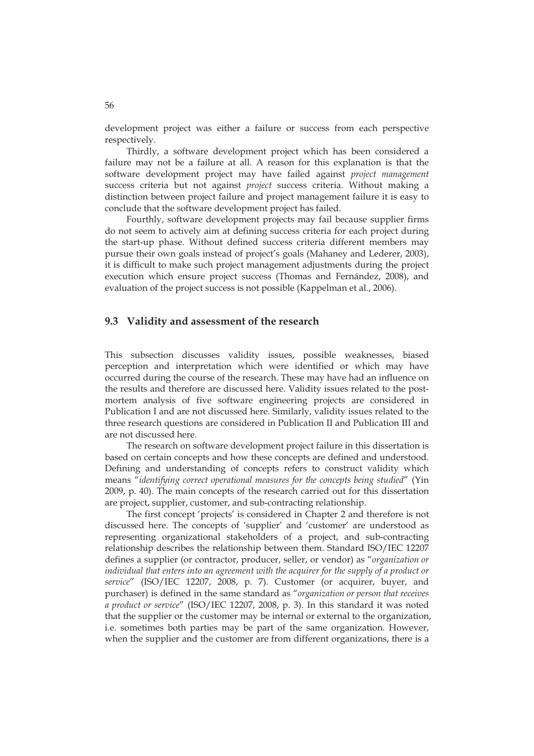development project was either a failure or success from each perspective respectively.

Thirdly, a software development project which has been considered a failure may not be a failure at all. A reason for this explanation is that the software development project may have failed against *project management* success criteria but not against *project* success criteria. Without making a distinction between project failure and project management failure it is easy to conclude that the software development project has failed.

Fourthly, software development projects may fail because supplier firms do not seem to actively aim at defining success criteria for each project during the start-up phase. Without defined success criteria different members may pursue their own goals instead of project's goals (Mahaney and Lederer, 2003), it is difficult to make such project management adjustments during the project execution which ensure project success (Thomas and Fernández, 2008), and evaluation of the project success is not possible (Kappelman et al., 2006).

## 9.3 Validity and assessment of the research

This subsection discusses validity issues, possible weaknesses, biased perception and interpretation which were identified or which may have occurred during the course of the research. These may have had an influence on the results and therefore are discussed here. Validity issues related to the post-mortem analysis of five software engineering projects are considered in Publication I and are not discussed here. Similarly, validity issues related to the three research questions are considered in Publication II and Publication III and are not discussed here.

The research on software development project failure in this dissertation is based on certain concepts and how these concepts are defined and understood. Defining and understanding of concepts refers to construct validity which means "*identifying correct operational measures for the concepts being studied*" (Yin 2009, p. 40). The main concepts of the research carried out for this dissertation are project, supplier, customer, and sub-contracting relationship.

The first concept 'projects' is considered in Chapter 2 and therefore is not discussed here. The concepts of 'supplier' and 'customer' are understood as representing organizational stakeholders of a project, and sub-contracting relationship describes the relationship between them. Standard ISO/IEC 12207 defines a supplier (or contractor, producer, seller, or vendor) as "*organization or individual that enters into an agreement with the acquirer for the supply of a product or service*" (ISO/IEC 12207, 2008, p. 7). Customer (or acquirer, buyer, and purchaser) is defined in the same standard as "*organization or person that receives a product or service*" (ISO/IEC 12207, 2008, p. 3). In this standard it was noted that the supplier or the customer may be internal or external to the organization, i.e. sometimes both parties may be part of the same organization. However, when the supplier and the customer are from different organizations, there is a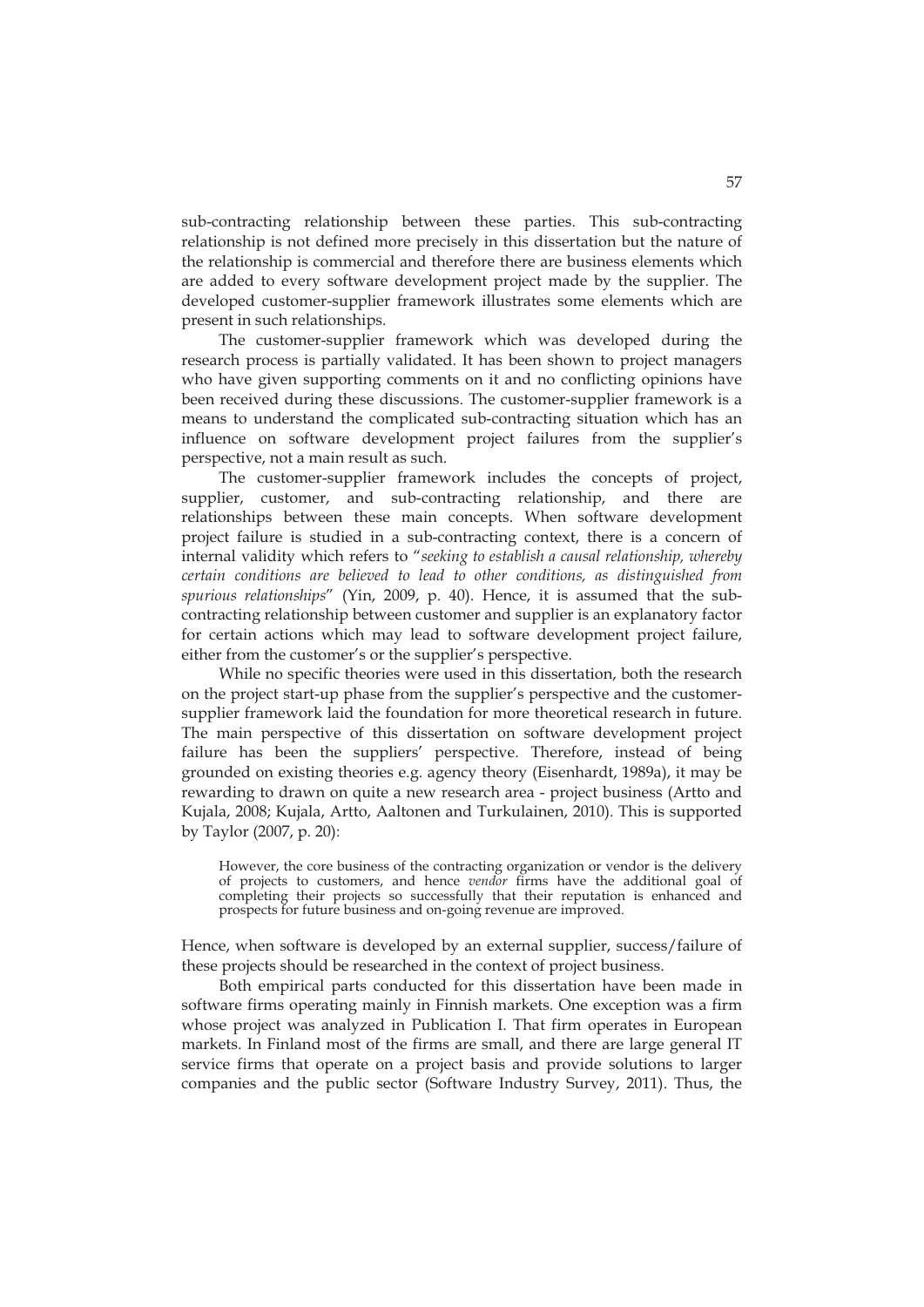sub-contracting relationship between these parties. This sub-contracting relationship is not defined more precisely in this dissertation but the nature of the relationship is commercial and therefore there are business elements which are added to every software development project made by the supplier. The developed customer-supplier framework illustrates some elements which are present in such relationships.

The customer-supplier framework which was developed during the research process is partially validated. It has been shown to project managers who have given supporting comments on it and no conflicting opinions have been received during these discussions. The customer-supplier framework is a means to understand the complicated sub-contracting situation which has an influence on software development project failures from the supplier's perspective, not a main result as such.

The customer-supplier framework includes the concepts of project, supplier, customer, and sub-contracting relationship, and there are relationships between these main concepts. When software development project failure is studied in a sub-contracting context, there is a concern of internal validity which refers to "*seeking to establish a causal relationship, whereby certain conditions are believed to lead to other conditions, as distinguished from spurious relationships*" (Yin, 2009, p. 40). Hence, it is assumed that the sub-contracting relationship between customer and supplier is an explanatory factor for certain actions which may lead to software development project failure, either from the customer's or the supplier's perspective.

While no specific theories were used in this dissertation, both the research on the project start-up phase from the supplier's perspective and the customer-supplier framework laid the foundation for more theoretical research in future. The main perspective of this dissertation on software development project failure has been the suppliers' perspective. Therefore, instead of being grounded on existing theories e.g. agency theory (Eisenhardt, 1989a), it may be rewarding to drawn on quite a new research area - project business (Artto and Kujala, 2008; Kujala, Artto, Aaltonen and Turkulainen, 2010). This is supported by Taylor (2007, p. 20):

> However, the core business of the contracting organization or vendor is the delivery of projects to customers, and hence *vendor* firms have the additional goal of completing their projects so successfully that their reputation is enhanced and prospects for future business and on-going revenue are improved.

Hence, when software is developed by an external supplier, success/failure of these projects should be researched in the context of project business.

Both empirical parts conducted for this dissertation have been made in software firms operating mainly in Finnish markets. One exception was a firm whose project was analyzed in Publication I. That firm operates in European markets. In Finland most of the firms are small, and there are large general IT service firms that operate on a project basis and provide solutions to larger companies and the public sector (Software Industry Survey, 2011). Thus, the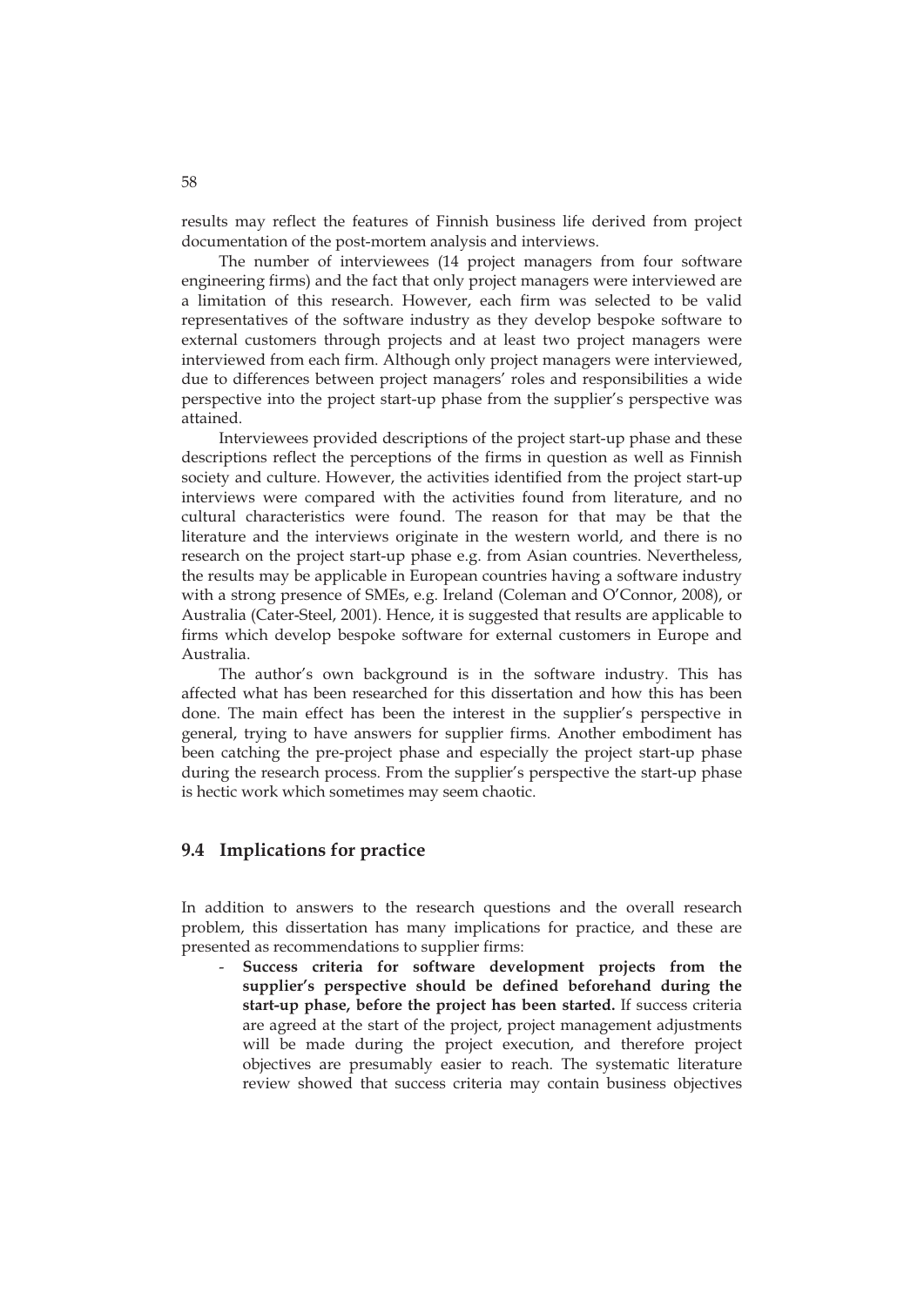results may reflect the features of Finnish business life derived from project documentation of the post-mortem analysis and interviews.

The number of interviewees (14 project managers from four software engineering firms) and the fact that only project managers were interviewed are a limitation of this research. However, each firm was selected to be valid representatives of the software industry as they develop bespoke software to external customers through projects and at least two project managers were interviewed from each firm. Although only project managers were interviewed, due to differences between project managers' roles and responsibilities a wide perspective into the project start-up phase from the supplier's perspective was attained.

Interviewees provided descriptions of the project start-up phase and these descriptions reflect the perceptions of the firms in question as well as Finnish society and culture. However, the activities identified from the project start-up interviews were compared with the activities found from literature, and no cultural characteristics were found. The reason for that may be that the literature and the interviews originate in the western world, and there is no research on the project start-up phase e.g. from Asian countries. Nevertheless, the results may be applicable in European countries having a software industry with a strong presence of SMEs, e.g. Ireland (Coleman and O'Connor, 2008), or Australia (Cater-Steel, 2001). Hence, it is suggested that results are applicable to firms which develop bespoke software for external customers in Europe and Australia.

The author's own background is in the software industry. This has affected what has been researched for this dissertation and how this has been done. The main effect has been the interest in the supplier's perspective in general, trying to have answers for supplier firms. Another embodiment has been catching the pre-project phase and especially the project start-up phase during the research process. From the supplier's perspective the start-up phase is hectic work which sometimes may seem chaotic.

## 9.4 Implications for practice

In addition to answers to the research questions and the overall research problem, this dissertation has many implications for practice, and these are presented as recommendations to supplier firms:

- **Success criteria for software development projects from the supplier's perspective should be defined beforehand during the start-up phase, before the project has been started.** If success criteria are agreed at the start of the project, project management adjustments will be made during the project execution, and therefore project objectives are presumably easier to reach. The systematic literature review showed that success criteria may contain business objectives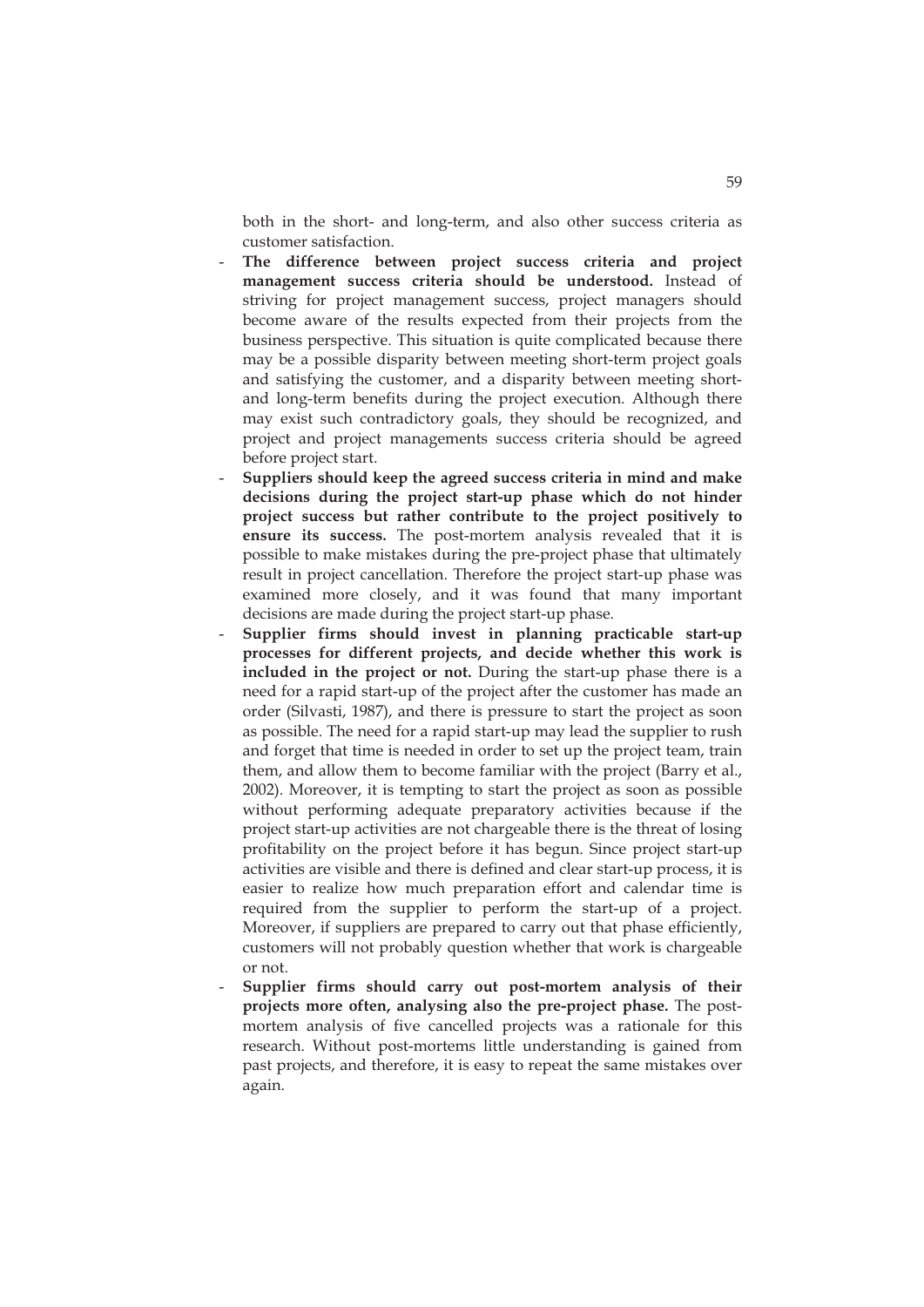both in the short- and long-term, and also other success criteria as customer satisfaction.

- **The difference between project success criteria and project management success criteria should be understood.** Instead of striving for project management success, project managers should become aware of the results expected from their projects from the business perspective. This situation is quite complicated because there may be a possible disparity between meeting short-term project goals and satisfying the customer, and a disparity between meeting short- and long-term benefits during the project execution. Although there may exist such contradictory goals, they should be recognized, and project and project managements success criteria should be agreed before project start.
- **Suppliers should keep the agreed success criteria in mind and make decisions during the project start-up phase which do not hinder project success but rather contribute to the project positively to ensure its success.** The post-mortem analysis revealed that it is possible to make mistakes during the pre-project phase that ultimately result in project cancellation. Therefore the project start-up phase was examined more closely, and it was found that many important decisions are made during the project start-up phase.
- **Supplier firms should invest in planning practicable start-up processes for different projects, and decide whether this work is included in the project or not.** During the start-up phase there is a need for a rapid start-up of the project after the customer has made an order (Silvasti, 1987), and there is pressure to start the project as soon as possible. The need for a rapid start-up may lead the supplier to rush and forget that time is needed in order to set up the project team, train them, and allow them to become familiar with the project (Barry et al., 2002). Moreover, it is tempting to start the project as soon as possible without performing adequate preparatory activities because if the project start-up activities are not chargeable there is the threat of losing profitability on the project before it has begun. Since project start-up activities are visible and there is defined and clear start-up process, it is easier to realize how much preparation effort and calendar time is required from the supplier to perform the start-up of a project. Moreover, if suppliers are prepared to carry out that phase efficiently, customers will not probably question whether that work is chargeable or not.
- **Supplier firms should carry out post-mortem analysis of their projects more often, analysing also the pre-project phase.** The post-mortem analysis of five cancelled projects was a rationale for this research. Without post-mortems little understanding is gained from past projects, and therefore, it is easy to repeat the same mistakes over again.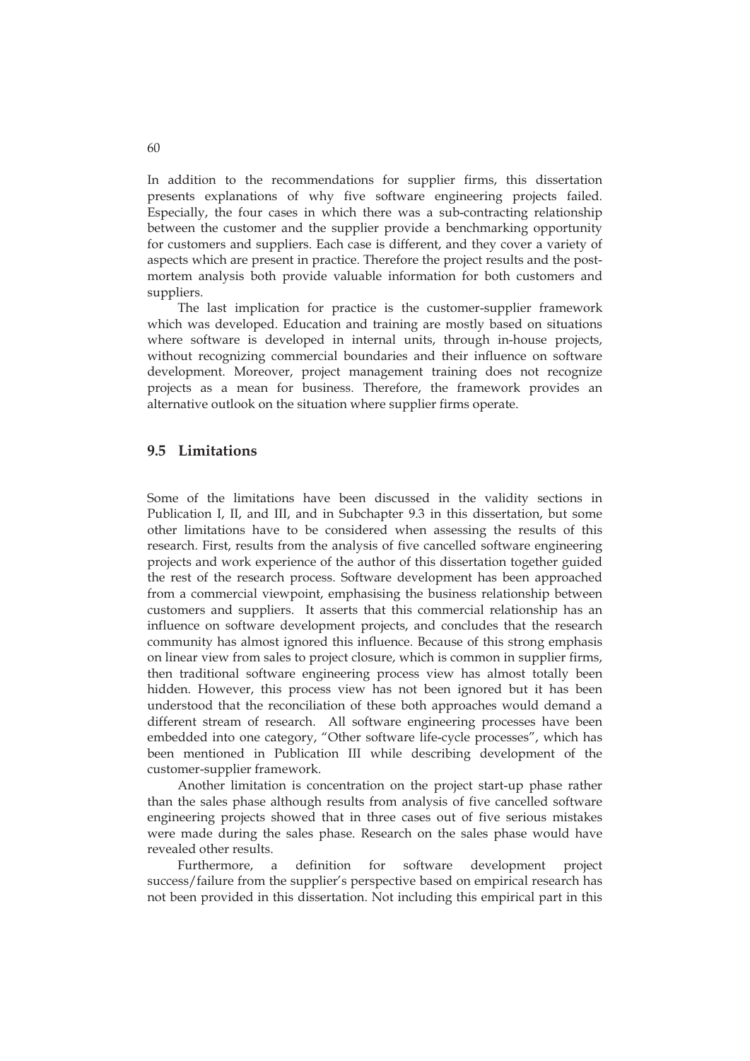In addition to the recommendations for supplier firms, this dissertation presents explanations of why five software engineering projects failed. Especially, the four cases in which there was a sub-contracting relationship between the customer and the supplier provide a benchmarking opportunity for customers and suppliers. Each case is different, and they cover a variety of aspects which are present in practice. Therefore the project results and the post-mortem analysis both provide valuable information for both customers and suppliers.

The last implication for practice is the customer-supplier framework which was developed. Education and training are mostly based on situations where software is developed in internal units, through in-house projects, without recognizing commercial boundaries and their influence on software development. Moreover, project management training does not recognize projects as a mean for business. Therefore, the framework provides an alternative outlook on the situation where supplier firms operate.

## 9.5 Limitations

Some of the limitations have been discussed in the validity sections in Publication I, II, and III, and in Subchapter 9.3 in this dissertation, but some other limitations have to be considered when assessing the results of this research. First, results from the analysis of five cancelled software engineering projects and work experience of the author of this dissertation together guided the rest of the research process. Software development has been approached from a commercial viewpoint, emphasising the business relationship between customers and suppliers. It asserts that this commercial relationship has an influence on software development projects, and concludes that the research community has almost ignored this influence. Because of this strong emphasis on linear view from sales to project closure, which is common in supplier firms, then traditional software engineering process view has almost totally been hidden. However, this process view has not been ignored but it has been understood that the reconciliation of these both approaches would demand a different stream of research. All software engineering processes have been embedded into one category, "Other software life-cycle processes", which has been mentioned in Publication III while describing development of the customer-supplier framework.

Another limitation is concentration on the project start-up phase rather than the sales phase although results from analysis of five cancelled software engineering projects showed that in three cases out of five serious mistakes were made during the sales phase. Research on the sales phase would have revealed other results.

Furthermore, a definition for software development project success/failure from the supplier's perspective based on empirical research has not been provided in this dissertation. Not including this empirical part in this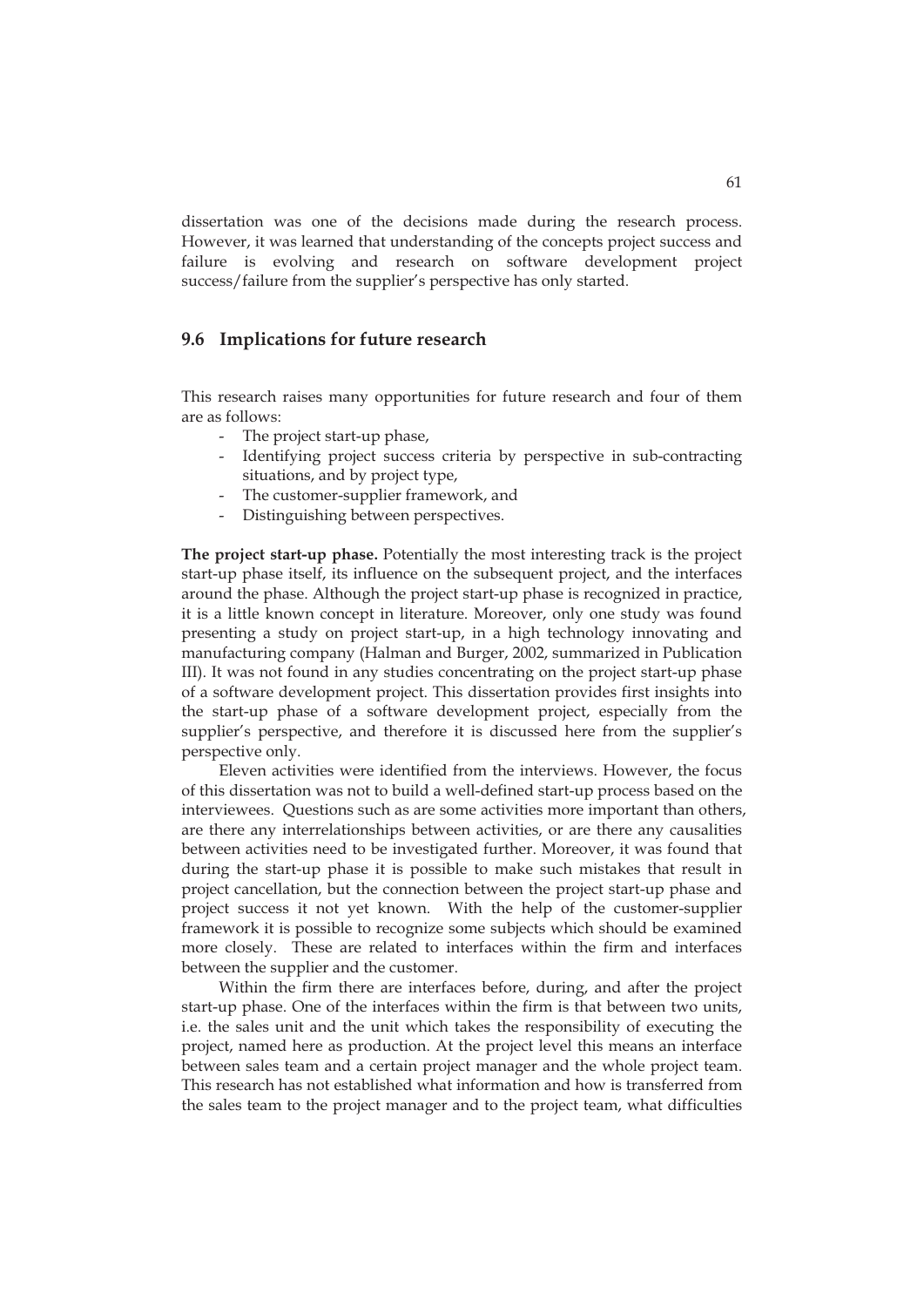dissertation was one of the decisions made during the research process. However, it was learned that understanding of the concepts project success and failure is evolving and research on software development project success/failure from the supplier's perspective has only started.

## 9.6 Implications for future research

This research raises many opportunities for future research and four of them are as follows:

- The project start-up phase,
- Identifying project success criteria by perspective in sub-contracting situations, and by project type,
- The customer-supplier framework, and
- Distinguishing between perspectives.

**The project start-up phase.** Potentially the most interesting track is the project start-up phase itself, its influence on the subsequent project, and the interfaces around the phase. Although the project start-up phase is recognized in practice, it is a little known concept in literature. Moreover, only one study was found presenting a study on project start-up, in a high technology innovating and manufacturing company (Halman and Burger, 2002, summarized in Publication III). It was not found in any studies concentrating on the project start-up phase of a software development project. This dissertation provides first insights into the start-up phase of a software development project, especially from the supplier's perspective, and therefore it is discussed here from the supplier's perspective only.

Eleven activities were identified from the interviews. However, the focus of this dissertation was not to build a well-defined start-up process based on the interviewees. Questions such as are some activities more important than others, are there any interrelationships between activities, or are there any causalities between activities need to be investigated further. Moreover, it was found that during the start-up phase it is possible to make such mistakes that result in project cancellation, but the connection between the project start-up phase and project success it not yet known. With the help of the customer-supplier framework it is possible to recognize some subjects which should be examined more closely. These are related to interfaces within the firm and interfaces between the supplier and the customer.

Within the firm there are interfaces before, during, and after the project start-up phase. One of the interfaces within the firm is that between two units, i.e. the sales unit and the unit which takes the responsibility of executing the project, named here as production. At the project level this means an interface between sales team and a certain project manager and the whole project team. This research has not established what information and how is transferred from the sales team to the project manager and to the project team, what difficulties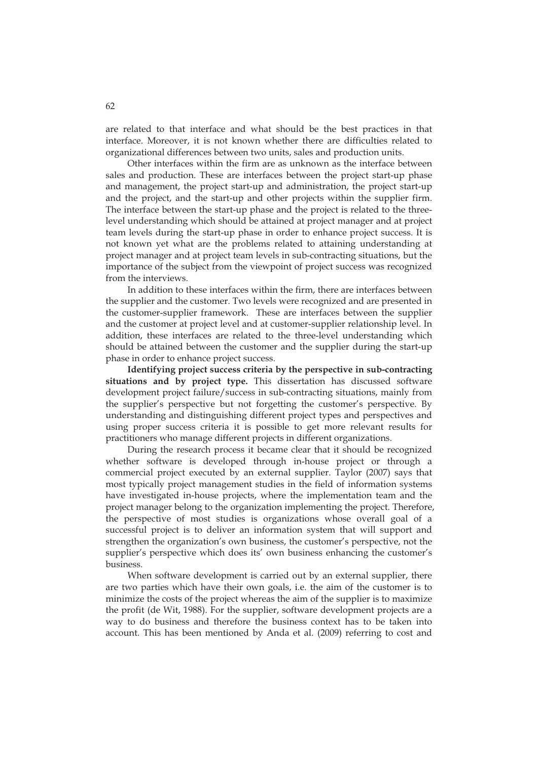are related to that interface and what should be the best practices in that interface. Moreover, it is not known whether there are difficulties related to organizational differences between two units, sales and production units.

Other interfaces within the firm are as unknown as the interface between sales and production. These are interfaces between the project start-up phase and management, the project start-up and administration, the project start-up and the project, and the start-up and other projects within the supplier firm. The interface between the start-up phase and the project is related to the three-level understanding which should be attained at project manager and at project team levels during the start-up phase in order to enhance project success. It is not known yet what are the problems related to attaining understanding at project manager and at project team levels in sub-contracting situations, but the importance of the subject from the viewpoint of project success was recognized from the interviews.

In addition to these interfaces within the firm, there are interfaces between the supplier and the customer. Two levels were recognized and are presented in the customer-supplier framework. These are interfaces between the supplier and the customer at project level and at customer-supplier relationship level. In addition, these interfaces are related to the three-level understanding which should be attained between the customer and the supplier during the start-up phase in order to enhance project success.

**Identifying project success criteria by the perspective in sub-contracting situations and by project type.** This dissertation has discussed software development project failure/success in sub-contracting situations, mainly from the supplier's perspective but not forgetting the customer's perspective. By understanding and distinguishing different project types and perspectives and using proper success criteria it is possible to get more relevant results for practitioners who manage different projects in different organizations.

During the research process it became clear that it should be recognized whether software is developed through in-house project or through a commercial project executed by an external supplier. Taylor (2007) says that most typically project management studies in the field of information systems have investigated in-house projects, where the implementation team and the project manager belong to the organization implementing the project. Therefore, the perspective of most studies is organizations whose overall goal of a successful project is to deliver an information system that will support and strengthen the organization's own business, the customer's perspective, not the supplier's perspective which does its' own business enhancing the customer's business.

When software development is carried out by an external supplier, there are two parties which have their own goals, i.e. the aim of the customer is to minimize the costs of the project whereas the aim of the supplier is to maximize the profit (de Wit, 1988). For the supplier, software development projects are a way to do business and therefore the business context has to be taken into account. This has been mentioned by Anda et al. (2009) referring to cost and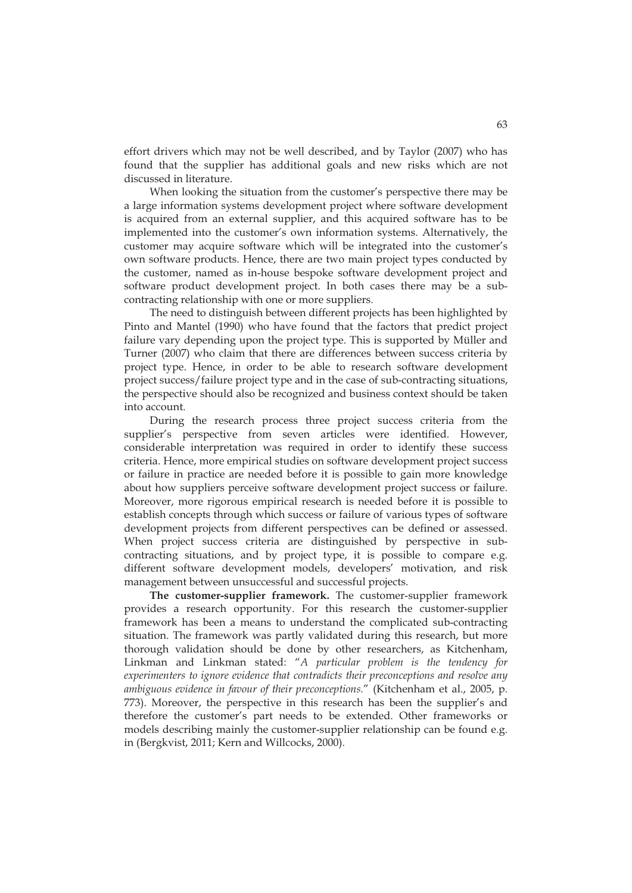effort drivers which may not be well described, and by Taylor (2007) who has found that the supplier has additional goals and new risks which are not discussed in literature.

When looking the situation from the customer's perspective there may be a large information systems development project where software development is acquired from an external supplier, and this acquired software has to be implemented into the customer's own information systems. Alternatively, the customer may acquire software which will be integrated into the customer's own software products. Hence, there are two main project types conducted by the customer, named as in-house bespoke software development project and software product development project. In both cases there may be a sub-contracting relationship with one or more suppliers.

The need to distinguish between different projects has been highlighted by Pinto and Mantel (1990) who have found that the factors that predict project failure vary depending upon the project type. This is supported by Müller and Turner (2007) who claim that there are differences between success criteria by project type. Hence, in order to be able to research software development project success/failure project type and in the case of sub-contracting situations, the perspective should also be recognized and business context should be taken into account.

During the research process three project success criteria from the supplier's perspective from seven articles were identified. However, considerable interpretation was required in order to identify these success criteria. Hence, more empirical studies on software development project success or failure in practice are needed before it is possible to gain more knowledge about how suppliers perceive software development project success or failure. Moreover, more rigorous empirical research is needed before it is possible to establish concepts through which success or failure of various types of software development projects from different perspectives can be defined or assessed. When project success criteria are distinguished by perspective in sub-contracting situations, and by project type, it is possible to compare e.g. different software development models, developers' motivation, and risk management between unsuccessful and successful projects.

**The customer-supplier framework.** The customer-supplier framework provides a research opportunity. For this research the customer-supplier framework has been a means to understand the complicated sub-contracting situation. The framework was partly validated during this research, but more thorough validation should be done by other researchers, as Kitchenham, Linkman and Linkman stated: "*A particular problem is the tendency for experimenters to ignore evidence that contradicts their preconceptions and resolve any ambiguous evidence in favour of their preconceptions.*" (Kitchenham et al., 2005, p. 773). Moreover, the perspective in this research has been the supplier's and therefore the customer's part needs to be extended. Other frameworks or models describing mainly the customer-supplier relationship can be found e.g. in (Bergkvist, 2011; Kern and Willcocks, 2000).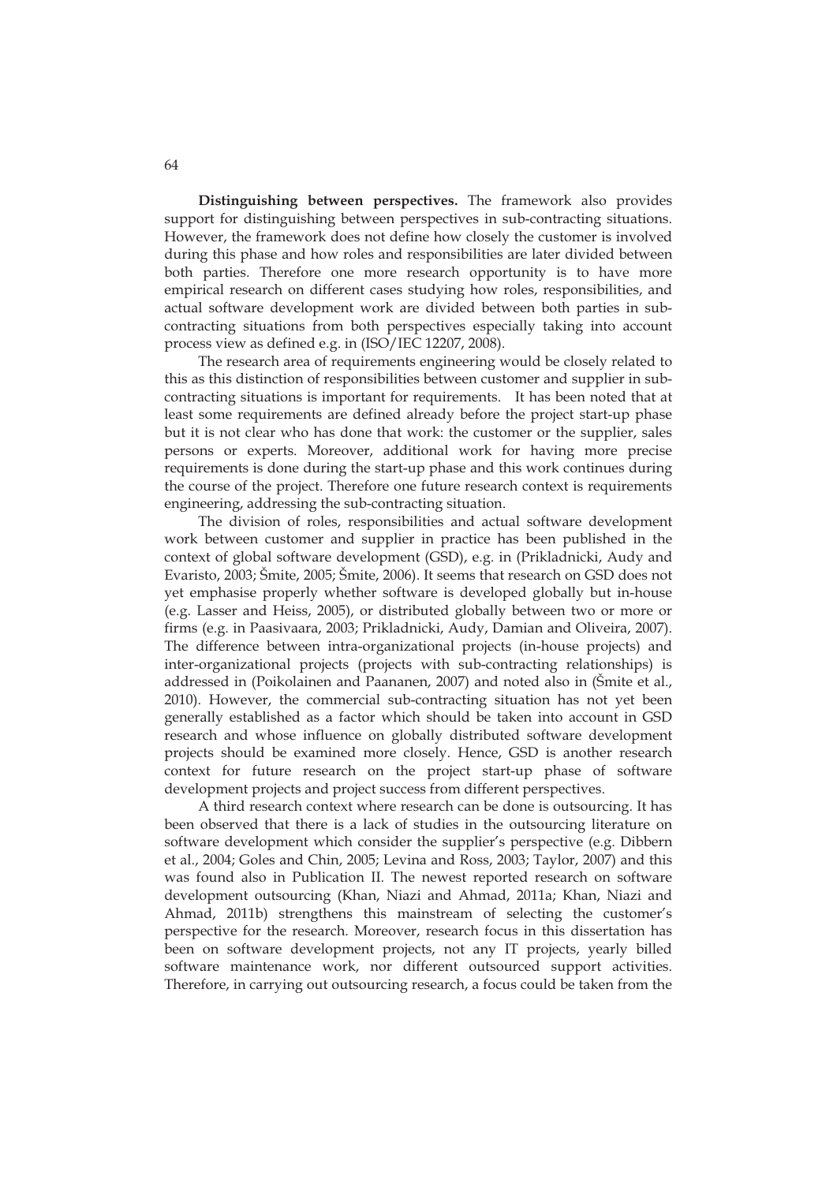**Distinguishing between perspectives.** The framework also provides support for distinguishing between perspectives in sub-contracting situations. However, the framework does not define how closely the customer is involved during this phase and how roles and responsibilities are later divided between both parties. Therefore one more research opportunity is to have more empirical research on different cases studying how roles, responsibilities, and actual software development work are divided between both parties in sub-contracting situations from both perspectives especially taking into account process view as defined e.g. in (ISO/IEC 12207, 2008).

The research area of requirements engineering would be closely related to this as this distinction of responsibilities between customer and supplier in sub-contracting situations is important for requirements. It has been noted that at least some requirements are defined already before the project start-up phase but it is not clear who has done that work: the customer or the supplier, sales persons or experts. Moreover, additional work for having more precise requirements is done during the start-up phase and this work continues during the course of the project. Therefore one future research context is requirements engineering, addressing the sub-contracting situation.

The division of roles, responsibilities and actual software development work between customer and supplier in practice has been published in the context of global software development (GSD), e.g. in (Prikladnicki, Audy and Evaristo, 2003; Šmite, 2005; Šmite, 2006). It seems that research on GSD does not yet emphasise properly whether software is developed globally but in-house (e.g. Lasser and Heiss, 2005), or distributed globally between two or more or firms (e.g. in Paasivaara, 2003; Prikladnicki, Audy, Damian and Oliveira, 2007). The difference between intra-organizational projects (in-house projects) and inter-organizational projects (projects with sub-contracting relationships) is addressed in (Poikolainen and Paananen, 2007) and noted also in (Šmite et al., 2010). However, the commercial sub-contracting situation has not yet been generally established as a factor which should be taken into account in GSD research and whose influence on globally distributed software development projects should be examined more closely. Hence, GSD is another research context for future research on the project start-up phase of software development projects and project success from different perspectives.

A third research context where research can be done is outsourcing. It has been observed that there is a lack of studies in the outsourcing literature on software development which consider the supplier's perspective (e.g. Dibbern et al., 2004; Goles and Chin, 2005; Levina and Ross, 2003; Taylor, 2007) and this was found also in Publication II. The newest reported research on software development outsourcing (Khan, Niazi and Ahmad, 2011a; Khan, Niazi and Ahmad, 2011b) strengthens this mainstream of selecting the customer's perspective for the research. Moreover, research focus in this dissertation has been on software development projects, not any IT projects, yearly billed software maintenance work, nor different outsourced support activities. Therefore, in carrying out outsourcing research, a focus could be taken from the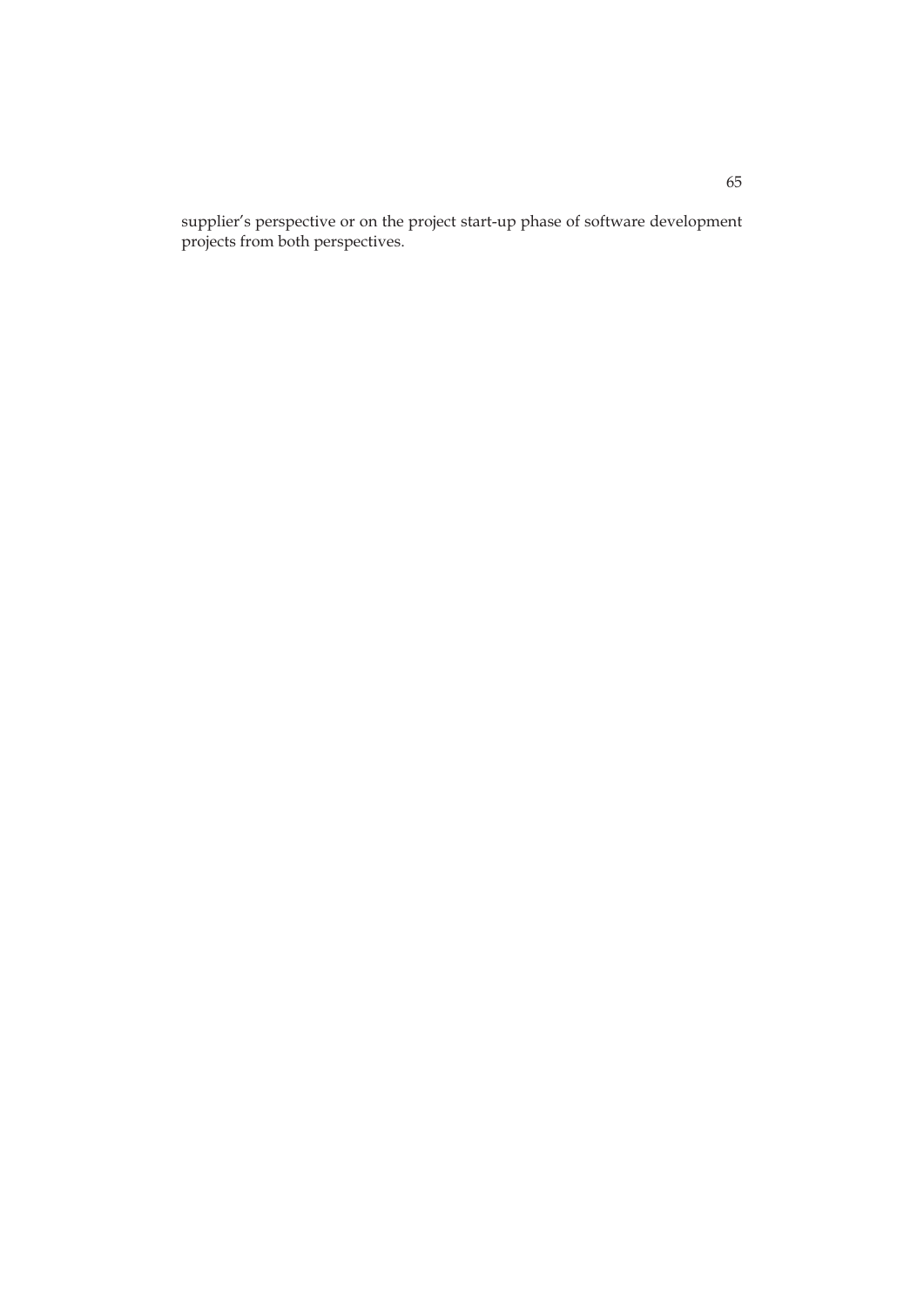supplier's perspective or on the project start-up phase of software development projects from both perspectives.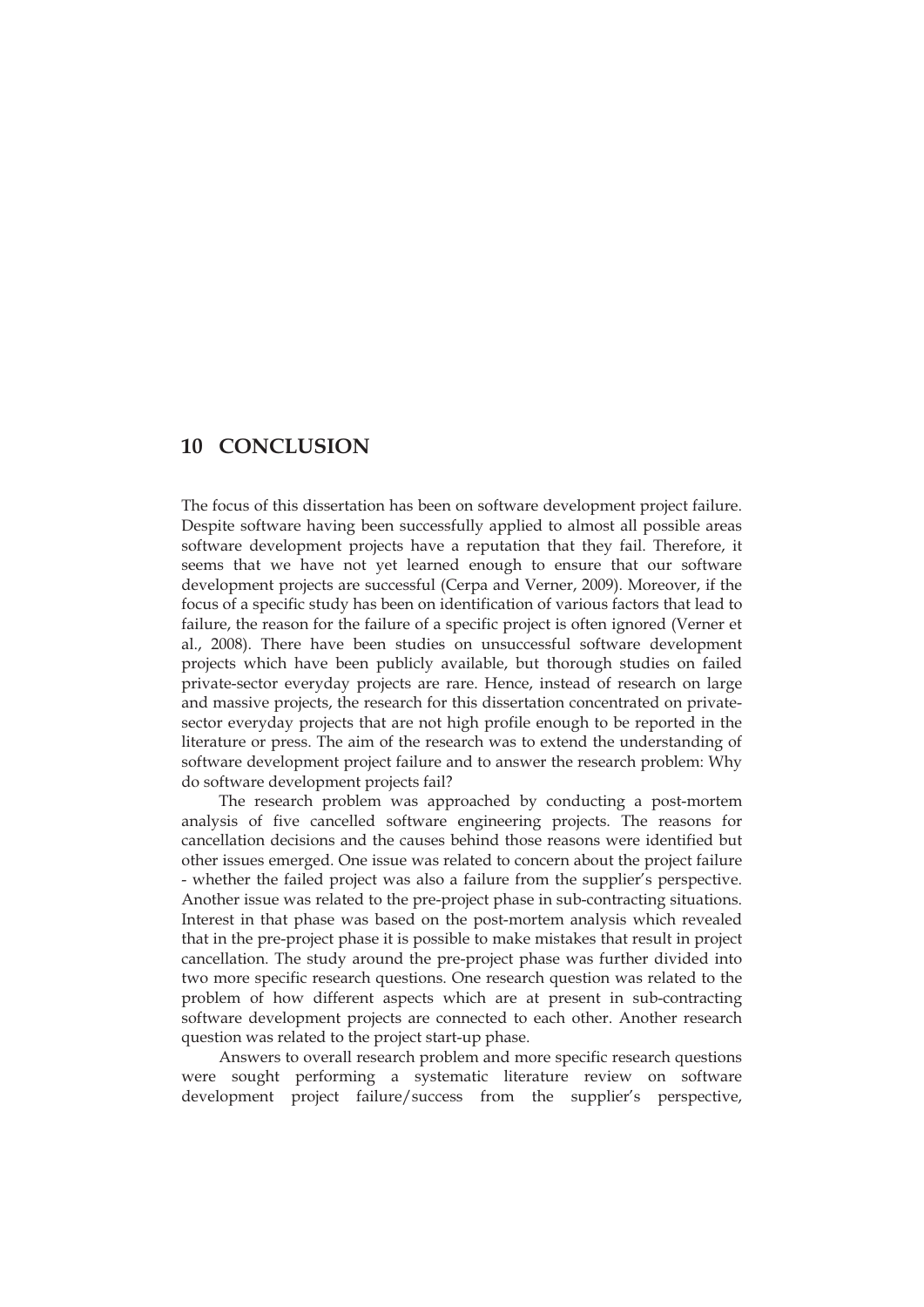# 10 CONCLUSION

The focus of this dissertation has been on software development project failure. Despite software having been successfully applied to almost all possible areas software development projects have a reputation that they fail. Therefore, it seems that we have not yet learned enough to ensure that our software development projects are successful (Cerpa and Verner, 2009). Moreover, if the focus of a specific study has been on identification of various factors that lead to failure, the reason for the failure of a specific project is often ignored (Verner et al., 2008). There have been studies on unsuccessful software development projects which have been publicly available, but thorough studies on failed private-sector everyday projects are rare. Hence, instead of research on large and massive projects, the research for this dissertation concentrated on private-sector everyday projects that are not high profile enough to be reported in the literature or press. The aim of the research was to extend the understanding of software development project failure and to answer the research problem: Why do software development projects fail?

The research problem was approached by conducting a post-mortem analysis of five cancelled software engineering projects. The reasons for cancellation decisions and the causes behind those reasons were identified but other issues emerged. One issue was related to concern about the project failure - whether the failed project was also a failure from the supplier's perspective. Another issue was related to the pre-project phase in sub-contracting situations. Interest in that phase was based on the post-mortem analysis which revealed that in the pre-project phase it is possible to make mistakes that result in project cancellation. The study around the pre-project phase was further divided into two more specific research questions. One research question was related to the problem of how different aspects which are at present in sub-contracting software development projects are connected to each other. Another research question was related to the project start-up phase.

Answers to overall research problem and more specific research questions were sought performing a systematic literature review on software development project failure/success from the supplier's perspective,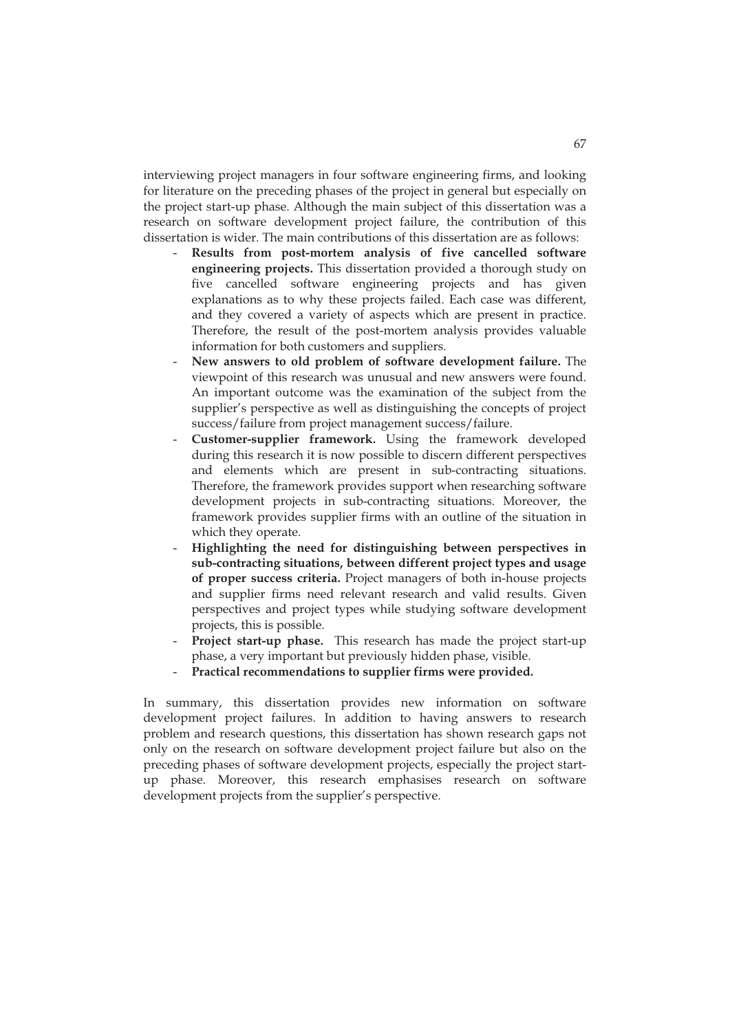interviewing project managers in four software engineering firms, and looking for literature on the preceding phases of the project in general but especially on the project start-up phase. Although the main subject of this dissertation was a research on software development project failure, the contribution of this dissertation is wider. The main contributions of this dissertation are as follows:

- **Results from post-mortem analysis of five cancelled software engineering projects.** This dissertation provided a thorough study on five cancelled software engineering projects and has given explanations as to why these projects failed. Each case was different, and they covered a variety of aspects which are present in practice. Therefore, the result of the post-mortem analysis provides valuable information for both customers and suppliers.
- **New answers to old problem of software development failure.** The viewpoint of this research was unusual and new answers were found. An important outcome was the examination of the subject from the supplier's perspective as well as distinguishing the concepts of project success/failure from project management success/failure.
- **Customer-supplier framework.** Using the framework developed during this research it is now possible to discern different perspectives and elements which are present in sub-contracting situations. Therefore, the framework provides support when researching software development projects in sub-contracting situations. Moreover, the framework provides supplier firms with an outline of the situation in which they operate.
- **Highlighting the need for distinguishing between perspectives in sub-contracting situations, between different project types and usage of proper success criteria.** Project managers of both in-house projects and supplier firms need relevant research and valid results. Given perspectives and project types while studying software development projects, this is possible.
- **Project start-up phase.** This research has made the project start-up phase, a very important but previously hidden phase, visible.
- **Practical recommendations to supplier firms were provided.**

In summary, this dissertation provides new information on software development project failures. In addition to having answers to research problem and research questions, this dissertation has shown research gaps not only on the research on software development project failure but also on the preceding phases of software development projects, especially the project start-up phase. Moreover, this research emphasises research on software development projects from the supplier's perspective.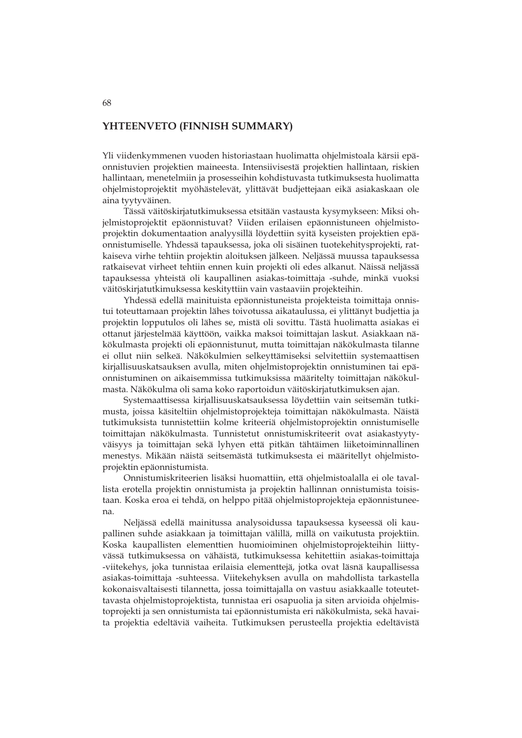## YHTEENVETO (FINNISH SUMMARY)

Yli viidenkymmenen vuoden historiastaan huolimatta ohjelmistoala kärsii epäonnistuvien projektien maineesta. Intensiivisestä projektien hallintaan, riskien hallintaan, menetelmiin ja prosesseihin kohdistuvasta tutkimuksesta huolimatta ohjelmistoprojektit myöhästelevät, ylittävät budjettejaan eikä asiakaskaan ole aina tyytyväinen.

Tässä väitöskirjatutkimuksessa etsitään vastausta kysymykseen: Miksi ohjelmistoprojektit epäonnistuvat? Viiden erilaisen epäonnistuneen ohjelmistoprojektin dokumentaation analyysillä löydettiin syitä kyseisten projektien epäonnistumiselle. Yhdessä tapauksessa, joka oli sisäinen tuotekehitysprojekti, ratkaiseva virhe tehtiin projektin aloituksen jälkeen. Neljässä muussa tapauksessa ratkaisevat virheet tehtiin ennen kuin projekti oli edes alkanut. Näissä neljässä tapauksessa yhteistä oli kaupallinen asiakas-toimittaja -suhde, minkä vuoksi väitöskirjatutkimuksessa keskityttiin vain vastaaviin projekteihin.

Yhdessä edellä mainituista epäonnistuneista projekteista toimittaja onnistui toteuttamaan projektin lähes toivotussa aikataulussa, ei ylittänyt budjettia ja projektin lopputulos oli lähes se, mistä oli sovittu. Tästä huolimatta asiakas ei ottanut järjestelmää käyttöön, vaikka maksoi toimittajan laskut. Asiakkaan näkökulmasta projekti oli epäonnistunut, mutta toimittajan näkökulmasta tilanne ei ollut niin selkeä. Näkökulmien selkeyttämiseksi selvitettiin systemaattisen kirjallisuuskatsauksen avulla, miten ohjelmistoprojektin onnistuminen tai epäonnistuminen on aikaisemmissa tutkimuksissa määritelty toimittajan näkökulmasta. Näkökulma oli sama koko raportoidun väitöskirjatutkimuksen ajan.

Systemaattisessa kirjallisuuskatsauksessa löydettiin vain seitsemän tutkimusta, joissa käsiteltiin ohjelmistoprojekteja toimittajan näkökulmasta. Näistä tutkimuksista tunnistettiin kolme kriteeriä ohjelmistoprojektin onnistumiselle toimittajan näkökulmasta. Tunnistetut onnistumiskriteerit ovat asiakastyytyväisyys ja toimittajan sekä lyhyen että pitkän tähtäimen liiketoiminnallinen menestys. Mikään näistä seitsemästä tutkimuksesta ei määritellyt ohjelmistoprojektin epäonnistumista.

Onnistumiskriteerien lisäksi huomattiin, että ohjelmistoalalla ei ole tavallista erotella projektin onnistumista ja projektin hallinnan onnistumista toisistaan. Koska eroa ei tehdä, on helppo pitää ohjelmistoprojekteja epäonnistuneena.

Neljässä edellä mainitussa analysoidussa tapauksessa kyseessä oli kaupallinen suhde asiakkaan ja toimittajan välillä, millä on vaikutusta projektiin. Koska kaupallisten elementtien huomioiminen ohjelmistoprojekteihin liittyvässä tutkimuksessa on vähäistä, tutkimuksessa kehitettiin asiakas-toimittaja -viitekehys, joka tunnistaa erilaisia elementtejä, jotka ovat läsnä kaupallisessa asiakas-toimittaja -suhteessa. Viitekehyksen avulla on mahdollista tarkastella kokonaisvaltaisesti tilannetta, jossa toimittajalla on vastuu asiakkaalle toteutettavasta ohjelmistoprojektista, tunnistaa eri osapuolia ja siten arvioida ohjelmistoprojekti ja sen onnistumista tai epäonnistumista eri näkökulmista, sekä havaita projektia edeltäviä vaiheita. Tutkimuksen perusteella projektia edeltävistä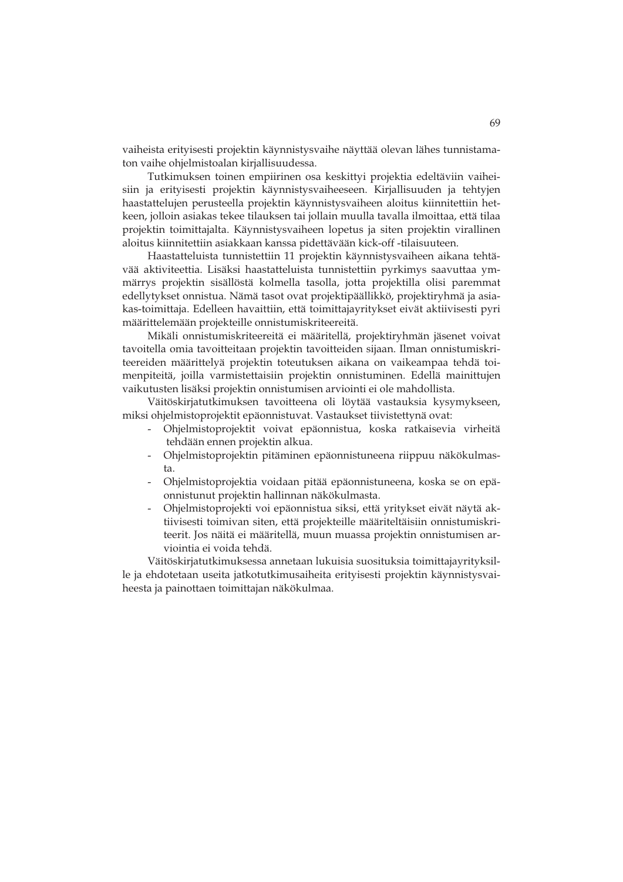vaiheista erityisesti projektin käynnistysvaihe näyttää olevan lähes tunnistamaton vaihe ohjelmistoalan kirjallisuudessa.

Tutkimuksen toinen empiirinen osa keskittyi projektia edeltäviin vaiheisiin ja erityisesti projektin käynnistysvaiheeseen. Kirjallisuuden ja tehtyjen haastattelujen perusteella projektin käynnistysvaiheen aloitus kiinnitettiin hetkeen, jolloin asiakas tekee tilauksen tai jollain muulla tavalla ilmoittaa, että tilaa projektin toimittajalta. Käynnistysvaiheen lopetus ja siten projektin virallinen aloitus kiinnitettiin asiakkaan kanssa pidettävään kick-off -tilaisuuteen.

Haastatteluista tunnistettiin 11 projektin käynnistysvaiheen aikana tehtävää aktiviteettia. Lisäksi haastatteluista tunnistettiin pyrkimys saavuttaa ymmärrys projektin sisällöstä kolmella tasolla, jotta projektilla olisi paremmat edellytykset onnistua. Nämä tasot ovat projektipäällikkö, projektiryhmä ja asiakas-toimittaja. Edelleen havaittiin, että toimittajayritykset eivät aktiivisesti pyri määrittelemään projekteille onnistumiskriteereitä.

Mikäli onnistumiskriteereitä ei määritellä, projektiryhmän jäsenet voivat tavoitella omia tavoitteitaan projektin tavoitteiden sijaan. Ilman onnistumiskriteereiden määrittelyä projektin toteutuksen aikana on vaikeampaa tehdä toimenpiteitä, joilla varmistettaisiin projektin onnistuminen. Edellä mainittujen vaikutusten lisäksi projektin onnistumisen arviointi ei ole mahdollista.

Väitöskirjatutkimuksen tavoitteena oli löytää vastauksia kysymykseen, miksi ohjelmistoprojektit epäonnistuvat. Vastaukset tiivistettynä ovat:

- Ohjelmistoprojektit voivat epäonnistua, koska ratkaisevia virheitä tehdään ennen projektin alkua.
- Ohjelmistoprojektin pitäminen epäonnistuneena riippuu näkökulmasta.
- Ohjelmistoprojektia voidaan pitää epäonnistuneena, koska se on epäonnistunut projektin hallinnan näkökulmasta.
- Ohjelmistoprojekti voi epäonnistua siksi, että yritykset eivät näytä aktiivisesti toimivan siten, että projekteille määriteltäisiin onnistumiskriteerit. Jos näitä ei määritellä, muun muassa projektin onnistumisen arviointia ei voida tehdä.

Väitöskirjatutkimuksessa annetaan lukuisia suosituksia toimittajayrityksille ja ehdotetaan useita jatkotutkimusaiheita erityisesti projektin käynnistysvaiheesta ja painottaen toimittajan näkökulmaa.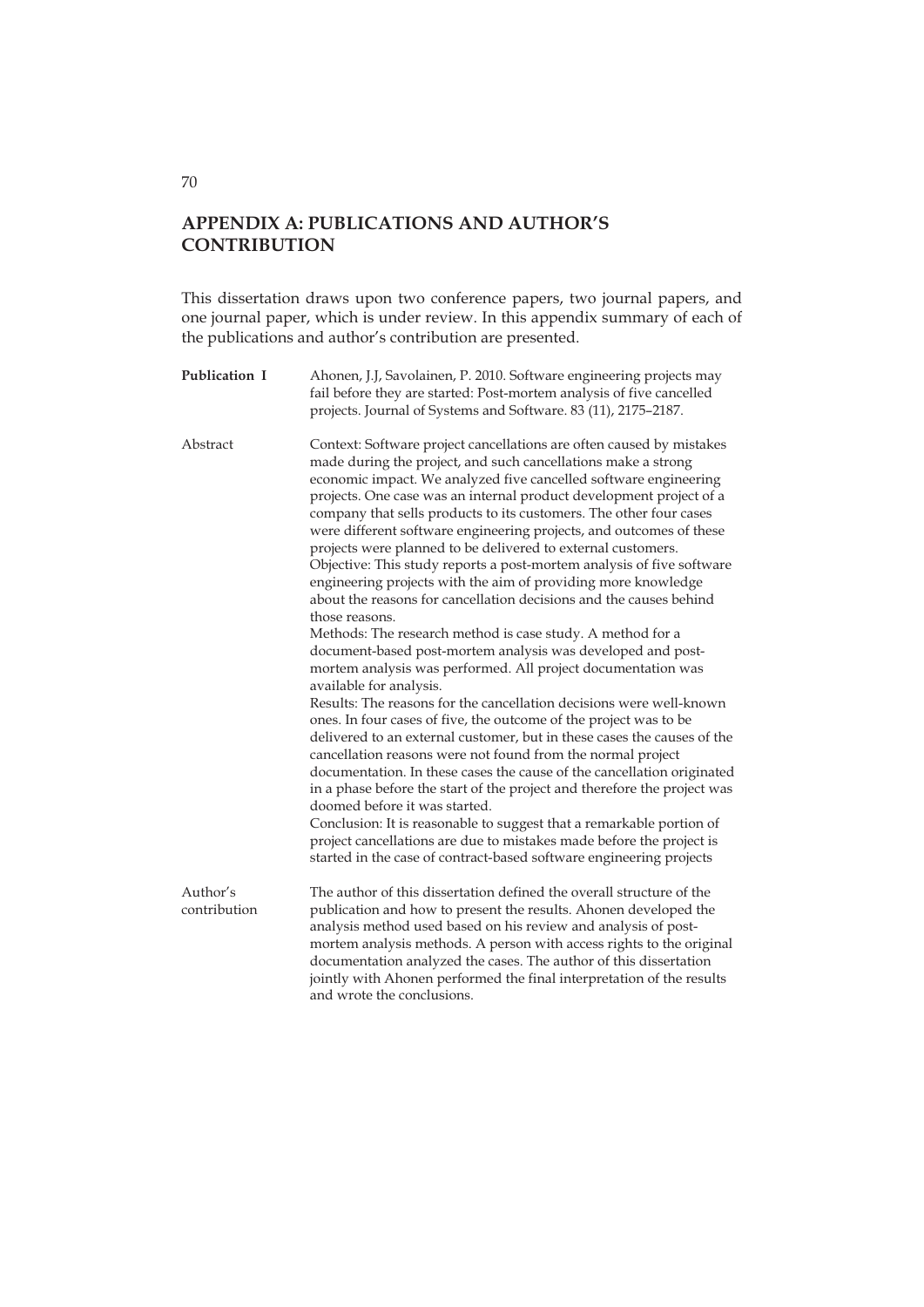## APPENDIX A: PUBLICATIONS AND AUTHOR'S CONTRIBUTION

This dissertation draws upon two conference papers, two journal papers, and one journal paper, which is under review. In this appendix summary of each of the publications and author's contribution are presented.

**Publication I** — Ahonen, J.J, Savolainen, P. 2010. Software engineering projects may fail before they are started: Post-mortem analysis of five cancelled projects. Journal of Systems and Software. 83 (11), 2175–2187.

Abstract

Context: Software project cancellations are often caused by mistakes made during the project, and such cancellations make a strong economic impact. We analyzed five cancelled software engineering projects. One case was an internal product development project of a company that sells products to its customers. The other four cases were different software engineering projects, and outcomes of these projects were planned to be delivered to external customers.
Objective: This study reports a post-mortem analysis of five software engineering projects with the aim of providing more knowledge about the reasons for cancellation decisions and the causes behind those reasons.
Methods: The research method is case study. A method for a document-based post-mortem analysis was developed and post-mortem analysis was performed. All project documentation was available for analysis.
Results: The reasons for the cancellation decisions were well-known ones. In four cases of five, the outcome of the project was to be delivered to an external customer, but in these cases the causes of the cancellation reasons were not found from the normal project documentation. In these cases the cause of the cancellation originated in a phase before the start of the project and therefore the project was doomed before it was started.
Conclusion: It is reasonable to suggest that a remarkable portion of project cancellations are due to mistakes made before the project is started in the case of contract-based software engineering projects

Author's contribution

The author of this dissertation defined the overall structure of the publication and how to present the results. Ahonen developed the analysis method used based on his review and analysis of post-mortem analysis methods. A person with access rights to the original documentation analyzed the cases. The author of this dissertation jointly with Ahonen performed the final interpretation of the results and wrote the conclusions.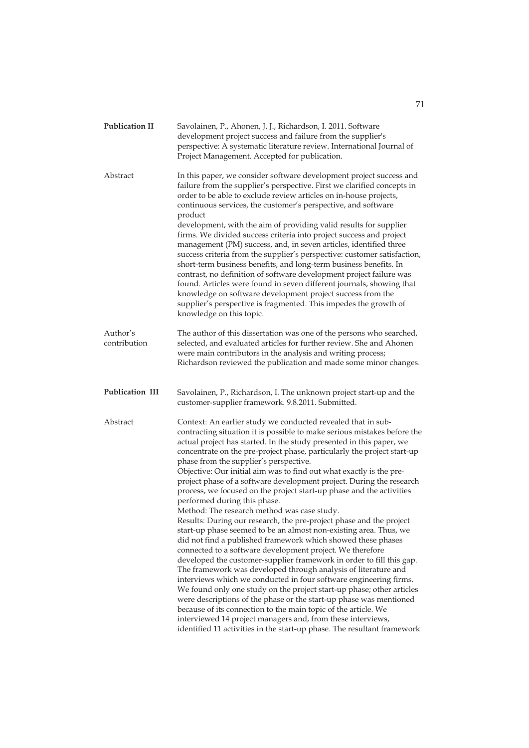**Publication II** Savolainen, P., Ahonen, J. J., Richardson, I. 2011. Software development project success and failure from the supplier's perspective: A systematic literature review. International Journal of Project Management. Accepted for publication.

Abstract In this paper, we consider software development project success and failure from the supplier's perspective. First we clarified concepts in order to be able to exclude review articles on in-house projects, continuous services, the customer's perspective, and software product development, with the aim of providing valid results for supplier firms. We divided success criteria into project success and project management (PM) success, and, in seven articles, identified three success criteria from the supplier's perspective: customer satisfaction, short-term business benefits, and long-term business benefits. In contrast, no definition of software development project failure was found. Articles were found in seven different journals, showing that knowledge on software development project success from the supplier's perspective is fragmented. This impedes the growth of knowledge on this topic.

Author's contribution The author of this dissertation was one of the persons who searched, selected, and evaluated articles for further review. She and Ahonen were main contributors in the analysis and writing process; Richardson reviewed the publication and made some minor changes.

**Publication III** Savolainen, P., Richardson, I. The unknown project start-up and the customer-supplier framework. 9.8.2011. Submitted.

Abstract Context: An earlier study we conducted revealed that in sub-contracting situation it is possible to make serious mistakes before the actual project has started. In the study presented in this paper, we concentrate on the pre-project phase, particularly the project start-up phase from the supplier's perspective.
Objective: Our initial aim was to find out what exactly is the pre-project phase of a software development project. During the research process, we focused on the project start-up phase and the activities performed during this phase.
Method: The research method was case study.
Results: During our research, the pre-project phase and the project start-up phase seemed to be an almost non-existing area. Thus, we did not find a published framework which showed these phases connected to a software development project. We therefore developed the customer-supplier framework in order to fill this gap. The framework was developed through analysis of literature and interviews which we conducted in four software engineering firms. We found only one study on the project start-up phase; other articles were descriptions of the phase or the start-up phase was mentioned because of its connection to the main topic of the article. We interviewed 14 project managers and, from these interviews, identified 11 activities in the start-up phase. The resultant framework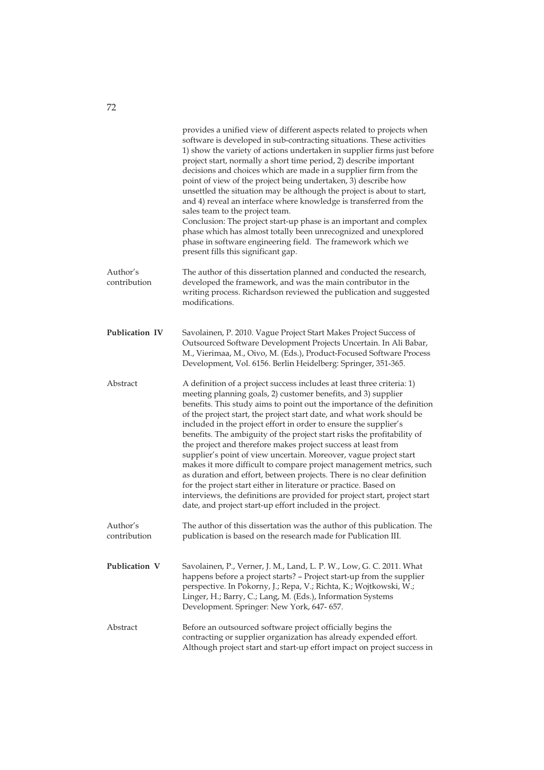provides a unified view of different aspects related to projects when software is developed in sub-contracting situations. These activities 1) show the variety of actions undertaken in supplier firms just before project start, normally a short time period, 2) describe important decisions and choices which are made in a supplier firm from the point of view of the project being undertaken, 3) describe how unsettled the situation may be although the project is about to start, and 4) reveal an interface where knowledge is transferred from the sales team to the project team.
Conclusion: The project start-up phase is an important and complex phase which has almost totally been unrecognized and unexplored phase in software engineering field. The framework which we present fills this significant gap.

| | |
|---|---|
| Author's contribution | The author of this dissertation planned and conducted the research, developed the framework, and was the main contributor in the writing process. Richardson reviewed the publication and suggested modifications. |
| **Publication IV** | Savolainen, P. 2010. Vague Project Start Makes Project Success of Outsourced Software Development Projects Uncertain. In Ali Babar, M., Vierimaa, M., Oivo, M. (Eds.), Product-Focused Software Process Development, Vol. 6156. Berlin Heidelberg: Springer, 351-365. |
| Abstract | A definition of a project success includes at least three criteria: 1) meeting planning goals, 2) customer benefits, and 3) supplier benefits. This study aims to point out the importance of the definition of the project start, the project start date, and what work should be included in the project effort in order to ensure the supplier's benefits. The ambiguity of the project start risks the profitability of the project and therefore makes project success at least from supplier's point of view uncertain. Moreover, vague project start makes it more difficult to compare project management metrics, such as duration and effort, between projects. There is no clear definition for the project start either in literature or practice. Based on interviews, the definitions are provided for project start, project start date, and project start-up effort included in the project. |
| Author's contribution | The author of this dissertation was the author of this publication. The publication is based on the research made for Publication III. |
| **Publication V** | Savolainen, P., Verner, J. M., Land, L. P. W., Low, G. C. 2011. What happens before a project starts? – Project start-up from the supplier perspective. In Pokorny, J.; Repa, V.; Richta, K.; Wojtkowski, W.; Linger, H.; Barry, C.; Lang, M. (Eds.), Information Systems Development. Springer: New York, 647- 657. |
| Abstract | Before an outsourced software project officially begins the contracting or supplier organization has already expended effort. Although project start and start-up effort impact on project success in |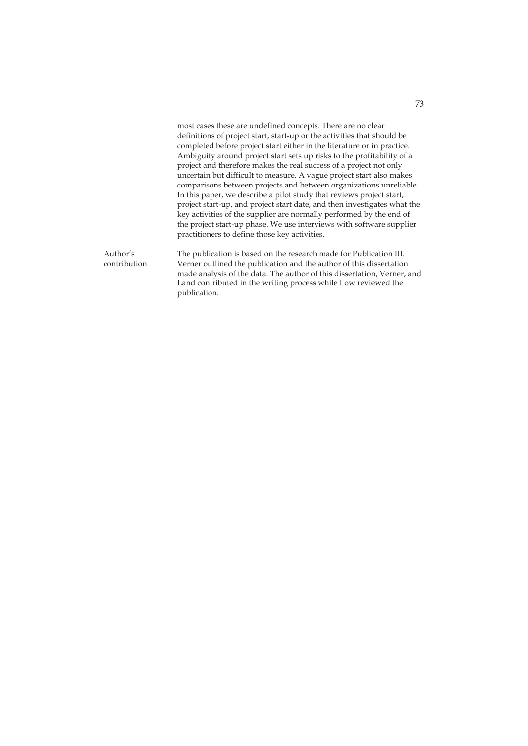most cases these are undefined concepts. There are no clear definitions of project start, start-up or the activities that should be completed before project start either in the literature or in practice. Ambiguity around project start sets up risks to the profitability of a project and therefore makes the real success of a project not only uncertain but difficult to measure. A vague project start also makes comparisons between projects and between organizations unreliable. In this paper, we describe a pilot study that reviews project start, project start-up, and project start date, and then investigates what the key activities of the supplier are normally performed by the end of the project start-up phase. We use interviews with software supplier practitioners to define those key activities.

Author's contribution

The publication is based on the research made for Publication III. Verner outlined the publication and the author of this dissertation made analysis of the data. The author of this dissertation, Verner, and Land contributed in the writing process while Low reviewed the publication.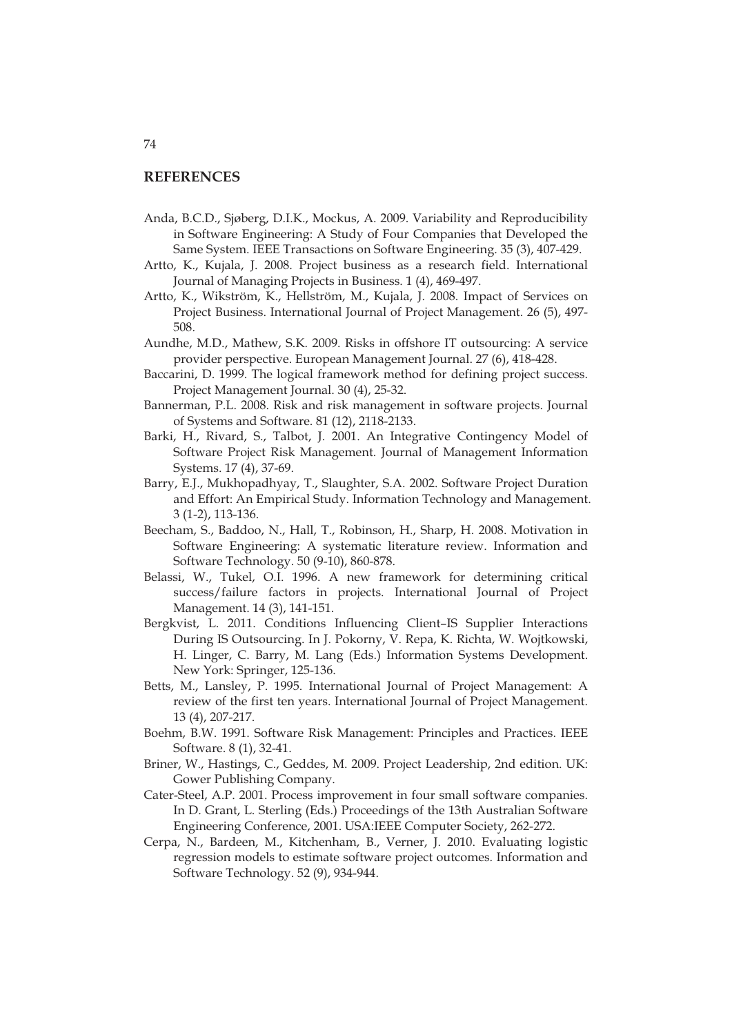## REFERENCES

Anda, B.C.D., Sjøberg, D.I.K., Mockus, A. 2009. Variability and Reproducibility in Software Engineering: A Study of Four Companies that Developed the Same System. IEEE Transactions on Software Engineering. 35 (3), 407-429.

Artto, K., Kujala, J. 2008. Project business as a research field. International Journal of Managing Projects in Business. 1 (4), 469-497.

Artto, K., Wikström, K., Hellström, M., Kujala, J. 2008. Impact of Services on Project Business. International Journal of Project Management. 26 (5), 497-508.

Aundhe, M.D., Mathew, S.K. 2009. Risks in offshore IT outsourcing: A service provider perspective. European Management Journal. 27 (6), 418-428.

Baccarini, D. 1999. The logical framework method for defining project success. Project Management Journal. 30 (4), 25-32.

Bannerman, P.L. 2008. Risk and risk management in software projects. Journal of Systems and Software. 81 (12), 2118-2133.

Barki, H., Rivard, S., Talbot, J. 2001. An Integrative Contingency Model of Software Project Risk Management. Journal of Management Information Systems. 17 (4), 37-69.

Barry, E.J., Mukhopadhyay, T., Slaughter, S.A. 2002. Software Project Duration and Effort: An Empirical Study. Information Technology and Management. 3 (1-2), 113-136.

Beecham, S., Baddoo, N., Hall, T., Robinson, H., Sharp, H. 2008. Motivation in Software Engineering: A systematic literature review. Information and Software Technology. 50 (9-10), 860-878.

Belassi, W., Tukel, O.I. 1996. A new framework for determining critical success/failure factors in projects. International Journal of Project Management. 14 (3), 141-151.

Bergkvist, L. 2011. Conditions Influencing Client–IS Supplier Interactions During IS Outsourcing. In J. Pokorny, V. Repa, K. Richta, W. Wojtkowski, H. Linger, C. Barry, M. Lang (Eds.) Information Systems Development. New York: Springer, 125-136.

Betts, M., Lansley, P. 1995. International Journal of Project Management: A review of the first ten years. International Journal of Project Management. 13 (4), 207-217.

Boehm, B.W. 1991. Software Risk Management: Principles and Practices. IEEE Software. 8 (1), 32-41.

Briner, W., Hastings, C., Geddes, M. 2009. Project Leadership, 2nd edition. UK: Gower Publishing Company.

Cater-Steel, A.P. 2001. Process improvement in four small software companies. In D. Grant, L. Sterling (Eds.) Proceedings of the 13th Australian Software Engineering Conference, 2001. USA:IEEE Computer Society, 262-272.

Cerpa, N., Bardeen, M., Kitchenham, B., Verner, J. 2010. Evaluating logistic regression models to estimate software project outcomes. Information and Software Technology. 52 (9), 934-944.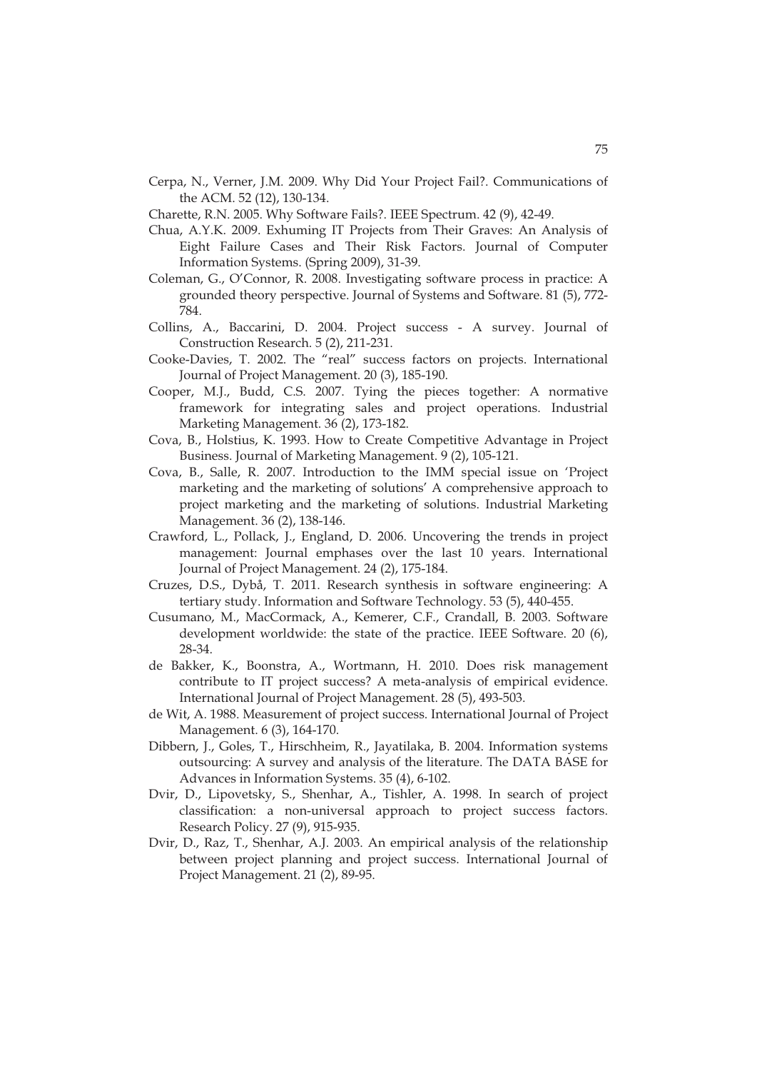Cerpa, N., Verner, J.M. 2009. Why Did Your Project Fail?. Communications of the ACM. 52 (12), 130-134.

Charette, R.N. 2005. Why Software Fails?. IEEE Spectrum. 42 (9), 42-49.

Chua, A.Y.K. 2009. Exhuming IT Projects from Their Graves: An Analysis of Eight Failure Cases and Their Risk Factors. Journal of Computer Information Systems. (Spring 2009), 31-39.

Coleman, G., O'Connor, R. 2008. Investigating software process in practice: A grounded theory perspective. Journal of Systems and Software. 81 (5), 772-784.

Collins, A., Baccarini, D. 2004. Project success - A survey. Journal of Construction Research. 5 (2), 211-231.

Cooke-Davies, T. 2002. The "real" success factors on projects. International Journal of Project Management. 20 (3), 185-190.

Cooper, M.J., Budd, C.S. 2007. Tying the pieces together: A normative framework for integrating sales and project operations. Industrial Marketing Management. 36 (2), 173-182.

Cova, B., Holstius, K. 1993. How to Create Competitive Advantage in Project Business. Journal of Marketing Management. 9 (2), 105-121.

Cova, B., Salle, R. 2007. Introduction to the IMM special issue on 'Project marketing and the marketing of solutions' A comprehensive approach to project marketing and the marketing of solutions. Industrial Marketing Management. 36 (2), 138-146.

Crawford, L., Pollack, J., England, D. 2006. Uncovering the trends in project management: Journal emphases over the last 10 years. International Journal of Project Management. 24 (2), 175-184.

Cruzes, D.S., Dybå, T. 2011. Research synthesis in software engineering: A tertiary study. Information and Software Technology. 53 (5), 440-455.

Cusumano, M., MacCormack, A., Kemerer, C.F., Crandall, B. 2003. Software development worldwide: the state of the practice. IEEE Software. 20 (6), 28-34.

de Bakker, K., Boonstra, A., Wortmann, H. 2010. Does risk management contribute to IT project success? A meta-analysis of empirical evidence. International Journal of Project Management. 28 (5), 493-503.

de Wit, A. 1988. Measurement of project success. International Journal of Project Management. 6 (3), 164-170.

Dibbern, J., Goles, T., Hirschheim, R., Jayatilaka, B. 2004. Information systems outsourcing: A survey and analysis of the literature. The DATA BASE for Advances in Information Systems. 35 (4), 6-102.

Dvir, D., Lipovetsky, S., Shenhar, A., Tishler, A. 1998. In search of project classification: a non-universal approach to project success factors. Research Policy. 27 (9), 915-935.

Dvir, D., Raz, T., Shenhar, A.J. 2003. An empirical analysis of the relationship between project planning and project success. International Journal of Project Management. 21 (2), 89-95.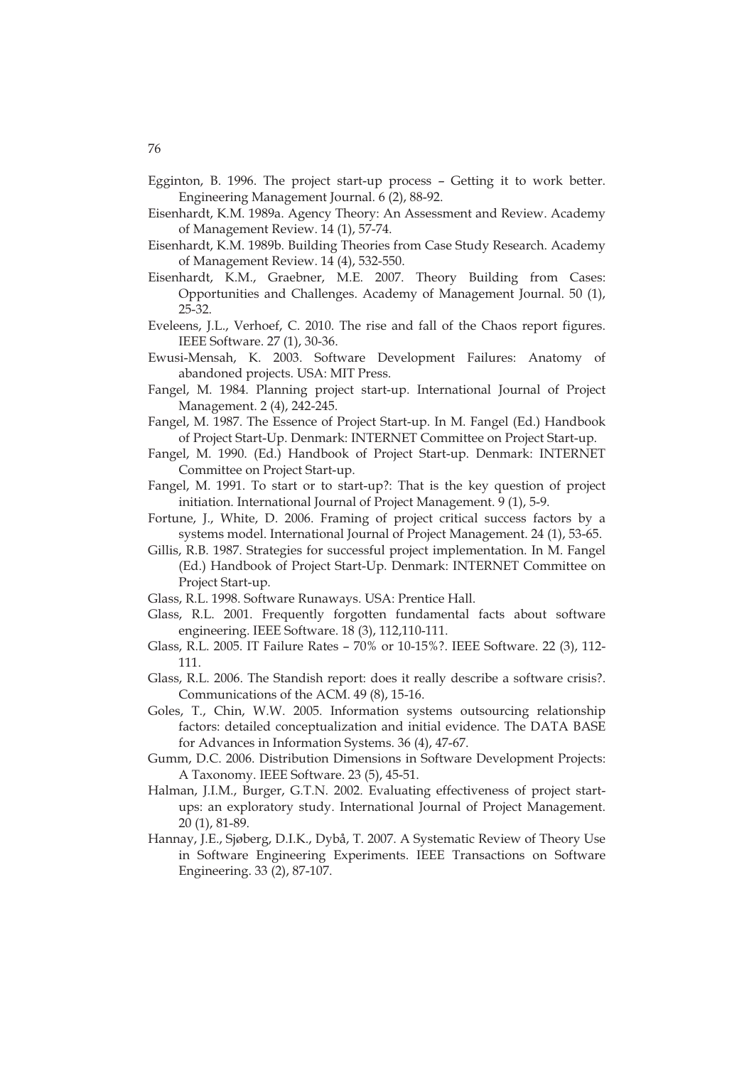Egginton, B. 1996. The project start-up process – Getting it to work better. Engineering Management Journal. 6 (2), 88-92.

Eisenhardt, K.M. 1989a. Agency Theory: An Assessment and Review. Academy of Management Review. 14 (1), 57-74.

Eisenhardt, K.M. 1989b. Building Theories from Case Study Research. Academy of Management Review. 14 (4), 532-550.

Eisenhardt, K.M., Graebner, M.E. 2007. Theory Building from Cases: Opportunities and Challenges. Academy of Management Journal. 50 (1), 25-32.

Eveleens, J.L., Verhoef, C. 2010. The rise and fall of the Chaos report figures. IEEE Software. 27 (1), 30-36.

Ewusi-Mensah, K. 2003. Software Development Failures: Anatomy of abandoned projects. USA: MIT Press.

Fangel, M. 1984. Planning project start-up. International Journal of Project Management. 2 (4), 242-245.

Fangel, M. 1987. The Essence of Project Start-up. In M. Fangel (Ed.) Handbook of Project Start-Up. Denmark: INTERNET Committee on Project Start-up.

Fangel, M. 1990. (Ed.) Handbook of Project Start-up. Denmark: INTERNET Committee on Project Start-up.

Fangel, M. 1991. To start or to start-up?: That is the key question of project initiation. International Journal of Project Management. 9 (1), 5-9.

Fortune, J., White, D. 2006. Framing of project critical success factors by a systems model. International Journal of Project Management. 24 (1), 53-65.

Gillis, R.B. 1987. Strategies for successful project implementation. In M. Fangel (Ed.) Handbook of Project Start-Up. Denmark: INTERNET Committee on Project Start-up.

Glass, R.L. 1998. Software Runaways. USA: Prentice Hall.

Glass, R.L. 2001. Frequently forgotten fundamental facts about software engineering. IEEE Software. 18 (3), 112,110-111.

Glass, R.L. 2005. IT Failure Rates – 70% or 10-15%?. IEEE Software. 22 (3), 112-111.

Glass, R.L. 2006. The Standish report: does it really describe a software crisis?. Communications of the ACM. 49 (8), 15-16.

Goles, T., Chin, W.W. 2005. Information systems outsourcing relationship factors: detailed conceptualization and initial evidence. The DATA BASE for Advances in Information Systems. 36 (4), 47-67.

Gumm, D.C. 2006. Distribution Dimensions in Software Development Projects: A Taxonomy. IEEE Software. 23 (5), 45-51.

Halman, J.I.M., Burger, G.T.N. 2002. Evaluating effectiveness of project start-ups: an exploratory study. International Journal of Project Management. 20 (1), 81-89.

Hannay, J.E., Sjøberg, D.I.K., Dybå, T. 2007. A Systematic Review of Theory Use in Software Engineering Experiments. IEEE Transactions on Software Engineering. 33 (2), 87-107.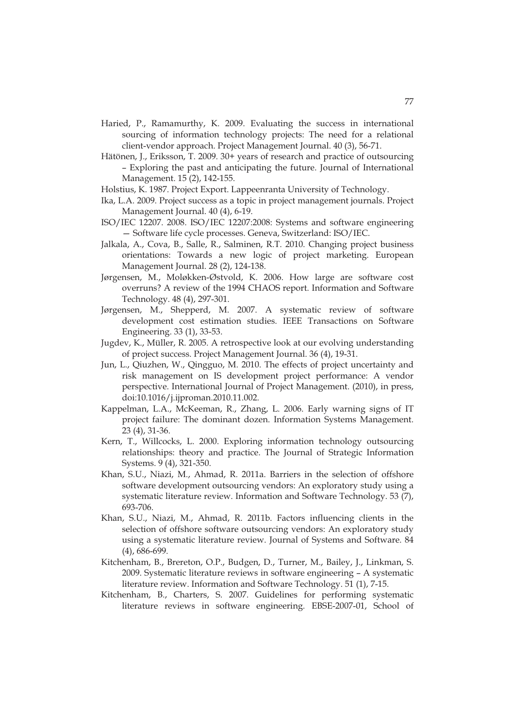Haried, P., Ramamurthy, K. 2009. Evaluating the success in international sourcing of information technology projects: The need for a relational client-vendor approach. Project Management Journal. 40 (3), 56-71.

Hätönen, J., Eriksson, T. 2009. 30+ years of research and practice of outsourcing – Exploring the past and anticipating the future. Journal of International Management. 15 (2), 142-155.

Holstius, K. 1987. Project Export. Lappeenranta University of Technology.

Ika, L.A. 2009. Project success as a topic in project management journals. Project Management Journal. 40 (4), 6-19.

ISO/IEC 12207. 2008. ISO/IEC 12207:2008: Systems and software engineering — Software life cycle processes. Geneva, Switzerland: ISO/IEC.

Jalkala, A., Cova, B., Salle, R., Salminen, R.T. 2010. Changing project business orientations: Towards a new logic of project marketing. European Management Journal. 28 (2), 124-138.

Jørgensen, M., Moløkken-Østvold, K. 2006. How large are software cost overruns? A review of the 1994 CHAOS report. Information and Software Technology. 48 (4), 297-301.

Jørgensen, M., Shepperd, M. 2007. A systematic review of software development cost estimation studies. IEEE Transactions on Software Engineering. 33 (1), 33-53.

Jugdev, K., Müller, R. 2005. A retrospective look at our evolving understanding of project success. Project Management Journal. 36 (4), 19-31.

Jun, L., Qiuzhen, W., Qingguo, M. 2010. The effects of project uncertainty and risk management on IS development project performance: A vendor perspective. International Journal of Project Management. (2010), in press, doi:10.1016/j.ijproman.2010.11.002.

Kappelman, L.A., McKeeman, R., Zhang, L. 2006. Early warning signs of IT project failure: The dominant dozen. Information Systems Management. 23 (4), 31-36.

Kern, T., Willcocks, L. 2000. Exploring information technology outsourcing relationships: theory and practice. The Journal of Strategic Information Systems. 9 (4), 321-350.

Khan, S.U., Niazi, M., Ahmad, R. 2011a. Barriers in the selection of offshore software development outsourcing vendors: An exploratory study using a systematic literature review. Information and Software Technology. 53 (7), 693-706.

Khan, S.U., Niazi, M., Ahmad, R. 2011b. Factors influencing clients in the selection of offshore software outsourcing vendors: An exploratory study using a systematic literature review. Journal of Systems and Software. 84 (4), 686-699.

Kitchenham, B., Brereton, O.P., Budgen, D., Turner, M., Bailey, J., Linkman, S. 2009. Systematic literature reviews in software engineering – A systematic literature review. Information and Software Technology. 51 (1), 7-15.

Kitchenham, B., Charters, S. 2007. Guidelines for performing systematic literature reviews in software engineering. EBSE-2007-01, School of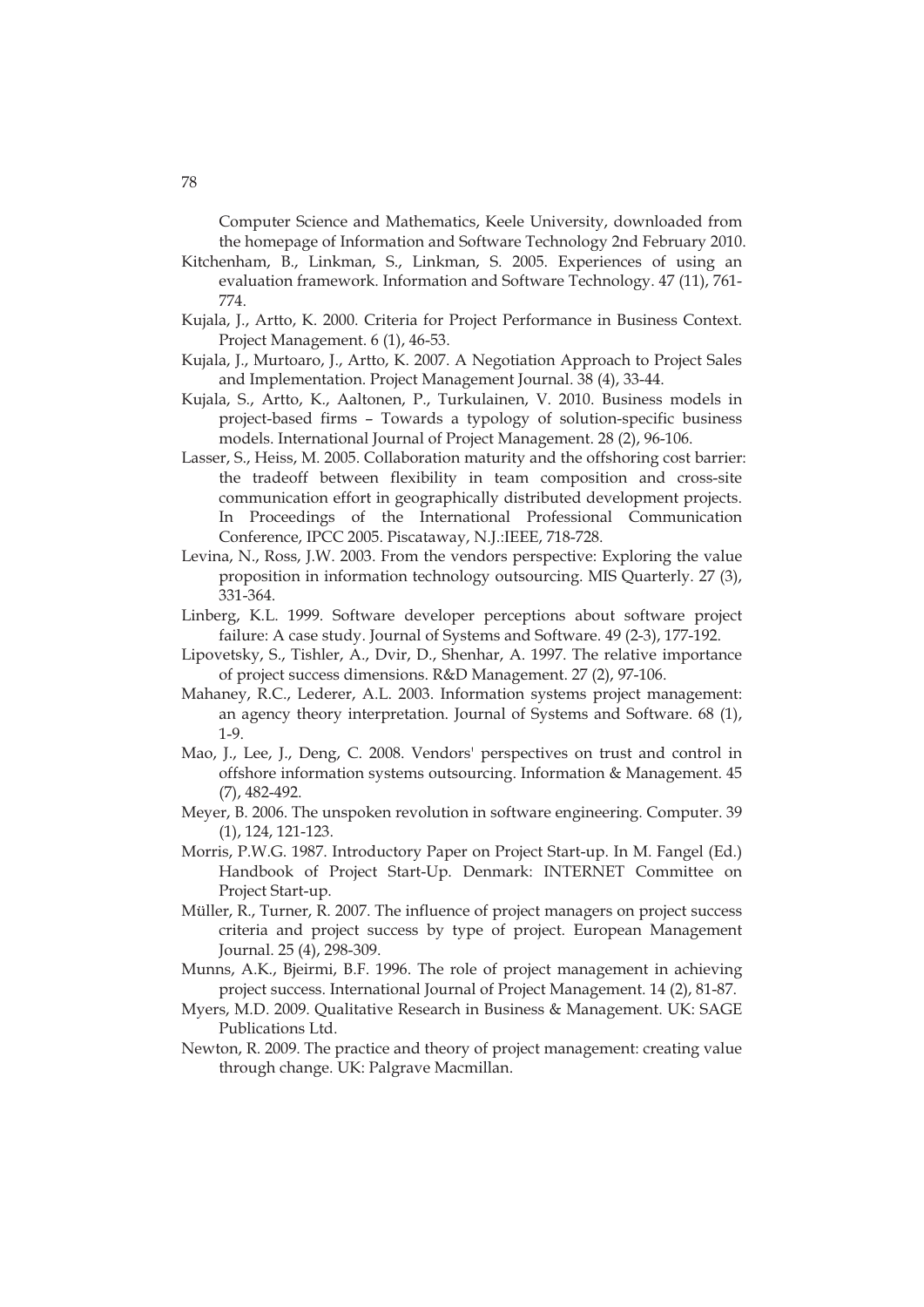Computer Science and Mathematics, Keele University, downloaded from the homepage of Information and Software Technology 2nd February 2010.

Kitchenham, B., Linkman, S., Linkman, S. 2005. Experiences of using an evaluation framework. Information and Software Technology. 47 (11), 761-774.

Kujala, J., Artto, K. 2000. Criteria for Project Performance in Business Context. Project Management. 6 (1), 46-53.

Kujala, J., Murtoaro, J., Artto, K. 2007. A Negotiation Approach to Project Sales and Implementation. Project Management Journal. 38 (4), 33-44.

Kujala, S., Artto, K., Aaltonen, P., Turkulainen, V. 2010. Business models in project-based firms – Towards a typology of solution-specific business models. International Journal of Project Management. 28 (2), 96-106.

Lasser, S., Heiss, M. 2005. Collaboration maturity and the offshoring cost barrier: the tradeoff between flexibility in team composition and cross-site communication effort in geographically distributed development projects. In Proceedings of the International Professional Communication Conference, IPCC 2005. Piscataway, N.J.:IEEE, 718-728.

Levina, N., Ross, J.W. 2003. From the vendors perspective: Exploring the value proposition in information technology outsourcing. MIS Quarterly. 27 (3), 331-364.

Linberg, K.L. 1999. Software developer perceptions about software project failure: A case study. Journal of Systems and Software. 49 (2-3), 177-192.

Lipovetsky, S., Tishler, A., Dvir, D., Shenhar, A. 1997. The relative importance of project success dimensions. R&D Management. 27 (2), 97-106.

Mahaney, R.C., Lederer, A.L. 2003. Information systems project management: an agency theory interpretation. Journal of Systems and Software. 68 (1), 1-9.

Mao, J., Lee, J., Deng, C. 2008. Vendors' perspectives on trust and control in offshore information systems outsourcing. Information & Management. 45 (7), 482-492.

Meyer, B. 2006. The unspoken revolution in software engineering. Computer. 39 (1), 124, 121-123.

Morris, P.W.G. 1987. Introductory Paper on Project Start-up. In M. Fangel (Ed.) Handbook of Project Start-Up. Denmark: INTERNET Committee on Project Start-up.

Müller, R., Turner, R. 2007. The influence of project managers on project success criteria and project success by type of project. European Management Journal. 25 (4), 298-309.

Munns, A.K., Bjeirmi, B.F. 1996. The role of project management in achieving project success. International Journal of Project Management. 14 (2), 81-87.

Myers, M.D. 2009. Qualitative Research in Business & Management. UK: SAGE Publications Ltd.

Newton, R. 2009. The practice and theory of project management: creating value through change. UK: Palgrave Macmillan.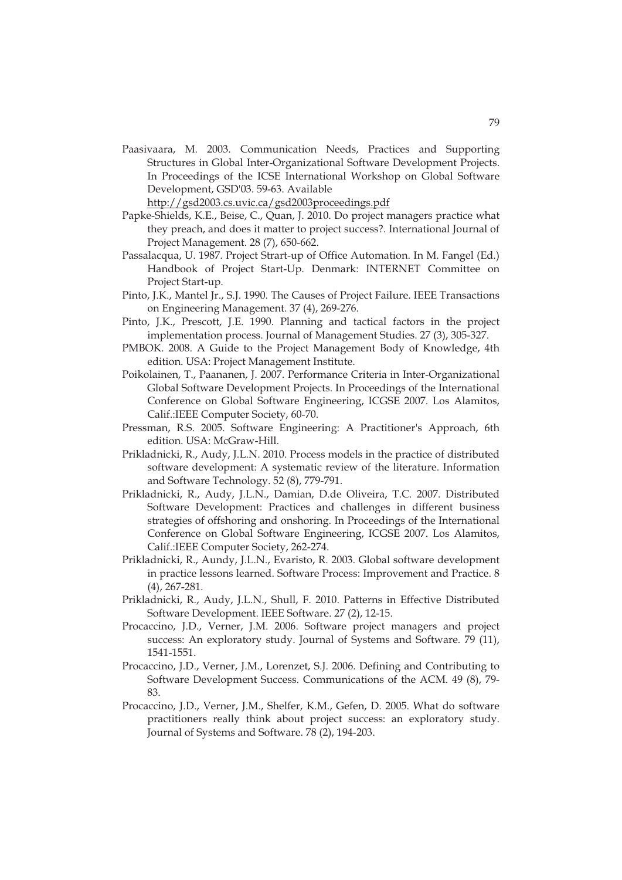Paasivaara, M. 2003. Communication Needs, Practices and Supporting Structures in Global Inter-Organizational Software Development Projects. In Proceedings of the ICSE International Workshop on Global Software Development, GSD'03. 59-63. Available http://gsd2003.cs.uvic.ca/gsd2003proceedings.pdf

Papke-Shields, K.E., Beise, C., Quan, J. 2010. Do project managers practice what they preach, and does it matter to project success?. International Journal of Project Management. 28 (7), 650-662.

Passalacqua, U. 1987. Project Strart-up of Office Automation. In M. Fangel (Ed.) Handbook of Project Start-Up. Denmark: INTERNET Committee on Project Start-up.

Pinto, J.K., Mantel Jr., S.J. 1990. The Causes of Project Failure. IEEE Transactions on Engineering Management. 37 (4), 269-276.

Pinto, J.K., Prescott, J.E. 1990. Planning and tactical factors in the project implementation process. Journal of Management Studies. 27 (3), 305-327.

PMBOK. 2008. A Guide to the Project Management Body of Knowledge, 4th edition. USA: Project Management Institute.

Poikolainen, T., Paananen, J. 2007. Performance Criteria in Inter-Organizational Global Software Development Projects. In Proceedings of the International Conference on Global Software Engineering, ICGSE 2007. Los Alamitos, Calif.:IEEE Computer Society, 60-70.

Pressman, R.S. 2005. Software Engineering: A Practitioner's Approach, 6th edition. USA: McGraw-Hill.

Prikladnicki, R., Audy, J.L.N. 2010. Process models in the practice of distributed software development: A systematic review of the literature. Information and Software Technology. 52 (8), 779-791.

Prikladnicki, R., Audy, J.L.N., Damian, D.de Oliveira, T.C. 2007. Distributed Software Development: Practices and challenges in different business strategies of offshoring and onshoring. In Proceedings of the International Conference on Global Software Engineering, ICGSE 2007. Los Alamitos, Calif.:IEEE Computer Society, 262-274.

Prikladnicki, R., Aundy, J.L.N., Evaristo, R. 2003. Global software development in practice lessons learned. Software Process: Improvement and Practice. 8 (4), 267-281.

Prikladnicki, R., Audy, J.L.N., Shull, F. 2010. Patterns in Effective Distributed Software Development. IEEE Software. 27 (2), 12-15.

Procaccino, J.D., Verner, J.M. 2006. Software project managers and project success: An exploratory study. Journal of Systems and Software. 79 (11), 1541-1551.

Procaccino, J.D., Verner, J.M., Lorenzet, S.J. 2006. Defining and Contributing to Software Development Success. Communications of the ACM. 49 (8), 79-83.

Procaccino, J.D., Verner, J.M., Shelfer, K.M., Gefen, D. 2005. What do software practitioners really think about project success: an exploratory study. Journal of Systems and Software. 78 (2), 194-203.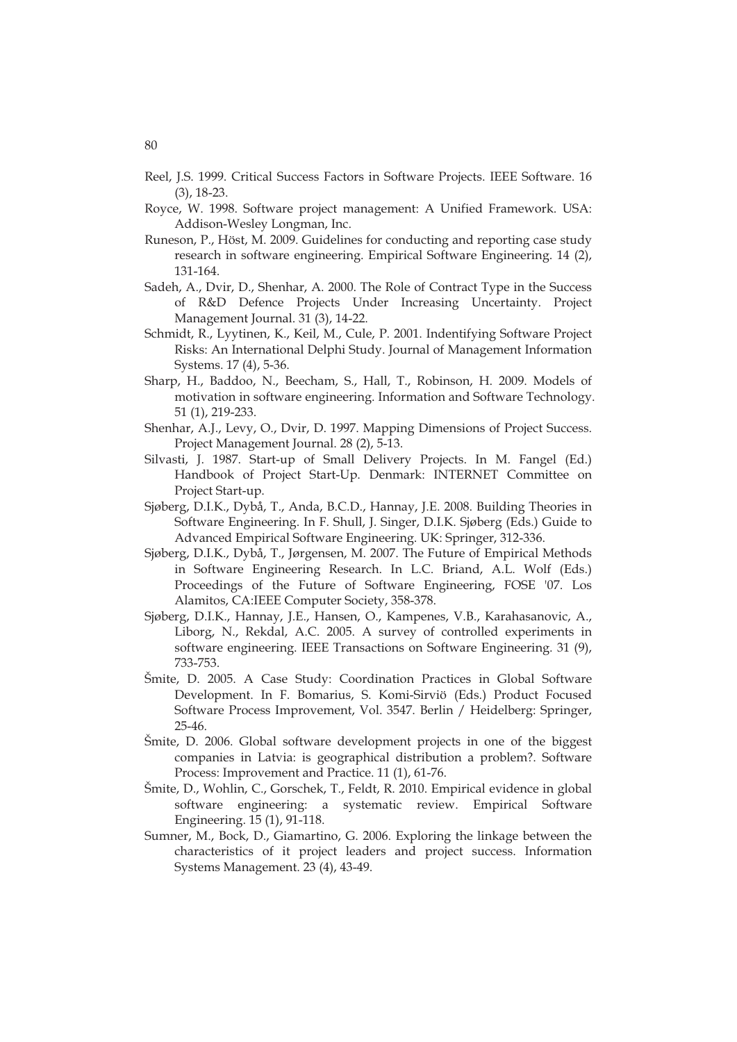Reel, J.S. 1999. Critical Success Factors in Software Projects. IEEE Software. 16 (3), 18-23.

Royce, W. 1998. Software project management: A Unified Framework. USA: Addison-Wesley Longman, Inc.

Runeson, P., Höst, M. 2009. Guidelines for conducting and reporting case study research in software engineering. Empirical Software Engineering. 14 (2), 131-164.

Sadeh, A., Dvir, D., Shenhar, A. 2000. The Role of Contract Type in the Success of R&D Defence Projects Under Increasing Uncertainty. Project Management Journal. 31 (3), 14-22.

Schmidt, R., Lyytinen, K., Keil, M., Cule, P. 2001. Indentifying Software Project Risks: An International Delphi Study. Journal of Management Information Systems. 17 (4), 5-36.

Sharp, H., Baddoo, N., Beecham, S., Hall, T., Robinson, H. 2009. Models of motivation in software engineering. Information and Software Technology. 51 (1), 219-233.

Shenhar, A.J., Levy, O., Dvir, D. 1997. Mapping Dimensions of Project Success. Project Management Journal. 28 (2), 5-13.

Silvasti, J. 1987. Start-up of Small Delivery Projects. In M. Fangel (Ed.) Handbook of Project Start-Up. Denmark: INTERNET Committee on Project Start-up.

Sjøberg, D.I.K., Dybå, T., Anda, B.C.D., Hannay, J.E. 2008. Building Theories in Software Engineering. In F. Shull, J. Singer, D.I.K. Sjøberg (Eds.) Guide to Advanced Empirical Software Engineering. UK: Springer, 312-336.

Sjøberg, D.I.K., Dybå, T., Jørgensen, M. 2007. The Future of Empirical Methods in Software Engineering Research. In L.C. Briand, A.L. Wolf (Eds.) Proceedings of the Future of Software Engineering, FOSE '07. Los Alamitos, CA:IEEE Computer Society, 358-378.

Sjøberg, D.I.K., Hannay, J.E., Hansen, O., Kampenes, V.B., Karahasanovic, A., Liborg, N., Rekdal, A.C. 2005. A survey of controlled experiments in software engineering. IEEE Transactions on Software Engineering. 31 (9), 733-753.

Šmite, D. 2005. A Case Study: Coordination Practices in Global Software Development. In F. Bomarius, S. Komi-Sirviö (Eds.) Product Focused Software Process Improvement, Vol. 3547. Berlin / Heidelberg: Springer, 25-46.

Šmite, D. 2006. Global software development projects in one of the biggest companies in Latvia: is geographical distribution a problem?. Software Process: Improvement and Practice. 11 (1), 61-76.

Šmite, D., Wohlin, C., Gorschek, T., Feldt, R. 2010. Empirical evidence in global software engineering: a systematic review. Empirical Software Engineering. 15 (1), 91-118.

Sumner, M., Bock, D., Giamartino, G. 2006. Exploring the linkage between the characteristics of it project leaders and project success. Information Systems Management. 23 (4), 43-49.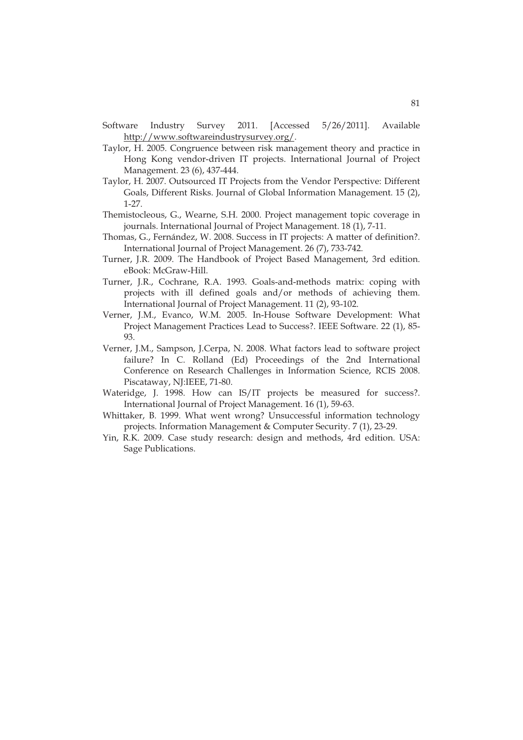Software Industry Survey 2011. [Accessed 5/26/2011]. Available http://www.softwareindustrysurvey.org/.

Taylor, H. 2005. Congruence between risk management theory and practice in Hong Kong vendor-driven IT projects. International Journal of Project Management. 23 (6), 437-444.

Taylor, H. 2007. Outsourced IT Projects from the Vendor Perspective: Different Goals, Different Risks. Journal of Global Information Management. 15 (2), 1-27.

Themistocleous, G., Wearne, S.H. 2000. Project management topic coverage in journals. International Journal of Project Management. 18 (1), 7-11.

Thomas, G., Fernández, W. 2008. Success in IT projects: A matter of definition?. International Journal of Project Management. 26 (7), 733-742.

Turner, J.R. 2009. The Handbook of Project Based Management, 3rd edition. eBook: McGraw-Hill.

Turner, J.R., Cochrane, R.A. 1993. Goals-and-methods matrix: coping with projects with ill defined goals and/or methods of achieving them. International Journal of Project Management. 11 (2), 93-102.

Verner, J.M., Evanco, W.M. 2005. In-House Software Development: What Project Management Practices Lead to Success?. IEEE Software. 22 (1), 85-93.

Verner, J.M., Sampson, J.Cerpa, N. 2008. What factors lead to software project failure? In C. Rolland (Ed) Proceedings of the 2nd International Conference on Research Challenges in Information Science, RCIS 2008. Piscataway, NJ:IEEE, 71-80.

Wateridge, J. 1998. How can IS/IT projects be measured for success?. International Journal of Project Management. 16 (1), 59-63.

Whittaker, B. 1999. What went wrong? Unsuccessful information technology projects. Information Management & Computer Security. 7 (1), 23-29.

Yin, R.K. 2009. Case study research: design and methods, 4rd edition. USA: Sage Publications.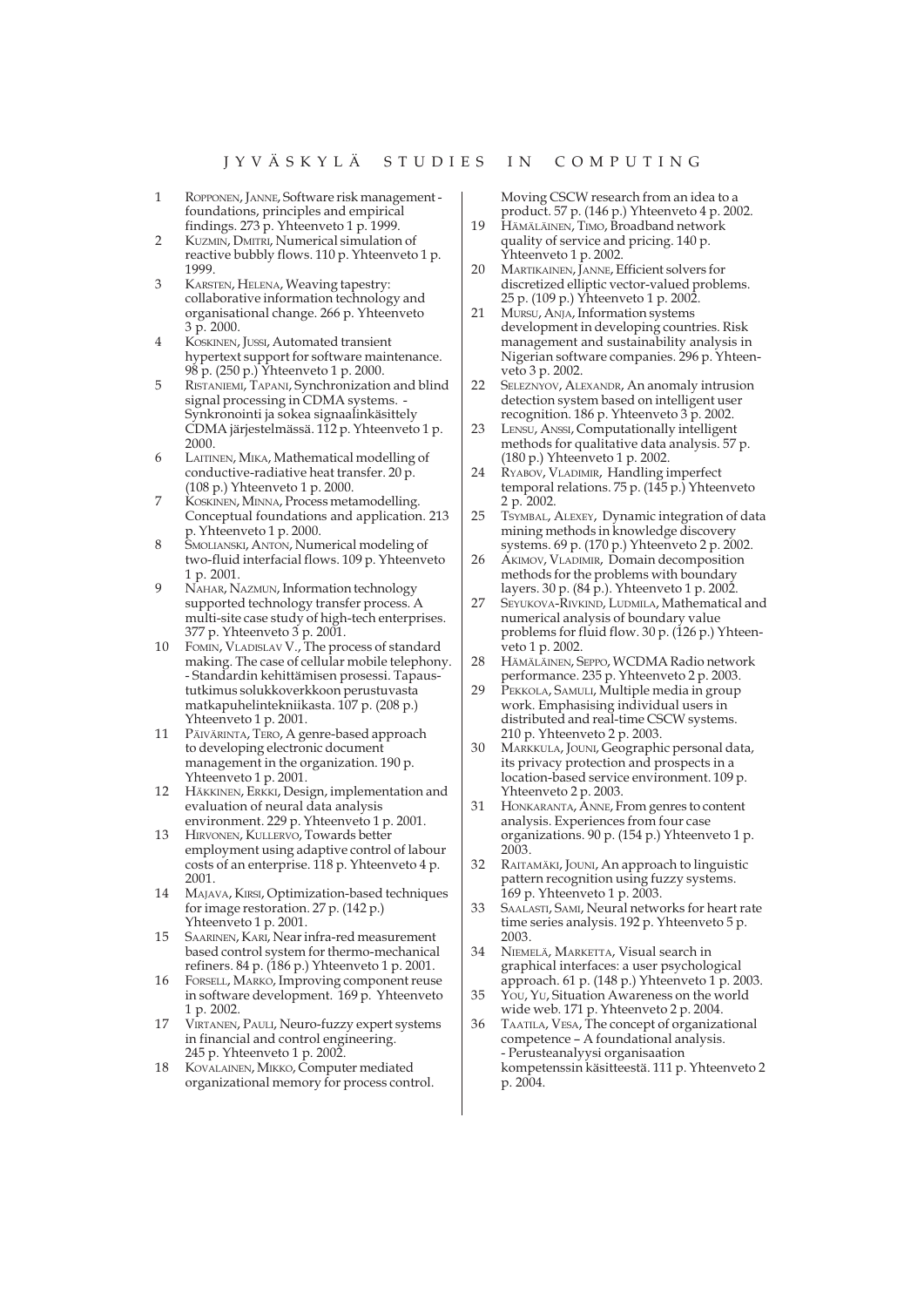# JYVÄSKYLÄ STUDIES IN COMPUTING

1. ROPPONEN, JANNE, Software risk management - foundations, principles and empirical findings. 273 p. Yhteenveto 1 p. 1999.
2. KUZMIN, DMITRI, Numerical simulation of reactive bubbly flows. 110 p. Yhteenveto 1 p. 1999.
3. KARSTEN, HELENA, Weaving tapestry: collaborative information technology and organisational change. 266 p. Yhteenveto 3 p. 2000.
4. KOSKINEN, JUSSI, Automated transient hypertext support for software maintenance. 98 p. (250 p.) Yhteenveto 1 p. 2000.
5. RISTANIEMI, TAPANI, Synchronization and blind signal processing in CDMA systems. - Synkronointi ja sokea signaalinkäsittely CDMA järjestelmässä. 112 p. Yhteenveto 1 p. 2000.
6. LAITINEN, MIKA, Mathematical modelling of conductive-radiative heat transfer. 20 p. (108 p.) Yhteenveto 1 p. 2000.
7. KOSKINEN, MINNA, Process metamodelling. Conceptual foundations and application. 213 p. Yhteenveto 1 p. 2000.
8. SMOLIANSKI, ANTON, Numerical modeling of two-fluid interfacial flows. 109 p. Yhteenveto 1 p. 2001.
9. NAHAR, NAZMUN, Information technology supported technology transfer process. A multi-site case study of high-tech enterprises. 377 p. Yhteenveto 3 p. 2001.
10. FOMIN, VLADISLAV V., The process of standard making. The case of cellular mobile telephony. - Standardin kehittämisen prosessi. Tapaustutkimus solukkoverkkoon perustuvasta matkapuhelintekniikasta. 107 p. (208 p.) Yhteenveto 1 p. 2001.
11. PÄIVÄRINTA, TERO, A genre-based approach to developing electronic document management in the organization. 190 p. Yhteenveto 1 p. 2001.
12. HÄKKINEN, ERKKI, Design, implementation and evaluation of neural data analysis environment. 229 p. Yhteenveto 1 p. 2001.
13. HIRVONEN, KULLERVO, Towards better employment using adaptive control of labour costs of an enterprise. 118 p. Yhteenveto 4 p. 2001.
14. MAJAVA, KIRSI, Optimization-based techniques for image restoration. 27 p. (142 p.) Yhteenveto 1 p. 2001.
15. SAARINEN, KARI, Near infra-red measurement based control system for thermo-mechanical refiners. 84 p. (186 p.) Yhteenveto 1 p. 2001.
16. FORSELL, MARKO, Improving component reuse in software development. 169 p. Yhteenveto 1 p. 2002.
17. VIRTANEN, PAULI, Neuro-fuzzy expert systems in financial and control engineering. 245 p. Yhteenveto 1 p. 2002.
18. KOVALAINEN, MIKKO, Computer mediated organizational memory for process control. Moving CSCW research from an idea to a product. 57 p. (146 p.) Yhteenveto 4 p. 2002.
19. HÄMÄLÄINEN, TIMO, Broadband network quality of service and pricing. 140 p. Yhteenveto 1 p. 2002.
20. MARTIKAINEN, JANNE, Efficient solvers for discretized elliptic vector-valued problems. 25 p. (109 p.) Yhteenveto 1 p. 2002.
21. MURSU, ANJA, Information systems development in developing countries. Risk management and sustainability analysis in Nigerian software companies. 296 p. Yhteenveto 3 p. 2002.
22. SELEZNYOV, ALEXANDR, An anomaly intrusion detection system based on intelligent user recognition. 186 p. Yhteenveto 3 p. 2002.
23. LENSU, ANSSI, Computationally intelligent methods for qualitative data analysis. 57 p. (180 p.) Yhteenveto 1 p. 2002.
24. RYABOV, VLADIMIR, Handling imperfect temporal relations. 75 p. (145 p.) Yhteenveto 2 p. 2002.
25. TSYMBAL, ALEXEY, Dynamic integration of data mining methods in knowledge discovery systems. 69 p. (170 p.) Yhteenveto 2 p. 2002.
26. AKIMOV, VLADIMIR, Domain decomposition methods for the problems with boundary layers. 30 p. (84 p.). Yhteenveto 1 p. 2002.
27. SEYUKOVA-RIVKIND, LUDMILA, Mathematical and numerical analysis of boundary value problems for fluid flow. 30 p. (126 p.) Yhteenveto 1 p. 2002.
28. HÄMÄLÄINEN, SEPPO, WCDMA Radio network performance. 235 p. Yhteenveto 2 p. 2003.
29. PEKKOLA, SAMULI, Multiple media in group work. Emphasising individual users in distributed and real-time CSCW systems. 210 p. Yhteenveto 2 p. 2003.
30. MARKKULA, JOUNI, Geographic personal data, its privacy protection and prospects in a location-based service environment. 109 p. Yhteenveto 2 p. 2003.
31. HONKARANTA, ANNE, From genres to content analysis. Experiences from four case organizations. 90 p. (154 p.) Yhteenveto 1 p. 2003.
32. RAITAMÄKI, JOUNI, An approach to linguistic pattern recognition using fuzzy systems. 169 p. Yhteenveto 1 p. 2003.
33. SAALASTI, SAMI, Neural networks for heart rate time series analysis. 192 p. Yhteenveto 5 p. 2003.
34. NIEMELÄ, MARKETTA, Visual search in graphical interfaces: a user psychological approach. 61 p. (148 p.) Yhteenveto 1 p. 2003.
35. YOU, YU, Situation Awareness on the world wide web. 171 p. Yhteenveto 2 p. 2004.
36. TAATILA, VESA, The concept of organizational competence – A foundational analysis. - Perusteanalyysi organisaation kompetenssin käsitteestä. 111 p. Yhteenveto 2 p. 2004.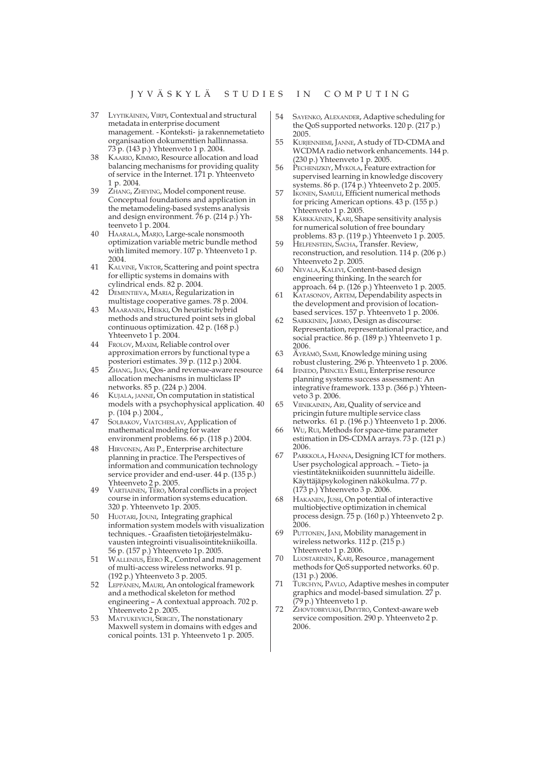# JYVÄSKYLÄ STUDIES IN COMPUTING

37 LYYTIKÄINEN, VIRPI, Contextual and structural metadata in enterprise document management. - Konteksti- ja rakennemetatieto organisaation dokumenttien hallinnassa. 73 p. (143 p.) Yhteenveto 1 p. 2004.

38 KAARIO, KIMMO, Resource allocation and load balancing mechanisms for providing quality of service in the Internet. 171 p. Yhteenveto 1 p. 2004.

39 ZHANG, ZHEYING, Model component reuse. Conceptual foundations and application in the metamodeling-based systems analysis and design environment. 76 p. (214 p.) Yhteenveto 1 p. 2004.

40 HAARALA, MARJO, Large-scale nonsmooth optimization variable metric bundle method with limited memory. 107 p. Yhteenveto 1 p. 2004.

41 KALVINE, VIKTOR, Scattering and point spectra for elliptic systems in domains with cylindrical ends. 82 p. 2004.

42 DEMENTIEVA, MARIA, Regularization in multistage cooperative games. 78 p. 2004.

43 MAARANEN, HEIKKI, On heuristic hybrid methods and structured point sets in global continuous optimization. 42 p. (168 p.) Yhteenveto 1 p. 2004.

44 FROLOV, MAXIM, Reliable control over approximation errors by functional type a posteriori estimates. 39 p. (112 p.) 2004.

45 ZHANG, JIAN, Qos- and revenue-aware resource allocation mechanisms in multiclass IP networks. 85 p. (224 p.) 2004.

46 KUJALA, JANNE, On computation in statistical models with a psychophysical application. 40 p. (104 p.) 2004.,

47 SOLBAKOV, VIATCHESLAV, Application of mathematical modeling for water environment problems. 66 p. (118 p.) 2004.

48 HIRVONEN, ARI P., Enterprise architecture planning in practice. The Perspectives of information and communication technology service provider and end-user. 44 p. (135 p.) Yhteenveto 2 p. 2005.

49 VARTIAINEN, TERO, Moral conflicts in a project course in information systems education. 320 p. Yhteenveto 1p. 2005.

50 HUOTARI, JOUNI, Integrating graphical information system models with visualization techniques. - Graafisten tietojärjestelmäkuvausten integrointi visualisointitekniikoilla. 56 p. (157 p.) Yhteenveto 1p. 2005.

51 WALLENIUS, EERO R., Control and management of multi-access wireless networks. 91 p. (192 p.) Yhteenveto 3 p. 2005.

52 LEPPÄNEN, MAURI, An ontological framework and a methodical skeleton for method engineering – A contextual approach. 702 p. Yhteenveto 2 p. 2005.

53 MATYUKEVICH, SERGEY, The nonstationary Maxwell system in domains with edges and conical points. 131 p. Yhteenveto 1 p. 2005.

54 SAYENKO, ALEXANDER, Adaptive scheduling for the QoS supported networks. 120 p. (217 p.) 2005.

55 KURJENNIEMI, JANNE, A study of TD-CDMA and WCDMA radio network enhancements. 144 p. (230 p.) Yhteenveto 1 p. 2005.

56 PECHENIZKIY, MYKOLA, Feature extraction for supervised learning in knowledge discovery systems. 86 p. (174 p.) Yhteenveto 2 p. 2005.

57 IKONEN, SAMULI, Efficient numerical methods for pricing American options. 43 p. (155 p.) Yhteenveto 1 p. 2005.

58 KÄRKKÄINEN, KARI, Shape sensitivity analysis for numerical solution of free boundary problems. 83 p. (119 p.) Yhteenveto 1 p. 2005.

59 HELFENSTEIN, SACHA, Transfer. Review, reconstruction, and resolution. 114 p. (206 p.) Yhteenveto 2 p. 2005.

60 NEVALA, KALEVI, Content-based design engineering thinking. In the search for approach. 64 p. (126 p.) Yhteenveto 1 p. 2005.

61 KATASONOV, ARTEM, Dependability aspects in the development and provision of location-based services. 157 p. Yhteenveto 1 p. 2006.

62 SARKKINEN, JARMO, Design as discourse: Representation, representational practice, and social practice. 86 p. (189 p.) Yhteenveto 1 p. 2006.

63 ÄYRÄMÖ, SAMI, Knowledge mining using robust clustering. 296 p. Yhteenveto 1 p. 2006.

64 IFINEDO, PRINCELY EMILI, Enterprise resource planning systems success assessment: An integrative framework. 133 p. (366 p.) Yhteenveto 3 p. 2006.

65 VIINIKAINEN, ARI, Quality of service and pricingin future multiple service class networks. 61 p. (196 p.) Yhteenveto 1 p. 2006.

66 WU, RUI, Methods for space-time parameter estimation in DS-CDMA arrays. 73 p. (121 p.) 2006.

67 PARKKOLA, HANNA, Designing ICT for mothers. User psychological approach. – Tieto- ja viestintätekniikoiden suunnittelu äideille. Käyttäjäpsykologinen näkökulma. 77 p. (173 p.) Yhteenveto 3 p. 2006.

68 HAKANEN, JUSSI, On potential of interactive multiobjective optimization in chemical process design. 75 p. (160 p.) Yhteenveto 2 p. 2006.

69 PUTTONEN, JANI, Mobility management in wireless networks. 112 p. (215 p.) Yhteenveto 1 p. 2006.

70 LUOSTARINEN, KARI, Resource , management methods for QoS supported networks. 60 p. (131 p.) 2006.

71 TURCHYN, PAVLO, Adaptive meshes in computer graphics and model-based simulation. 27 p. (79 p.) Yhteenveto 1 p.

72 ZHOVTOBRYUKH, DMYTRO, Context-aware web service composition. 290 p. Yhteenveto 2 p. 2006.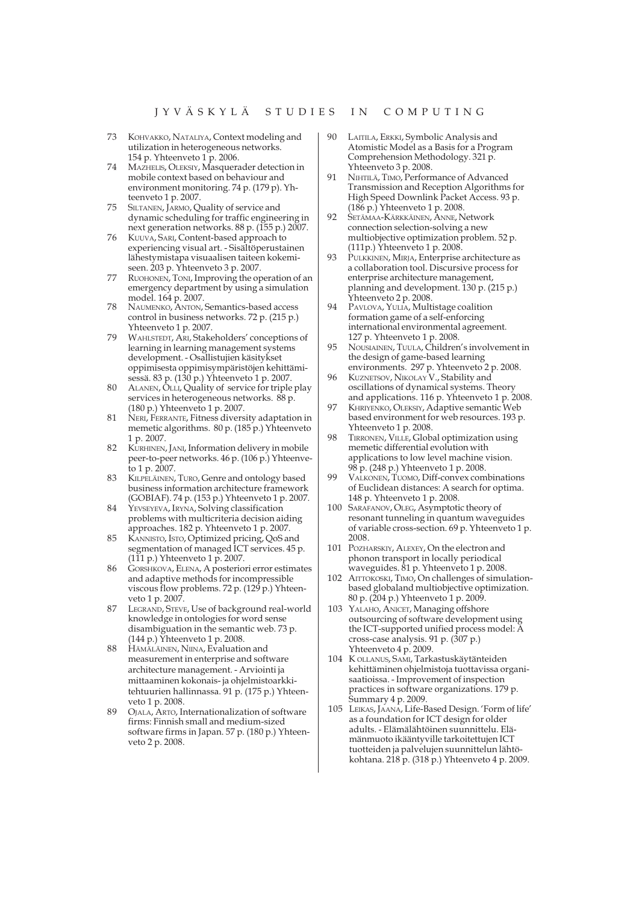# JYVÄSKYLÄ STUDIES IN COMPUTING

73 KOHVAKKO, NATALIYA, Context modeling and utilization in heterogeneous networks. 154 p. Yhteenveto 1 p. 2006.

74 MAZHELIS, OLEKSIY, Masquerader detection in mobile context based on behaviour and environment monitoring. 74 p. (179 p). Yhteenveto 1 p. 2007.

75 SILTANEN, JARMO, Quality of service and dynamic scheduling for traffic engineering in next generation networks. 88 p. (155 p.) 2007.

76 KUUVA, SARI, Content-based approach to experiencing visual art. - Sisältöperustainen lähestymistapa visuaalisen taiteen kokemiseen. 203 p. Yhteenveto 3 p. 2007.

77 RUOHONEN, TONI, Improving the operation of an emergency department by using a simulation model. 164 p. 2007.

78 NAUMENKO, ANTON, Semantics-based access control in business networks. 72 p. (215 p.) Yhteenveto 1 p. 2007.

79 WAHLSTEDT, ARI, Stakeholders' conceptions of learning in learning management systems development. - Osallistujien käsitykset oppimisesta oppimisympäristöjen kehittämisessä. 83 p. (130 p.) Yhteenveto 1 p. 2007.

80 ALANEN, OLLI, Quality of service for triple play services in heterogeneous networks. 88 p. (180 p.) Yhteenveto 1 p. 2007.

81 NERI, FERRANTE, Fitness diversity adaptation in memetic algorithms. 80 p. (185 p.) Yhteenveto 1 p. 2007.

82 KURHINEN, JANI, Information delivery in mobile peer-to-peer networks. 46 p. (106 p.) Yhteenveto 1 p. 2007.

83 KILPELÄINEN, TURO, Genre and ontology based business information architecture framework (GOBIAF). 74 p. (153 p.) Yhteenveto 1 p. 2007.

84 YEVSEYEVA, IRYNA, Solving classification problems with multicriteria decision aiding approaches. 182 p. Yhteenveto 1 p. 2007.

85 KANNISTO, ISTO, Optimized pricing, QoS and segmentation of managed ICT services. 45 p. (111 p.) Yhteenveto 1 p. 2007.

86 GORSHKOVA, ELENA, A posteriori error estimates and adaptive methods for incompressible viscous flow problems. 72 p. (129 p.) Yhteenveto 1 p. 2007.

87 LEGRAND, STEVE, Use of background real-world knowledge in ontologies for word sense disambiguation in the semantic web. 73 p. (144 p.) Yhteenveto 1 p. 2008.

88 HÄMÄLÄINEN, NIINA, Evaluation and measurement in enterprise and software architecture management. - Arviointi ja mittaaminen kokonais- ja ohjelmistoarkkitehtuurien hallinnassa. 91 p. (175 p.) Yhteenveto 1 p. 2008.

89 OJALA, ARTO, Internationalization of software firms: Finnish small and medium-sized software firms in Japan. 57 p. (180 p.) Yhteenveto 2 p. 2008.

90 LAITILA, ERKKI, Symbolic Analysis and Atomistic Model as a Basis for a Program Comprehension Methodology. 321 p. Yhteenveto 3 p. 2008.

91 NIHTILÄ, TIMO, Performance of Advanced Transmission and Reception Algorithms for High Speed Downlink Packet Access. 93 p. (186 p.) Yhteenveto 1 p. 2008.

92 SETÄMAA-KÄRKKÄINEN, ANNE, Network connection selection-solving a new multiobjective optimization problem. 52 p. (111p.) Yhteenveto 1 p. 2008.

93 PULKKINEN, MIRJA, Enterprise architecture as a collaboration tool. Discursive process for enterprise architecture management, planning and development. 130 p. (215 p.) Yhteenveto 2 p. 2008.

94 PAVLOVA, YULIA, Multistage coalition formation game of a self-enforcing international environmental agreement. 127 p. Yhteenveto 1 p. 2008.

95 NOUSIAINEN, TUULA, Children's involvement in the design of game-based learning environments. 297 p. Yhteenveto 2 p. 2008.

96 KUZNETSOV, NIKOLAY V., Stability and oscillations of dynamical systems. Theory and applications. 116 p. Yhteenveto 1 p. 2008.

97 KHRIYENKO, OLEKSIY, Adaptive semantic Web based environment for web resources. 193 p. Yhteenveto 1 p. 2008.

98 TIRRONEN, VILLE, Global optimization using memetic differential evolution with applications to low level machine vision. 98 p. (248 p.) Yhteenveto 1 p. 2008.

99 VALKONEN, TUOMO, Diff-convex combinations of Euclidean distances: A search for optima. 148 p. Yhteenveto 1 p. 2008.

100 SARAFANOV, OLEG, Asymptotic theory of resonant tunneling in quantum waveguides of variable cross-section. 69 p. Yhteenveto 1 p. 2008.

101 POZHARSKIY, ALEXEY, On the electron and phonon transport in locally periodical waveguides. 81 p. Yhteenveto 1 p. 2008.

102 AITTOKOSKI, TIMO, On challenges of simulation-based globaland multiobjective optimization. 80 p. (204 p.) Yhteenveto 1 p. 2009.

103 YALAHO, ANICET, Managing offshore outsourcing of software development using the ICT-supported unified process model: A cross-case analysis. 91 p. (307 p.) Yhteenveto 4 p. 2009.

104 KOLLANUS, SAMI, Tarkastuskäytänteiden kehittäminen ohjelmistoja tuottavissa organisaatioissa. - Improvement of inspection practices in software organizations. 179 p. Summary 4 p. 2009.

105 LEIKAS, JAANA, Life-Based Design. 'Form of life' as a foundation for ICT design for older adults. - Elämälähtöinen suunnittelu. Elämänmuoto ikääntyville tarkoitettujen ICT tuotteiden ja palvelujen suunnittelun lähtökohtana. 218 p. (318 p.) Yhteenveto 4 p. 2009.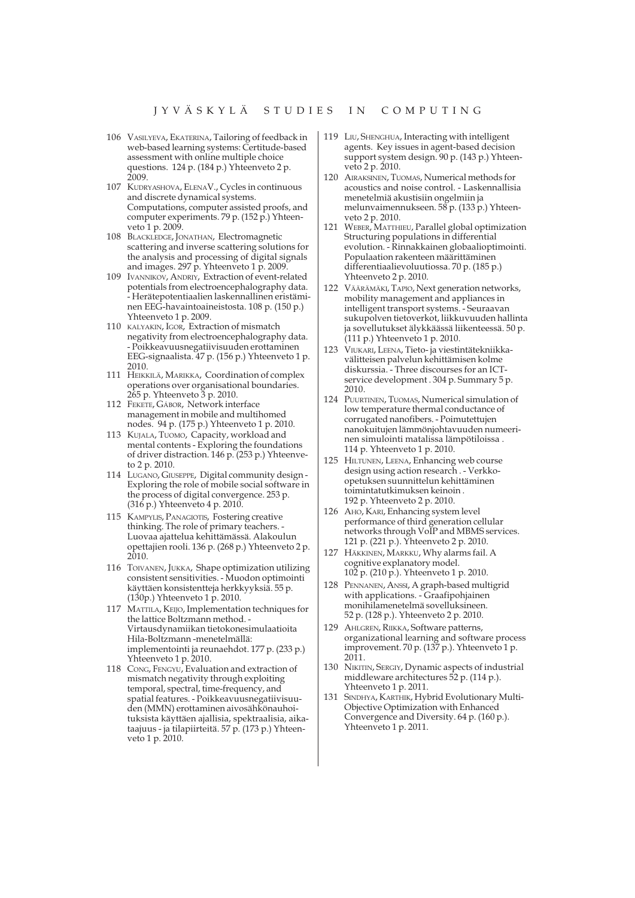# JYVÄSKYLÄ STUDIES IN COMPUTING

106 VASILYEVA, EKATERINA, Tailoring of feedback in web-based learning systems: Certitude-based assessment with online multiple choice questions. 124 p. (184 p.) Yhteenveto 2 p. 2009.

107 KUDRYASHOVA, ELENA V., Cycles in continuous and discrete dynamical systems. Computations, computer assisted proofs, and computer experiments. 79 p. (152 p.) Yhteenveto 1 p. 2009.

108 BLACKLEDGE, JONATHAN, Electromagnetic scattering and inverse scattering solutions for the analysis and processing of digital signals and images. 297 p. Yhteenveto 1 p. 2009.

109 IVANNIKOV, ANDRIY, Extraction of event-related potentials from electroencephalography data. - Herätepotentiaalien laskennallinen eristäminen EEG-havaintoaineistosta. 108 p. (150 p.) Yhteenveto 1 p. 2009.

110 KALYAKIN, IGOR, Extraction of mismatch negativity from electroencephalography data. - Poikkeavuusnegatiivisuuden erottaminen EEG-signaalista. 47 p. (156 p.) Yhteenveto 1 p. 2010.

111 HEIKKILÄ, MARIKKA, Coordination of complex operations over organisational boundaries. 265 p. Yhteenveto 3 p. 2010.

112 FEKETE, GÁBOR, Network interface management in mobile and multihomed nodes. 94 p. (175 p.) Yhteenveto 1 p. 2010.

113 KUJALA, TUOMO, Capacity, workload and mental contents - Exploring the foundations of driver distraction. 146 p. (253 p.) Yhteenveto 2 p. 2010.

114 LUGANO, GIUSEPPE, Digital community design - Exploring the role of mobile social software in the process of digital convergence. 253 p. (316 p.) Yhteenveto 4 p. 2010.

115 KAMPYLIS, PANAGIOTIS, Fostering creative thinking. The role of primary teachers. - Luovaa ajattelua kehittämässä. Alakoulun opettajien rooli. 136 p. (268 p.) Yhteenveto 2 p. 2010.

116 TOIVANEN, JUKKA, Shape optimization utilizing consistent sensitivities. - Muodon optimointi käyttäen konsistentteja herkkyyksiä. 55 p. (130p.) Yhteenveto 1 p. 2010.

117 MATTILA, KEIJO, Implementation techniques for the lattice Boltzmann method. - Virtausdynamiikan tietokonesimulaatioita Hila-Boltzmann -menetelmällä: implementointi ja reunaehdot. 177 p. (233 p.) Yhteenveto 1 p. 2010.

118 CONG, FENGYU, Evaluation and extraction of mismatch negativity through exploiting temporal, spectral, time-frequency, and spatial features. - Poikkeavuusnegatiivisuuden (MMN) erottaminen aivosähkönauhoituksista käyttäen ajallisia, spektraalisia, aikataajuus - ja tilapiirteitä. 57 p. (173 p.) Yhteenveto 1 p. 2010.

119 LIU, SHENGHUA, Interacting with intelligent agents. Key issues in agent-based decision support system design. 90 p. (143 p.) Yhteenveto 2 p. 2010.

120 AIRAKSINEN, TUOMAS, Numerical methods for acoustics and noise control. - Laskennallisia menetelmiä akustisiin ongelmiin ja melunvaimennukseen. 58 p. (133 p.) Yhteenveto 2 p. 2010.

121 WEBER, MATTHIEU, Parallel global optimization Structuring populations in differential evolution. - Rinnakkainen globaalioptimointi. Populaation rakenteen määrittäminen differentiaalievoluutiossa. 70 p. (185 p.) Yhteenveto 2 p. 2010.

122 VÄÄRÄMÄKI, TAPIO, Next generation networks, mobility management and appliances in intelligent transport systems. - Seuraavan sukupolven tietoverkot, liikkuvuuden hallinta ja sovellutukset älykkäässä liikenteessä. 50 p. (111 p.) Yhteenveto 1 p. 2010.

123 VIUKARI, LEENA, Tieto- ja viestintätekniikkavälitteisen palvelun kehittämisen kolme diskurssia. - Three discourses for an ICT-service development . 304 p. Summary 5 p. 2010.

124 PUURTINEN, TUOMAS, Numerical simulation of low temperature thermal conductance of corrugated nanofibers. - Poimutettujen nanokuitujen lämmönjohtavuuden numeerinen simulointi matalissa lämpötiloissa . 114 p. Yhteenveto 1 p. 2010.

125 HILTUNEN, LEENA, Enhancing web course design using action research . - Verkko-opetuksen suunnittelun kehittäminen toimintatutkimuksen keinoin . 192 p. Yhteenveto 2 p. 2010.

126 AHO, KARI, Enhancing system level performance of third generation cellular networks through VoIP and MBMS services. 121 p. (221 p.). Yhteenveto 2 p. 2010.

127 HÄKKINEN, MARKKU, Why alarms fail. A cognitive explanatory model. 102 p. (210 p.). Yhteenveto 1 p. 2010.

128 PENNANEN, ANSSI, A graph-based multigrid with applications. - Graafipohjainen monihilamenetelmä sovelluksineen. 52 p. (128 p.). Yhteenveto 2 p. 2010.

129 AHLGREN, RIIKKA, Software patterns, organizational learning and software process improvement. 70 p. (137 p.). Yhteenveto 1 p. 2011.

130 NIKITIN, SERGIY, Dynamic aspects of industrial middleware architectures 52 p. (114 p.). Yhteenveto 1 p. 2011.

131 SINDHYA, KARTHIK, Hybrid Evolutionary Multi-Objective Optimization with Enhanced Convergence and Diversity. 64 p. (160 p.). Yhteenveto 1 p. 2011.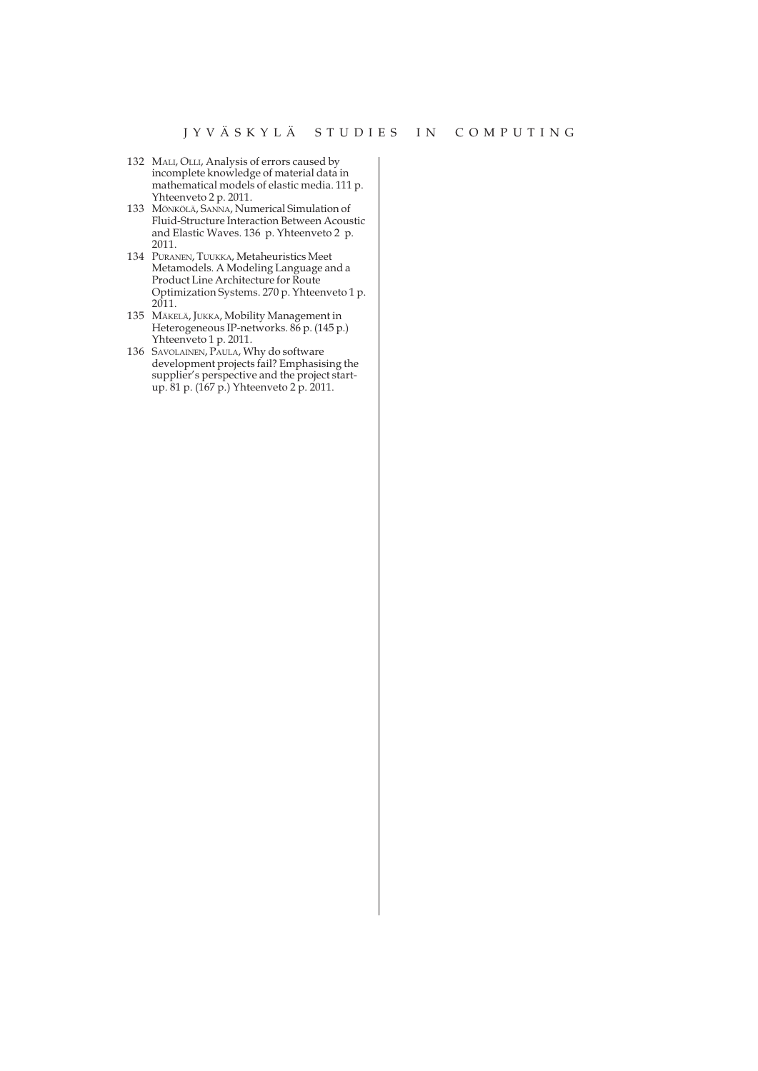# JYVÄSKYLÄ STUDIES IN COMPUTING

132 MALI, OLLI, Analysis of errors caused by incomplete knowledge of material data in mathematical models of elastic media. 111 p. Yhteenveto 2 p. 2011.

133 MÖNKÖLÄ, SANNA, Numerical Simulation of Fluid-Structure Interaction Between Acoustic and Elastic Waves. 136 p. Yhteenveto 2 p. 2011.

134 PURANEN, TUUKKA, Metaheuristics Meet Metamodels. A Modeling Language and a Product Line Architecture for Route Optimization Systems. 270 p. Yhteenveto 1 p. 2011.

135 MÄKELÄ, JUKKA, Mobility Management in Heterogeneous IP-networks. 86 p. (145 p.) Yhteenveto 1 p. 2011.

136 SAVOLAINEN, PAULA, Why do software development projects fail? Emphasising the supplier's perspective and the project start-up. 81 p. (167 p.) Yhteenveto 2 p. 2011.